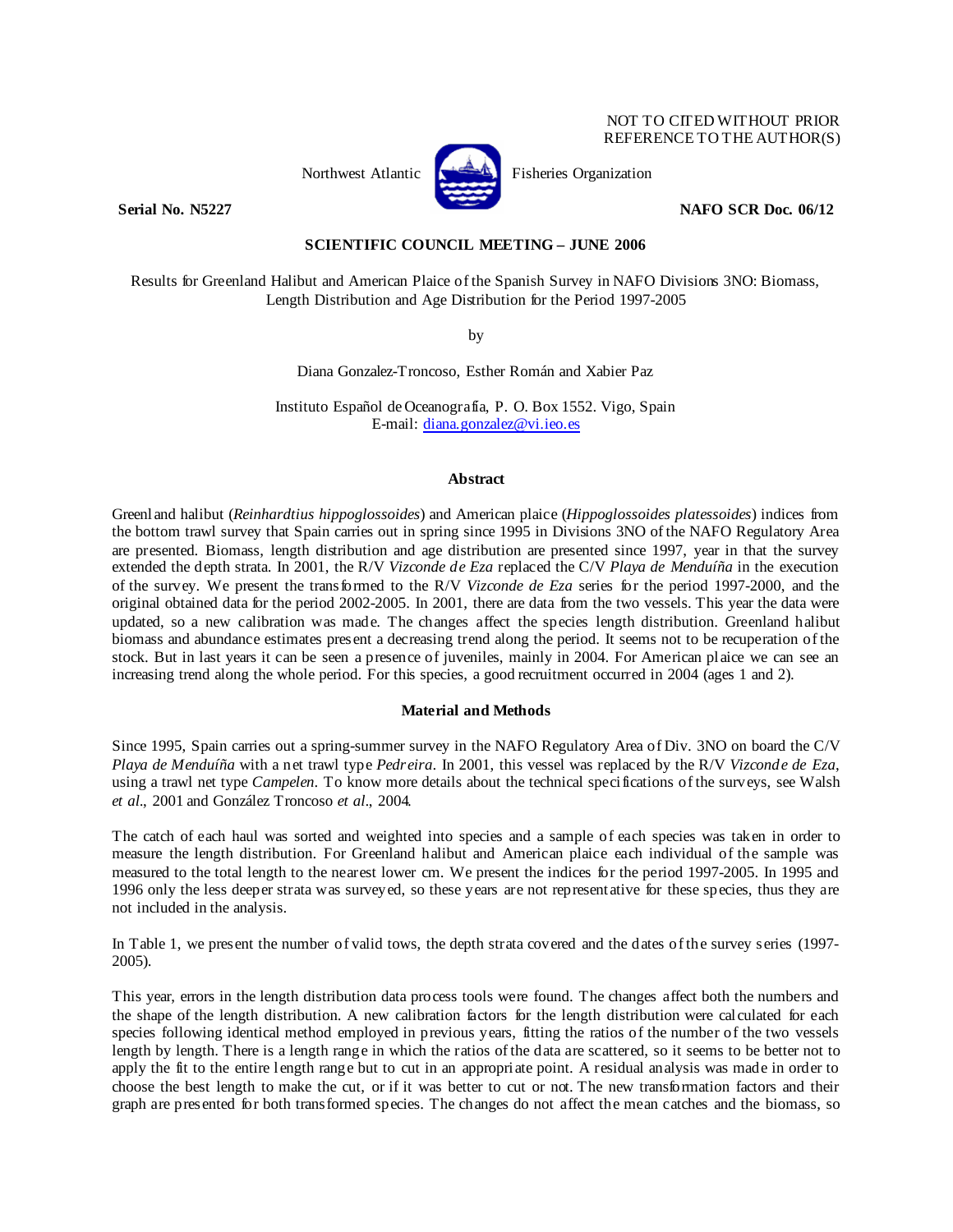NOT TO CITED WITHOUT PRIOR REFERENCE TO THE AUTHOR(S)

Northwest Atlantic Fisheries Organization

**Serial No. N5227** **NAFO SCR Doc. 06/12**

**SCIENTIFIC COUNCIL MEETING – JUNE 2006**

Results for Greenland Halibut and American Plaice of the Spanish Survey in NAFO Divisions 3NO: Biomass, Length Distribution and Age Distribution for the Period 1997-2005

by

Diana Gonzalez-Troncoso, Esther Román and Xabier Paz

Instituto Español de Oceanografía, P. O. Box 1552. Vigo, Spain
E-mail: diana.gonzalez@vi.ieo.es

## Abstract

Greenland halibut (*Reinhardtius hippoglossoides*) and American plaice (*Hippoglossoides platessoides*) indices from the bottom trawl survey that Spain carries out in spring since 1995 in Divisions 3NO of the NAFO Regulatory Area are presented. Biomass, length distribution and age distribution are presented since 1997, year in that the survey extended the depth strata. In 2001, the R/V *Vizconde de Eza* replaced the C/V *Playa de Menduíña* in the execution of the survey. We present the transformed to the R/V *Vizconde de Eza* series for the period 1997-2000, and the original obtained data for the period 2002-2005. In 2001, there are data from the two vessels. This year the data were updated, so a new calibration was made. The changes affect the species length distribution. Greenland halibut biomass and abundance estimates present a decreasing trend along the period. It seems not to be recuperation of the stock. But in last years it can be seen a presence of juveniles, mainly in 2004. For American plaice we can see an increasing trend along the whole period. For this species, a good recruitment occurred in 2004 (ages 1 and 2).

## Material and Methods

Since 1995, Spain carries out a spring-summer survey in the NAFO Regulatory Area of Div. 3NO on board the C/V *Playa de Menduíña* with a net trawl type *Pedreira*. In 2001, this vessel was replaced by the R/V *Vizconde de Eza*, using a trawl net type *Campelen*. To know more details about the technical specifications of the surveys, see Walsh *et al*., 2001 and González Troncoso *et al*., 2004.

The catch of each haul was sorted and weighted into species and a sample of each species was taken in order to measure the length distribution. For Greenland halibut and American plaice each individual of the sample was measured to the total length to the nearest lower cm. We present the indices for the period 1997-2005. In 1995 and 1996 only the less deeper strata was surveyed, so these years are not representative for these species, thus they are not included in the analysis.

In Table 1, we present the number of valid tows, the depth strata covered and the dates of the survey series (1997-2005).

This year, errors in the length distribution data process tools were found. The changes affect both the numbers and the shape of the length distribution. A new calibration factors for the length distribution were calculated for each species following identical method employed in previous years, fitting the ratios of the number of the two vessels length by length. There is a length range in which the ratios of the data are scattered, so it seems to be better not to apply the fit to the entire length range but to cut in an appropriate point. A residual analysis was made in order to choose the best length to make the cut, or if it was better to cut or not. The new transformation factors and their graph are presented for both transformed species. The changes do not affect the mean catches and the biomass, so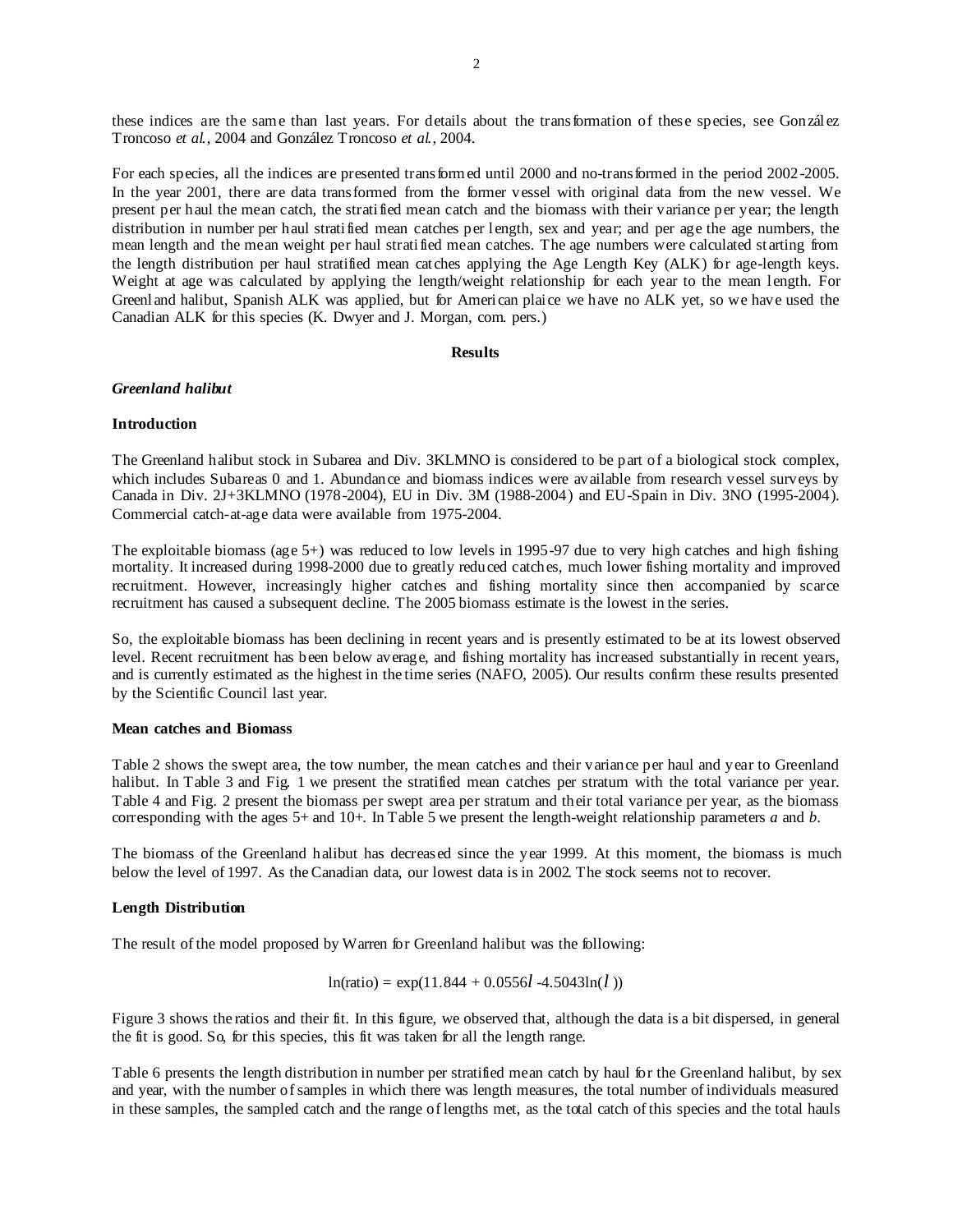these indices are the same than last years. For details about the transformation of these species, see González Troncoso *et al.*, 2004 and González Troncoso *et al.*, 2004.

For each species, all the indices are presented transformed until 2000 and no-transformed in the period 2002-2005. In the year 2001, there are data transformed from the former vessel with original data from the new vessel. We present per haul the mean catch, the stratified mean catch and the biomass with their variance per year; the length distribution in number per haul stratified mean catches per length, sex and year; and per age the age numbers, the mean length and the mean weight per haul stratified mean catches. The age numbers were calculated starting from the length distribution per haul stratified mean catches applying the Age Length Key (ALK) for age-length keys. Weight at age was calculated by applying the length/weight relationship for each year to the mean length. For Greenland halibut, Spanish ALK was applied, but for American plaice we have no ALK yet, so we have used the Canadian ALK for this species (K. Dwyer and J. Morgan, com. pers.)

## Results

### *Greenland halibut*

#### Introduction

The Greenland halibut stock in Subarea and Div. 3KLMNO is considered to be part of a biological stock complex, which includes Subareas 0 and 1. Abundance and biomass indices were available from research vessel surveys by Canada in Div. 2J+3KLMNO (1978-2004), EU in Div. 3M (1988-2004) and EU-Spain in Div. 3NO (1995-2004). Commercial catch-at-age data were available from 1975-2004.

The exploitable biomass (age 5+) was reduced to low levels in 1995-97 due to very high catches and high fishing mortality. It increased during 1998-2000 due to greatly reduced catches, much lower fishing mortality and improved recruitment. However, increasingly higher catches and fishing mortality since then accompanied by scarce recruitment has caused a subsequent decline. The 2005 biomass estimate is the lowest in the series.

So, the exploitable biomass has been declining in recent years and is presently estimated to be at its lowest observed level. Recent recruitment has been below average, and fishing mortality has increased substantially in recent years, and is currently estimated as the highest in the time series (NAFO, 2005). Our results confirm these results presented by the Scientific Council last year.

#### Mean catches and Biomass

Table 2 shows the swept area, the tow number, the mean catches and their variance per haul and year to Greenland halibut. In Table 3 and Fig. 1 we present the stratified mean catches per stratum with the total variance per year. Table 4 and Fig. 2 present the biomass per swept area per stratum and their total variance per year, as the biomass corresponding with the ages 5+ and 10+. In Table 5 we present the length-weight relationship parameters $a$ and $b$.

The biomass of the Greenland halibut has decreased since the year 1999. At this moment, the biomass is much below the level of 1997. As the Canadian data, our lowest data is in 2002. The stock seems not to recover.

#### Length Distribution

The result of the model proposed by Warren for Greenland halibut was the following:

$$\ln(\text{ratio}) = \exp(11.844 + 0.0556l - 4.5043\ln(l))$$

Figure 3 shows the ratios and their fit. In this figure, we observed that, although the data is a bit dispersed, in general the fit is good. So, for this species, this fit was taken for all the length range.

Table 6 presents the length distribution in number per stratified mean catch by haul for the Greenland halibut, by sex and year, with the number of samples in which there was length measures, the total number of individuals measured in these samples, the sampled catch and the range of lengths met, as the total catch of this species and the total hauls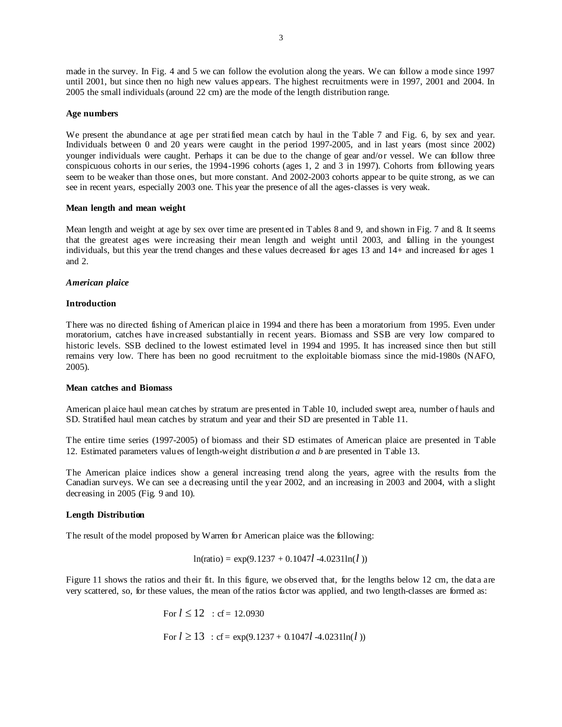made in the survey. In Fig. 4 and 5 we can follow the evolution along the years. We can follow a mode since 1997 until 2001, but since then no high new values appears. The highest recruitments were in 1997, 2001 and 2004. In 2005 the small individuals (around 22 cm) are the mode of the length distribution range.

**Age numbers**

We present the abundance at age per stratified mean catch by haul in the Table 7 and Fig. 6, by sex and year. Individuals between 0 and 20 years were caught in the period 1997-2005, and in last years (most since 2002) younger individuals were caught. Perhaps it can be due to the change of gear and/or vessel. We can follow three conspicuous cohorts in our series, the 1994-1996 cohorts (ages 1, 2 and 3 in 1997). Cohorts from following years seem to be weaker than those ones, but more constant. And 2002-2003 cohorts appear to be quite strong, as we can see in recent years, especially 2003 one. This year the presence of all the ages-classes is very weak.

**Mean length and mean weight**

Mean length and weight at age by sex over time are presented in Tables 8 and 9, and shown in Fig. 7 and 8. It seems that the greatest ages were increasing their mean length and weight until 2003, and falling in the youngest individuals, but this year the trend changes and these values decreased for ages 13 and 14+ and increased for ages 1 and 2.

***American plaice***

**Introduction**

There was no directed fishing of American plaice in 1994 and there has been a moratorium from 1995. Even under moratorium, catches have increased substantially in recent years. Biomass and SSB are very low compared to historic levels. SSB declined to the lowest estimated level in 1994 and 1995. It has increased since then but still remains very low. There has been no good recruitment to the exploitable biomass since the mid-1980s (NAFO, 2005).

**Mean catches and Biomass**

American plaice haul mean catches by stratum are presented in Table 10, included swept area, number of hauls and SD. Stratified haul mean catches by stratum and year and their SD are presented in Table 11.

The entire time series (1997-2005) of biomass and their SD estimates of American plaice are presented in Table 12. Estimated parameters values of length-weight distribution *a* and *b* are presented in Table 13.

The American plaice indices show a general increasing trend along the years, agree with the results from the Canadian surveys. We can see a decreasing until the year 2002, and an increasing in 2003 and 2004, with a slight decreasing in 2005 (Fig. 9 and 10).

**Length Distribution**

The result of the model proposed by Warren for American plaice was the following:

$$\ln(\text{ratio}) = \exp(9.1237 + 0.1047l - 4.0231\ln(l))$$

Figure 11 shows the ratios and their fit. In this figure, we observed that, for the lengths below 12 cm, the data are very scattered, so, for these values, the mean of the ratios factor was applied, and two length-classes are formed as:

For $l \leq 12$ : cf = 12.0930

For $l \geq 13$ : cf = $\exp(9.1237 + 0.1047l - 4.0231\ln(l))$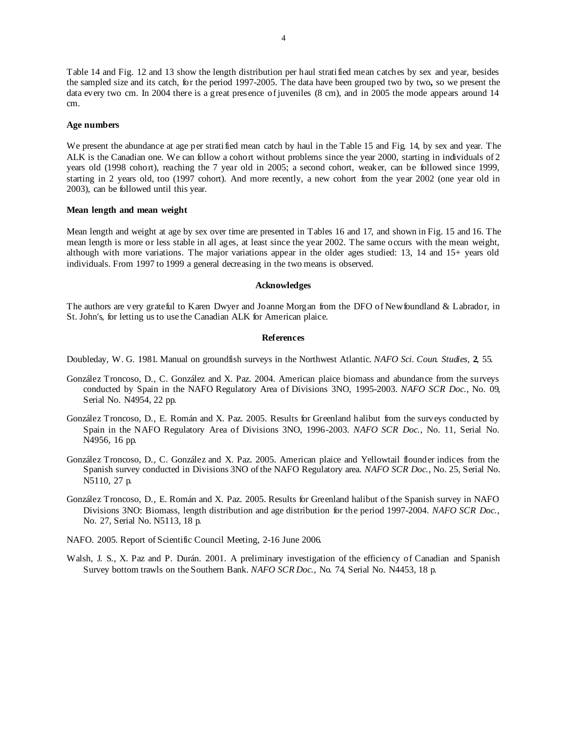Table 14 and Fig. 12 and 13 show the length distribution per haul stratified mean catches by sex and year, besides the sampled size and its catch, for the period 1997-2005. The data have been grouped two by two**,** so we present the data every two cm. In 2004 there is a great presence of juveniles (8 cm), and in 2005 the mode appears around 14 cm.

**Age numbers**

We present the abundance at age per stratified mean catch by haul in the Table 15 and Fig. 14, by sex and year. The ALK is the Canadian one. We can follow a cohort without problems since the year 2000, starting in individuals of 2 years old (1998 cohort), reaching the 7 year old in 2005; a second cohort, weaker, can be followed since 1999, starting in 2 years old, too (1997 cohort). And more recently, a new cohort from the year 2002 (one year old in 2003), can be followed until this year.

**Mean length and mean weight**

Mean length and weight at age by sex over time are presented in Tables 16 and 17, and shown in Fig. 15 and 16. The mean length is more or less stable in all ages, at least since the year 2002. The same occurs with the mean weight, although with more variations. The major variations appear in the older ages studied: 13, 14 and 15+ years old individuals. From 1997 to 1999 a general decreasing in the two means is observed.

**Acknowledges**

The authors are very grateful to Karen Dwyer and Joanne Morgan from the DFO of Newfoundland & Labrador, in St. John's, for letting us to use the Canadian ALK for American plaice.

**References**

Doubleday, W. G. 1981. Manual on groundfish surveys in the Northwest Atlantic. *NAFO Sci. Coun. Studies*, **2**, 55.

González Troncoso, D., C. González and X. Paz. 2004. American plaice biomass and abundance from the surveys conducted by Spain in the NAFO Regulatory Area of Divisions 3NO, 1995-2003. *NAFO SCR Doc.*, No. 09, Serial No. N4954, 22 pp.

González Troncoso, D., E. Román and X. Paz. 2005. Results for Greenland halibut from the surveys conducted by Spain in the NAFO Regulatory Area of Divisions 3NO, 1996-2003. *NAFO SCR Doc.*, No. 11, Serial No. N4956, 16 pp.

González Troncoso, D., C. González and X. Paz. 2005. American plaice and Yellowtail flounder indices from the Spanish survey conducted in Divisions 3NO of the NAFO Regulatory area. *NAFO SCR Doc.*, No. 25, Serial No. N5110, 27 p.

González Troncoso, D., E. Román and X. Paz. 2005. Results for Greenland halibut of the Spanish survey in NAFO Divisions 3NO: Biomass, length distribution and age distribution for the period 1997-2004. *NAFO SCR Doc.*, No. 27, Serial No. N5113, 18 p.

NAFO. 2005. Report of Scientific Council Meeting, 2-16 June 2006.

Walsh, J. S., X. Paz and P. Durán. 2001. A preliminary investigation of the efficiency of Canadian and Spanish Survey bottom trawls on the Southern Bank. *NAFO SCR Doc.*, No. 74, Serial No. N4453, 18 p.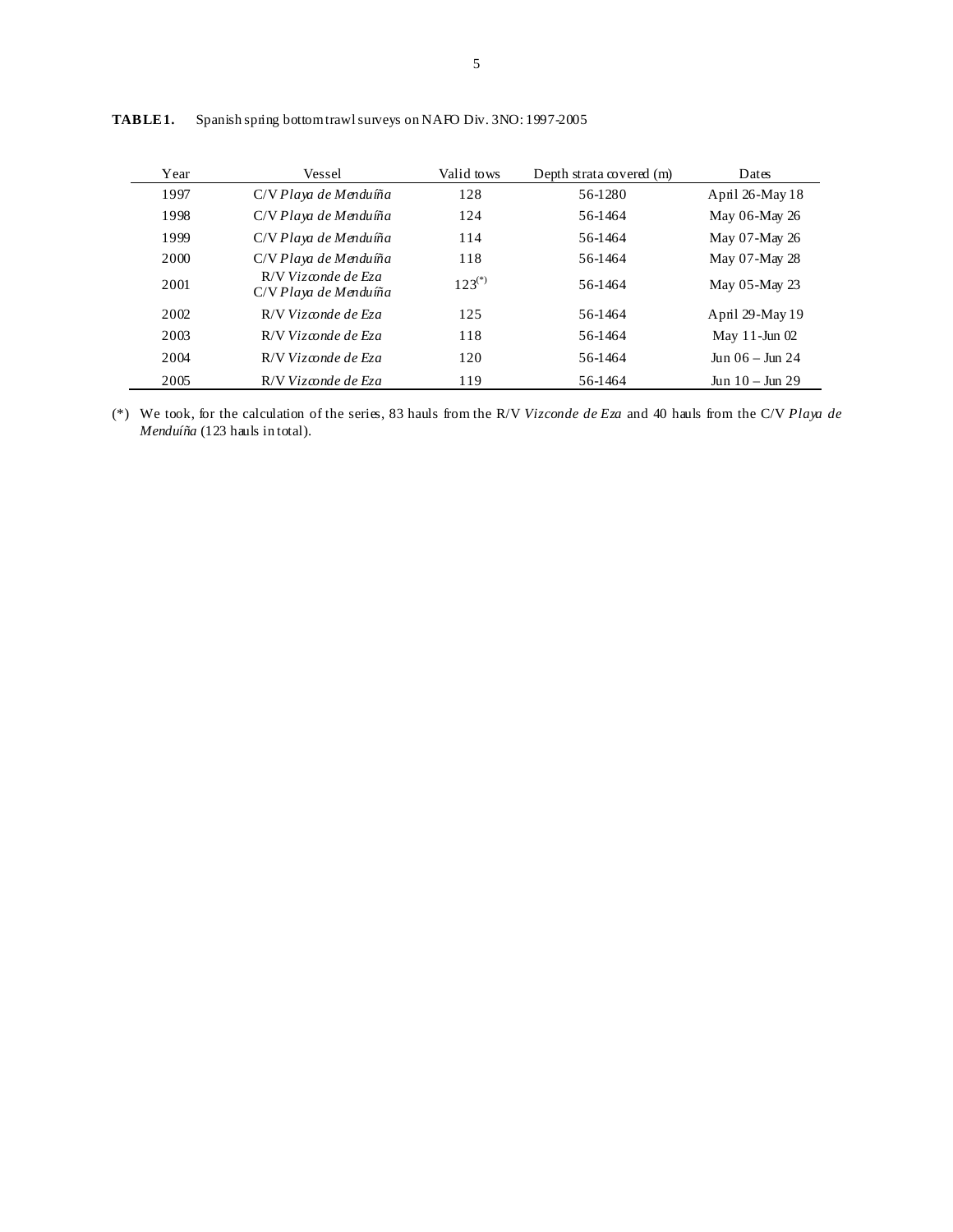**TABLE 1.** Spanish spring bottom trawl surveys on NAFO Div. 3NO: 1997-2005

| Year | Vessel | Valid tows | Depth strata covered (m) | Dates |
|---|---|---|---|---|
| 1997 | C/V *Playa de Menduíña* | 128 | 56-1280 | April 26-May 18 |
| 1998 | C/V *Playa de Menduíña* | 124 | 56-1464 | May 06-May 26 |
| 1999 | C/V *Playa de Menduíña* | 114 | 56-1464 | May 07-May 26 |
| 2000 | C/V *Playa de Menduíña* | 118 | 56-1464 | May 07-May 28 |
| 2001 | R/V *Vizconde de Eza* C/V *Playa de Menduíña* | 123(*) | 56-1464 | May 05-May 23 |
| 2002 | R/V *Vizconde de Eza* | 125 | 56-1464 | April 29-May 19 |
| 2003 | R/V *Vizconde de Eza* | 118 | 56-1464 | May 11-Jun 02 |
| 2004 | R/V *Vizconde de Eza* | 120 | 56-1464 | Jun 06 – Jun 24 |
| 2005 | R/V *Vizconde de Eza* | 119 | 56-1464 | Jun 10 – Jun 29 |

(*) We took, for the calculation of the series, 83 hauls from the R/V *Vizconde de Eza* and 40 hauls from the C/V *Playa de Menduíña* (123 hauls in total).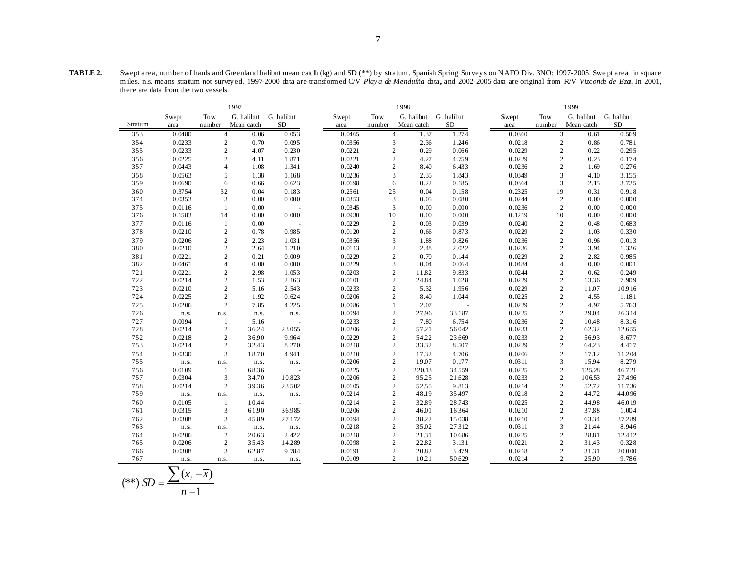**TABLE 2.** Swept area, number of hauls and Greenland halibut mean catch (kg) and SD (**) by stratum. Spanish Spring Surveys on NAFO Div. 3NO: 1997-2005. Swept area in square miles. n.s. means stratum not surveyed. 1997-2000 data are transformed C/V *Playa de Menduíña* data, and 2002-2005 data are original from R/V *Vizconde de Eza*. In 2001, there are data from the two vessels.

| | 1997 | | | | 1998 | | | | 1999 | | | |
|---|---|---|---|---|---|---|---|---|---|---|---|---|
| Stratum | Swept area | Tow number | G. halibut Mean catch | G. halibut SD | Swept area | Tow number | G. halibut Mean catch | G. halibut SD | Swept area | Tow number | G. halibut Mean catch | G. halibut SD |
| 353 | 0.0480 | 4 | 0.06 | 0.053 | 0.0465 | 4 | 1.37 | 1.274 | 0.0360 | 3 | 0.61 | 0.569 |
| 354 | 0.0233 | 2 | 0.70 | 0.095 | 0.0356 | 3 | 2.36 | 1.246 | 0.0218 | 2 | 0.86 | 0.781 |
| 355 | 0.0233 | 2 | 4.07 | 0.230 | 0.0221 | 2 | 0.29 | 0.066 | 0.0229 | 2 | 0.22 | 0.295 |
| 356 | 0.0225 | 2 | 4.11 | 1.871 | 0.0221 | 2 | 4.27 | 4.759 | 0.0229 | 2 | 0.23 | 0.174 |
| 357 | 0.0443 | 4 | 1.08 | 1.341 | 0.0240 | 2 | 8.40 | 6.433 | 0.0236 | 2 | 1.69 | 0.276 |
| 358 | 0.0563 | 5 | 1.38 | 1.168 | 0.0236 | 3 | 2.35 | 1.843 | 0.0349 | 3 | 4.10 | 3.155 |
| 359 | 0.0690 | 6 | 0.66 | 0.623 | 0.0698 | 6 | 0.22 | 0.185 | 0.0364 | 3 | 2.15 | 3.725 |
| 360 | 0.3754 | 32 | 0.04 | 0.183 | 0.2561 | 25 | 0.04 | 0.158 | 0.2325 | 19 | 0.31 | 0.918 |
| 374 | 0.0353 | 3 | 0.00 | 0.000 | 0.0353 | 3 | 0.05 | 0.080 | 0.0244 | 2 | 0.00 | 0.000 |
| 375 | 0.0116 | 1 | 0.00 | - | 0.0345 | 3 | 0.00 | 0.000 | 0.0236 | 2 | 0.00 | 0.000 |
| 376 | 0.1583 | 14 | 0.00 | 0.000 | 0.0930 | 10 | 0.00 | 0.000 | 0.1219 | 10 | 0.00 | 0.000 |
| 377 | 0.0116 | 1 | 0.00 | - | 0.0229 | 2 | 0.03 | 0.039 | 0.0240 | 2 | 0.48 | 0.683 |
| 378 | 0.0210 | 2 | 0.78 | 0.985 | 0.0120 | 2 | 0.66 | 0.873 | 0.0229 | 2 | 1.03 | 0.330 |
| 379 | 0.0206 | 2 | 2.23 | 1.031 | 0.0356 | 3 | 1.88 | 0.826 | 0.0236 | 2 | 0.96 | 0.013 |
| 380 | 0.0210 | 2 | 2.64 | 1.210 | 0.0113 | 2 | 2.48 | 2.022 | 0.0236 | 2 | 3.94 | 1.326 |
| 381 | 0.0221 | 2 | 0.21 | 0.009 | 0.0229 | 2 | 0.70 | 0.144 | 0.0229 | 2 | 2.82 | 0.985 |
| 382 | 0.0461 | 4 | 0.00 | 0.000 | 0.0229 | 3 | 0.04 | 0.064 | 0.0484 | 4 | 0.00 | 0.001 |
| 721 | 0.0221 | 2 | 2.98 | 1.053 | 0.0203 | 2 | 11.82 | 9.833 | 0.0244 | 2 | 0.62 | 0.249 |
| 722 | 0.0214 | 2 | 1.53 | 2.163 | 0.0101 | 2 | 24.84 | 1.628 | 0.0229 | 2 | 13.36 | 7.909 |
| 723 | 0.0210 | 2 | 5.16 | 2.543 | 0.0233 | 2 | 5.32 | 1.956 | 0.0229 | 2 | 11.07 | 10.916 |
| 724 | 0.0225 | 2 | 1.92 | 0.624 | 0.0206 | 2 | 8.40 | 1.044 | 0.0225 | 2 | 4.55 | 1.181 |
| 725 | 0.0206 | 2 | 7.85 | 4.225 | 0.0086 | 1 | 2.07 | - | 0.0229 | 2 | 4.97 | 5.763 |
| 726 | n.s. | n.s. | n.s. | n.s. | 0.0094 | 2 | 27.96 | 33.187 | 0.0225 | 2 | 29.04 | 26.314 |
| 727 | 0.0094 | 1 | 5.16 | - | 0.0233 | 2 | 7.80 | 6.754 | 0.0236 | 2 | 10.48 | 8.316 |
| 728 | 0.0214 | 2 | 36.24 | 23.055 | 0.0206 | 2 | 57.21 | 56.042 | 0.0233 | 2 | 62.32 | 12.655 |
| 752 | 0.0218 | 2 | 36.90 | 9.964 | 0.0229 | 2 | 54.22 | 23.669 | 0.0233 | 2 | 56.93 | 8.677 |
| 753 | 0.0214 | 2 | 32.43 | 8.270 | 0.0218 | 2 | 33.32 | 8.507 | 0.0229 | 2 | 64.23 | 4.417 |
| 754 | 0.0330 | 3 | 18.70 | 4.941 | 0.0210 | 2 | 17.32 | 4.706 | 0.0206 | 2 | 17.12 | 11.204 |
| 755 | n.s. | n.s. | n.s. | n.s. | 0.0206 | 2 | 19.07 | 0.177 | 0.0311 | 3 | 15.94 | 8.279 |
| 756 | 0.0109 | 1 | 68.36 | - | 0.0225 | 2 | 220.13 | 34.559 | 0.0225 | 2 | 125.28 | 46.721 |
| 757 | 0.0304 | 3 | 34.70 | 10.823 | 0.0206 | 2 | 95.25 | 21.628 | 0.0233 | 2 | 106.53 | 27.496 |
| 758 | 0.0214 | 2 | 39.36 | 23.502 | 0.0105 | 2 | 52.55 | 9.813 | 0.0214 | 2 | 52.72 | 11.736 |
| 759 | n.s. | n.s. | n.s. | n.s. | 0.0214 | 2 | 48.19 | 35.497 | 0.0218 | 2 | 44.72 | 44.096 |
| 760 | 0.0105 | 1 | 10.44 | - | 0.0214 | 2 | 32.89 | 28.743 | 0.0225 | 2 | 44.98 | 46.019 |
| 761 | 0.0315 | 3 | 61.90 | 36.985 | 0.0206 | 2 | 46.01 | 16.364 | 0.0210 | 2 | 37.88 | 1.004 |
| 762 | 0.0308 | 3 | 45.89 | 27.172 | 0.0094 | 2 | 38.22 | 15.038 | 0.0210 | 2 | 63.34 | 37.289 |
| 763 | n.s. | n.s. | n.s. | n.s. | 0.0218 | 2 | 35.02 | 27.312 | 0.0311 | 3 | 21.44 | 8.946 |
| 764 | 0.0206 | 2 | 20.63 | 2.422 | 0.0218 | 2 | 21.31 | 10.686 | 0.0225 | 2 | 28.81 | 12.412 |
| 765 | 0.0206 | 2 | 35.43 | 14.289 | 0.0098 | 2 | 22.82 | 3.131 | 0.0221 | 2 | 31.43 | 0.328 |
| 766 | 0.0308 | 3 | 62.87 | 9.784 | 0.0191 | 2 | 20.82 | 3.479 | 0.0218 | 2 | 31.31 | 20.000 |
| 767 | n.s. | n.s. | n.s. | n.s. | 0.0109 | 2 | 10.21 | 50.629 | 0.0214 | 2 | 25.90 | 9.786 |

$$(**)\ SD = \frac{\sum (x_i - \overline{x})}{n-1}$$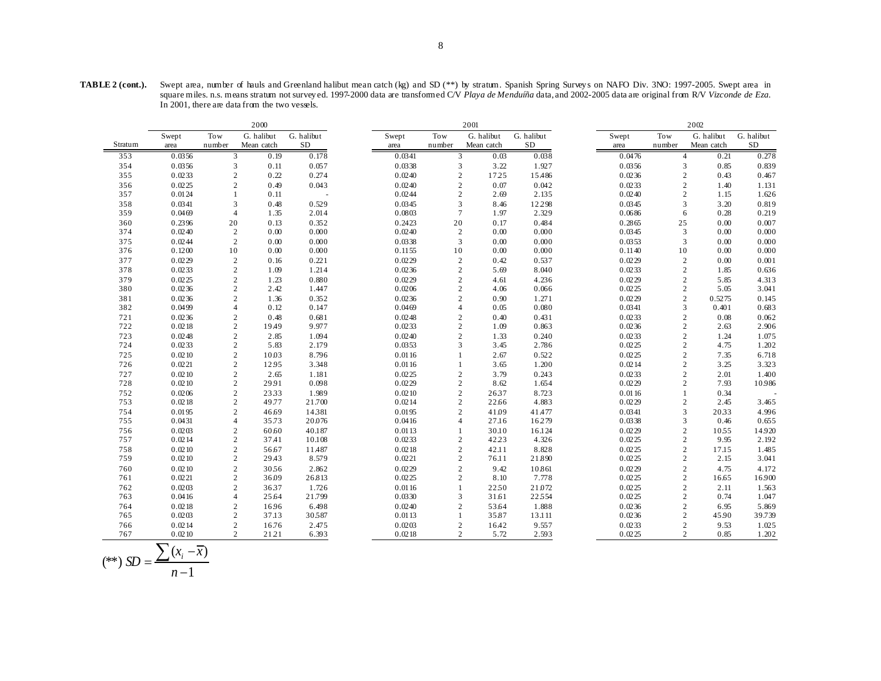**TABLE 2 (cont.).** Swept area, number of hauls and Greenland halibut mean catch (kg) and SD (**) by stratum. Spanish Spring Surveys on NAFO Div. 3NO: 1997-2005. Swept area in square miles. n.s. means stratum not surveyed. 1997-2000 data are transformed C/V *Playa de Menduíña* data, and 2002-2005 data are original from R/V *Vizconde de Eza*. In 2001, there are data from the two vessels.

| | 2000 | | | | 2001 | | | | 2002 | | | |
|---|---|---|---|---|---|---|---|---|---|---|---|---|
| Stratum | Swept area | Tow number | G. halibut Mean catch | G. halibut SD | Swept area | Tow number | G. halibut Mean catch | G. halibut SD | Swept area | Tow number | G. halibut Mean catch | G. halibut SD |
| 353 | 0.0356 | 3 | 0.19 | 0.178 | 0.0341 | 3 | 0.03 | 0.038 | 0.0476 | 4 | 0.21 | 0.278 |
| 354 | 0.0356 | 3 | 0.11 | 0.057 | 0.0338 | 3 | 3.22 | 1.927 | 0.0356 | 3 | 0.85 | 0.839 |
| 355 | 0.0233 | 2 | 0.22 | 0.274 | 0.0240 | 2 | 17.25 | 15.486 | 0.0236 | 2 | 0.43 | 0.467 |
| 356 | 0.0225 | 2 | 0.49 | 0.043 | 0.0240 | 2 | 0.07 | 0.042 | 0.0233 | 2 | 1.40 | 1.131 |
| 357 | 0.0124 | 1 | 0.11 | - | 0.0244 | 2 | 2.69 | 2.135 | 0.0240 | 2 | 1.15 | 1.626 |
| 358 | 0.0341 | 3 | 0.48 | 0.529 | 0.0345 | 3 | 8.46 | 12.298 | 0.0345 | 3 | 3.20 | 0.819 |
| 359 | 0.0469 | 4 | 1.35 | 2.014 | 0.0803 | 7 | 1.97 | 2.329 | 0.0686 | 6 | 0.28 | 0.219 |
| 360 | 0.2396 | 20 | 0.13 | 0.352 | 0.2423 | 20 | 0.17 | 0.484 | 0.2865 | 25 | 0.00 | 0.007 |
| 374 | 0.0240 | 2 | 0.00 | 0.000 | 0.0240 | 2 | 0.00 | 0.000 | 0.0345 | 3 | 0.00 | 0.000 |
| 375 | 0.0244 | 2 | 0.00 | 0.000 | 0.0338 | 3 | 0.00 | 0.000 | 0.0353 | 3 | 0.00 | 0.000 |
| 376 | 0.1200 | 10 | 0.00 | 0.000 | 0.1155 | 10 | 0.00 | 0.000 | 0.1140 | 10 | 0.00 | 0.000 |
| 377 | 0.0229 | 2 | 0.16 | 0.221 | 0.0229 | 2 | 0.42 | 0.537 | 0.0229 | 2 | 0.00 | 0.001 |
| 378 | 0.0233 | 2 | 1.09 | 1.214 | 0.0236 | 2 | 5.69 | 8.040 | 0.0233 | 2 | 1.85 | 0.636 |
| 379 | 0.0225 | 2 | 1.23 | 0.880 | 0.0229 | 2 | 4.61 | 4.236 | 0.0229 | 2 | 5.85 | 4.313 |
| 380 | 0.0236 | 2 | 2.42 | 1.447 | 0.0206 | 2 | 4.06 | 0.066 | 0.0225 | 2 | 5.05 | 3.041 |
| 381 | 0.0236 | 2 | 1.36 | 0.352 | 0.0236 | 2 | 0.90 | 1.271 | 0.0229 | 2 | 0.5275 | 0.145 |
| 382 | 0.0499 | 4 | 0.12 | 0.147 | 0.0469 | 4 | 0.05 | 0.080 | 0.0341 | 3 | 0.401 | 0.683 |
| 721 | 0.0236 | 2 | 0.48 | 0.681 | 0.0248 | 2 | 0.40 | 0.431 | 0.0233 | 2 | 0.08 | 0.062 |
| 722 | 0.0218 | 2 | 19.49 | 9.977 | 0.0233 | 2 | 1.09 | 0.863 | 0.0236 | 2 | 2.63 | 2.906 |
| 723 | 0.0248 | 2 | 2.85 | 1.094 | 0.0240 | 2 | 1.33 | 0.240 | 0.0233 | 2 | 1.24 | 1.075 |
| 724 | 0.0233 | 2 | 5.83 | 2.179 | 0.0353 | 3 | 3.45 | 2.786 | 0.0225 | 2 | 4.75 | 1.202 |
| 725 | 0.0210 | 2 | 10.03 | 8.796 | 0.0116 | 1 | 2.67 | 0.522 | 0.0225 | 2 | 7.35 | 6.718 |
| 726 | 0.0221 | 2 | 12.95 | 3.348 | 0.0116 | 1 | 3.65 | 1.200 | 0.0214 | 2 | 3.25 | 3.323 |
| 727 | 0.0210 | 2 | 2.65 | 1.181 | 0.0225 | 2 | 3.79 | 0.243 | 0.0233 | 2 | 2.01 | 1.400 |
| 728 | 0.0210 | 2 | 29.91 | 0.098 | 0.0229 | 2 | 8.62 | 1.654 | 0.0229 | 2 | 7.93 | 10.986 |
| 752 | 0.0206 | 2 | 23.33 | 1.989 | 0.0210 | 2 | 26.37 | 8.723 | 0.0116 | 1 | 0.34 | - |
| 753 | 0.0218 | 2 | 49.77 | 21.700 | 0.0214 | 2 | 22.66 | 4.883 | 0.0229 | 2 | 2.45 | 3.465 |
| 754 | 0.0195 | 2 | 46.69 | 14.381 | 0.0195 | 2 | 41.09 | 41.477 | 0.0341 | 3 | 20.33 | 4.996 |
| 755 | 0.0431 | 4 | 35.73 | 20.076 | 0.0416 | 4 | 27.16 | 16.279 | 0.0338 | 3 | 0.46 | 0.655 |
| 756 | 0.0203 | 2 | 60.60 | 40.187 | 0.0113 | 1 | 30.10 | 16.124 | 0.0229 | 2 | 10.55 | 14.920 |
| 757 | 0.0214 | 2 | 37.41 | 10.108 | 0.0233 | 2 | 42.23 | 4.326 | 0.0225 | 2 | 9.95 | 2.192 |
| 758 | 0.0210 | 2 | 56.67 | 11.487 | 0.0218 | 2 | 42.11 | 8.828 | 0.0225 | 2 | 17.15 | 1.485 |
| 759 | 0.0210 | 2 | 29.43 | 8.579 | 0.0221 | 2 | 76.11 | 21.890 | 0.0225 | 2 | 2.15 | 3.041 |
| 760 | 0.0210 | 2 | 30.56 | 2.862 | 0.0229 | 2 | 9.42 | 10.861 | 0.0229 | 2 | 4.75 | 4.172 |
| 761 | 0.0221 | 2 | 36.09 | 26.813 | 0.0225 | 2 | 8.10 | 7.778 | 0.0225 | 2 | 16.65 | 16.900 |
| 762 | 0.0203 | 2 | 36.37 | 1.726 | 0.0116 | 1 | 22.50 | 21.072 | 0.0225 | 2 | 2.11 | 1.563 |
| 763 | 0.0416 | 4 | 25.64 | 21.799 | 0.0330 | 3 | 31.61 | 22.554 | 0.0225 | 2 | 0.74 | 1.047 |
| 764 | 0.0218 | 2 | 16.96 | 6.498 | 0.0240 | 2 | 53.64 | 1.888 | 0.0236 | 2 | 6.95 | 5.869 |
| 765 | 0.0203 | 2 | 37.13 | 30.587 | 0.0113 | 1 | 35.87 | 13.111 | 0.0236 | 2 | 45.90 | 39.739 |
| 766 | 0.0214 | 2 | 16.76 | 2.475 | 0.0203 | 2 | 16.42 | 9.557 | 0.0233 | 2 | 9.53 | 1.025 |
| 767 | 0.0210 | 2 | 21.21 | 6.393 | 0.0218 | 2 | 5.72 | 2.593 | 0.0225 | 2 | 0.85 | 1.202 |

$$(**)\ SD = \frac{\sum (x_i - \overline{x})}{n-1}$$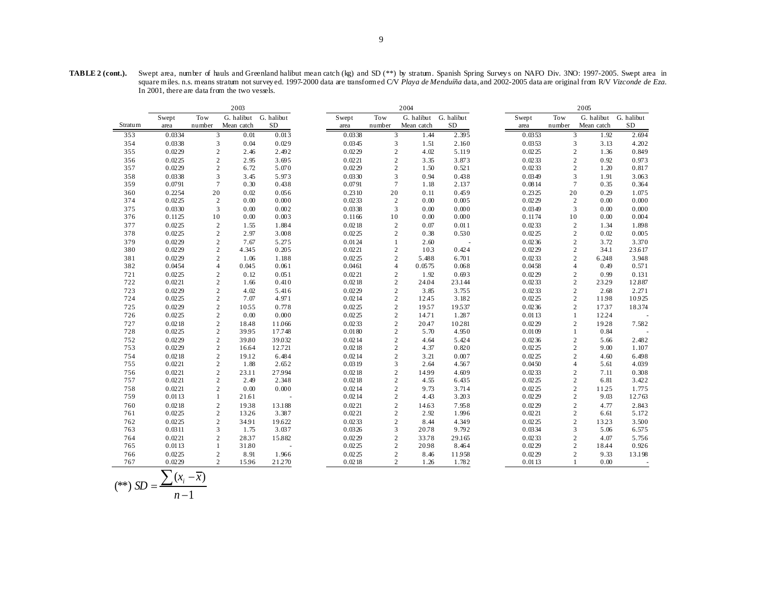**TABLE 2 (cont.).** Swept area, number of hauls and Greenland halibut mean catch (kg) and SD (**) by stratum. Spanish Spring Surveys on NAFO Div. 3NO: 1997-2005. Swept area in square miles. n.s. means stratum not surveyed. 1997-2000 data are transformed C/V *Playa de Menduíña* data, and 2002-2005 data are original from R/V *Vizconde de Eza*. In 2001, there are data from the two vessels.

| | 2003 | | | | 2004 | | | | 2005 | | | |
|---|---|---|---|---|---|---|---|---|---|---|---|---|
| Stratum | Swept area | Tow number | G. halibut Mean catch | G. halibut SD | Swept area | Tow number | G. halibut Mean catch | G. halibut SD | Swept area | Tow number | G. halibut Mean catch | G. halibut SD |
| 353 | 0.0334 | 3 | 0.01 | 0.013 | 0.0338 | 3 | 1.44 | 2.395 | 0.0353 | 3 | 1.92 | 2.694 |
| 354 | 0.0338 | 3 | 0.04 | 0.029 | 0.0345 | 3 | 1.51 | 2.160 | 0.0353 | 3 | 3.13 | 4.202 |
| 355 | 0.0229 | 2 | 2.46 | 2.492 | 0.0229 | 2 | 4.02 | 5.119 | 0.0225 | 2 | 1.36 | 0.849 |
| 356 | 0.0225 | 2 | 2.95 | 3.695 | 0.0221 | 2 | 3.35 | 3.873 | 0.0233 | 2 | 0.92 | 0.973 |
| 357 | 0.0229 | 2 | 6.72 | 5.070 | 0.0229 | 2 | 1.50 | 0.521 | 0.0233 | 2 | 1.20 | 0.817 |
| 358 | 0.0338 | 3 | 3.45 | 5.973 | 0.0330 | 3 | 0.94 | 0.438 | 0.0349 | 3 | 1.91 | 3.063 |
| 359 | 0.0791 | 7 | 0.30 | 0.438 | 0.0791 | 7 | 1.18 | 2.137 | 0.0814 | 7 | 0.35 | 0.364 |
| 360 | 0.2254 | 20 | 0.02 | 0.056 | 0.2310 | 20 | 0.11 | 0.459 | 0.2325 | 20 | 0.29 | 1.075 |
| 374 | 0.0225 | 2 | 0.00 | 0.000 | 0.0233 | 2 | 0.00 | 0.005 | 0.0229 | 2 | 0.00 | 0.000 |
| 375 | 0.0330 | 3 | 0.00 | 0.002 | 0.0338 | 3 | 0.00 | 0.000 | 0.0349 | 3 | 0.00 | 0.000 |
| 376 | 0.1125 | 10 | 0.00 | 0.003 | 0.1166 | 10 | 0.00 | 0.000 | 0.1174 | 10 | 0.00 | 0.004 |
| 377 | 0.0225 | 2 | 1.55 | 1.884 | 0.0218 | 2 | 0.07 | 0.011 | 0.0233 | 2 | 1.34 | 1.898 |
| 378 | 0.0225 | 2 | 2.97 | 3.008 | 0.0225 | 2 | 0.38 | 0.530 | 0.0225 | 2 | 0.02 | 0.005 |
| 379 | 0.0229 | 2 | 7.67 | 5.275 | 0.0124 | 1 | 2.60 | - | 0.0236 | 2 | 3.72 | 3.370 |
| 380 | 0.0229 | 2 | 4.345 | 0.205 | 0.0221 | 2 | 10.3 | 0.424 | 0.0229 | 2 | 34.1 | 23.617 |
| 381 | 0.0229 | 2 | 1.06 | 1.188 | 0.0225 | 2 | 5.488 | 6.701 | 0.0233 | 2 | 6.248 | 3.948 |
| 382 | 0.0454 | 4 | 0.045 | 0.061 | 0.0461 | 4 | 0.0575 | 0.068 | 0.0458 | 4 | 0.49 | 0.571 |
| 721 | 0.0225 | 2 | 0.12 | 0.051 | 0.0221 | 2 | 1.92 | 0.693 | 0.0229 | 2 | 0.99 | 0.131 |
| 722 | 0.0221 | 2 | 1.66 | 0.410 | 0.0218 | 2 | 24.04 | 23.144 | 0.0233 | 2 | 23.29 | 12.887 |
| 723 | 0.0229 | 2 | 4.02 | 5.416 | 0.0229 | 2 | 3.85 | 3.755 | 0.0233 | 2 | 2.68 | 2.271 |
| 724 | 0.0225 | 2 | 7.07 | 4.971 | 0.0214 | 2 | 12.45 | 3.182 | 0.0225 | 2 | 11.98 | 10.925 |
| 725 | 0.0229 | 2 | 10.55 | 0.778 | 0.0225 | 2 | 19.57 | 19.537 | 0.0236 | 2 | 17.37 | 18.374 |
| 726 | 0.0225 | 2 | 0.00 | 0.000 | 0.0225 | 2 | 14.71 | 1.287 | 0.0113 | 1 | 12.24 | - |
| 727 | 0.0218 | 2 | 18.48 | 11.066 | 0.0233 | 2 | 20.47 | 10.281 | 0.0229 | 2 | 19.28 | 7.582 |
| 728 | 0.0225 | 2 | 39.95 | 17.748 | 0.0180 | 2 | 5.70 | 4.950 | 0.0109 | 1 | 0.84 | - |
| 752 | 0.0229 | 2 | 39.80 | 39.032 | 0.0214 | 2 | 4.64 | 5.424 | 0.0236 | 2 | 5.66 | 2.482 |
| 753 | 0.0229 | 2 | 16.64 | 12.721 | 0.0218 | 2 | 4.37 | 0.820 | 0.0225 | 2 | 9.00 | 1.107 |
| 754 | 0.0218 | 2 | 19.12 | 6.484 | 0.0214 | 2 | 3.21 | 0.007 | 0.0225 | 2 | 4.60 | 6.498 |
| 755 | 0.0221 | 2 | 1.88 | 2.652 | 0.0319 | 3 | 2.64 | 4.567 | 0.0450 | 4 | 5.61 | 4.039 |
| 756 | 0.0221 | 2 | 23.11 | 27.994 | 0.0218 | 2 | 14.99 | 4.609 | 0.0233 | 2 | 7.11 | 0.308 |
| 757 | 0.0221 | 2 | 2.49 | 2.348 | 0.0218 | 2 | 4.55 | 6.435 | 0.0225 | 2 | 6.81 | 3.422 |
| 758 | 0.0221 | 2 | 0.00 | 0.000 | 0.0214 | 2 | 9.73 | 3.714 | 0.0225 | 2 | 11.25 | 1.775 |
| 759 | 0.0113 | 1 | 21.61 | - | 0.0214 | 2 | 4.43 | 3.203 | 0.0229 | 2 | 9.03 | 12.763 |
| 760 | 0.0218 | 2 | 19.38 | 13.188 | 0.0221 | 2 | 14.63 | 7.958 | 0.0229 | 2 | 4.77 | 2.843 |
| 761 | 0.0225 | 2 | 13.26 | 3.387 | 0.0221 | 2 | 2.92 | 1.996 | 0.0221 | 2 | 6.61 | 5.172 |
| 762 | 0.0225 | 2 | 34.91 | 19.622 | 0.0233 | 2 | 8.44 | 4.349 | 0.0225 | 2 | 13.23 | 3.500 |
| 763 | 0.0311 | 3 | 1.75 | 3.037 | 0.0326 | 3 | 20.78 | 9.792 | 0.0334 | 3 | 5.06 | 6.575 |
| 764 | 0.0221 | 2 | 28.37 | 15.882 | 0.0229 | 2 | 33.78 | 29.165 | 0.0233 | 2 | 4.07 | 5.756 |
| 765 | 0.0113 | 1 | 31.80 | - | 0.0225 | 2 | 20.98 | 8.464 | 0.0229 | 2 | 18.44 | 0.926 |
| 766 | 0.0225 | 2 | 8.91 | 1.966 | 0.0225 | 2 | 8.46 | 11.958 | 0.0229 | 2 | 9.33 | 13.198 |
| 767 | 0.0229 | 2 | 15.96 | 21.270 | 0.0218 | 2 | 1.26 | 1.782 | 0.0113 | 1 | 0.00 | - |

$$(^{**})\ SD = \frac{\sum (x_i - \overline{x})}{n-1}$$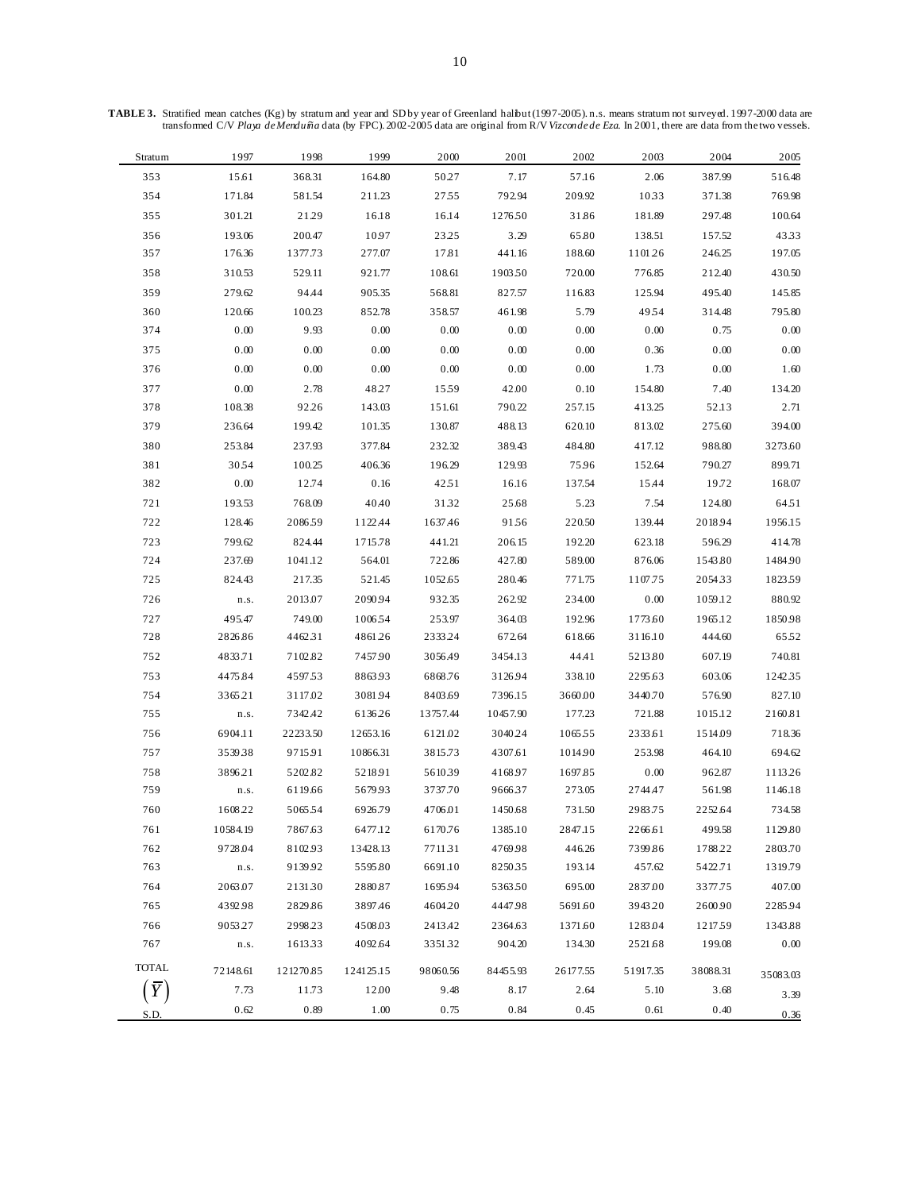**TABLE 3.** Stratified mean catches (Kg) by stratum and year and SD by year of Greenland halibut (1997-2005). n.s. means stratum not surveyed. 1997-2000 data are transformed C/V *Playa de Menduíña* data (by FPC). 2002-2005 data are original from R/V *Vizconde de Eza*. In 2001, there are data from the two vessels.

| Stratum | 1997 | 1998 | 1999 | 2000 | 2001 | 2002 | 2003 | 2004 | 2005 |
|---|---|---|---|---|---|---|---|---|---|
| 353 | 15.61 | 368.31 | 164.80 | 50.27 | 7.17 | 57.16 | 2.06 | 387.99 | 516.48 |
| 354 | 171.84 | 581.54 | 211.23 | 27.55 | 792.94 | 209.92 | 10.33 | 371.38 | 769.98 |
| 355 | 301.21 | 21.29 | 16.18 | 16.14 | 1276.50 | 31.86 | 181.89 | 297.48 | 100.64 |
| 356 | 193.06 | 200.47 | 10.97 | 23.25 | 3.29 | 65.80 | 138.51 | 157.52 | 43.33 |
| 357 | 176.36 | 1377.73 | 277.07 | 17.81 | 441.16 | 188.60 | 1101.26 | 246.25 | 197.05 |
| 358 | 310.53 | 529.11 | 921.77 | 108.61 | 1903.50 | 720.00 | 776.85 | 212.40 | 430.50 |
| 359 | 279.62 | 94.44 | 905.35 | 568.81 | 827.57 | 116.83 | 125.94 | 495.40 | 145.85 |
| 360 | 120.66 | 100.23 | 852.78 | 358.57 | 461.98 | 5.79 | 49.54 | 314.48 | 795.80 |
| 374 | 0.00 | 9.93 | 0.00 | 0.00 | 0.00 | 0.00 | 0.00 | 0.75 | 0.00 |
| 375 | 0.00 | 0.00 | 0.00 | 0.00 | 0.00 | 0.00 | 0.36 | 0.00 | 0.00 |
| 376 | 0.00 | 0.00 | 0.00 | 0.00 | 0.00 | 0.00 | 1.73 | 0.00 | 1.60 |
| 377 | 0.00 | 2.78 | 48.27 | 15.59 | 42.00 | 0.10 | 154.80 | 7.40 | 134.20 |
| 378 | 108.38 | 92.26 | 143.03 | 151.61 | 790.22 | 257.15 | 413.25 | 52.13 | 2.71 |
| 379 | 236.64 | 199.42 | 101.35 | 130.87 | 488.13 | 620.10 | 813.02 | 275.60 | 394.00 |
| 380 | 253.84 | 237.93 | 377.84 | 232.32 | 389.43 | 484.80 | 417.12 | 988.80 | 3273.60 |
| 381 | 30.54 | 100.25 | 406.36 | 196.29 | 129.93 | 75.96 | 152.64 | 790.27 | 899.71 |
| 382 | 0.00 | 12.74 | 0.16 | 42.51 | 16.16 | 137.54 | 15.44 | 19.72 | 168.07 |
| 721 | 193.53 | 768.09 | 40.40 | 31.32 | 25.68 | 5.23 | 7.54 | 124.80 | 64.51 |
| 722 | 128.46 | 2086.59 | 1122.44 | 1637.46 | 91.56 | 220.50 | 139.44 | 2018.94 | 1956.15 |
| 723 | 799.62 | 824.44 | 1715.78 | 441.21 | 206.15 | 192.20 | 623.18 | 596.29 | 414.78 |
| 724 | 237.69 | 1041.12 | 564.01 | 722.86 | 427.80 | 589.00 | 876.06 | 1543.80 | 1484.90 |
| 725 | 824.43 | 217.35 | 521.45 | 1052.65 | 280.46 | 771.75 | 1107.75 | 2054.33 | 1823.59 |
| 726 | n.s. | 2013.07 | 2090.94 | 932.35 | 262.92 | 234.00 | 0.00 | 1059.12 | 880.92 |
| 727 | 495.47 | 749.00 | 1006.54 | 253.97 | 364.03 | 192.96 | 1773.60 | 1965.12 | 1850.98 |
| 728 | 2826.86 | 4462.31 | 4861.26 | 2333.24 | 672.64 | 618.66 | 3116.10 | 444.60 | 65.52 |
| 752 | 4833.71 | 7102.82 | 7457.90 | 3056.49 | 3454.13 | 44.41 | 5213.80 | 607.19 | 740.81 |
| 753 | 4475.84 | 4597.53 | 8863.93 | 6868.76 | 3126.94 | 338.10 | 2295.63 | 603.06 | 1242.35 |
| 754 | 3365.21 | 3117.02 | 3081.94 | 8403.69 | 7396.15 | 3660.00 | 3440.70 | 576.90 | 827.10 |
| 755 | n.s. | 7342.42 | 6136.26 | 13757.44 | 10457.90 | 177.23 | 721.88 | 1015.12 | 2160.81 |
| 756 | 6904.11 | 22233.50 | 12653.16 | 6121.02 | 3040.24 | 1065.55 | 2333.61 | 1514.09 | 718.36 |
| 757 | 3539.38 | 9715.91 | 10866.31 | 3815.73 | 4307.61 | 1014.90 | 253.98 | 464.10 | 694.62 |
| 758 | 3896.21 | 5202.82 | 5218.91 | 5610.39 | 4168.97 | 1697.85 | 0.00 | 962.87 | 1113.26 |
| 759 | n.s. | 6119.66 | 5679.93 | 3737.70 | 9666.37 | 273.05 | 2744.47 | 561.98 | 1146.18 |
| 760 | 1608.22 | 5065.54 | 6926.79 | 4706.01 | 1450.68 | 731.50 | 2983.75 | 2252.64 | 734.58 |
| 761 | 10584.19 | 7867.63 | 6477.12 | 6170.76 | 1385.10 | 2847.15 | 2266.61 | 499.58 | 1129.80 |
| 762 | 9728.04 | 8102.93 | 13428.13 | 7711.31 | 4769.98 | 446.26 | 7399.86 | 1788.22 | 2803.70 |
| 763 | n.s. | 9139.92 | 5595.80 | 6691.10 | 8250.35 | 193.14 | 457.62 | 5422.71 | 1319.79 |
| 764 | 2063.07 | 2131.30 | 2880.87 | 1695.94 | 5363.50 | 695.00 | 2837.00 | 3377.75 | 407.00 |
| 765 | 4392.98 | 2829.86 | 3897.46 | 4604.20 | 4447.98 | 5691.60 | 3943.20 | 2600.90 | 2285.94 |
| 766 | 9053.27 | 2998.23 | 4508.03 | 2413.42 | 2364.63 | 1371.60 | 1283.04 | 1217.59 | 1343.88 |
| 767 | n.s. | 1613.33 | 4092.64 | 3351.32 | 904.20 | 134.30 | 2521.68 | 199.08 | 0.00 |
| TOTAL | 72148.61 | 121270.85 | 124125.15 | 98060.56 | 84455.93 | 26177.55 | 51917.35 | 38088.31 | 35083.03 |
| $\left(\overline{Y}\right)$ | 7.73 | 11.73 | 12.00 | 9.48 | 8.17 | 2.64 | 5.10 | 3.68 | 3.39 |
| S.D. | 0.62 | 0.89 | 1.00 | 0.75 | 0.84 | 0.45 | 0.61 | 0.40 | 0.36 |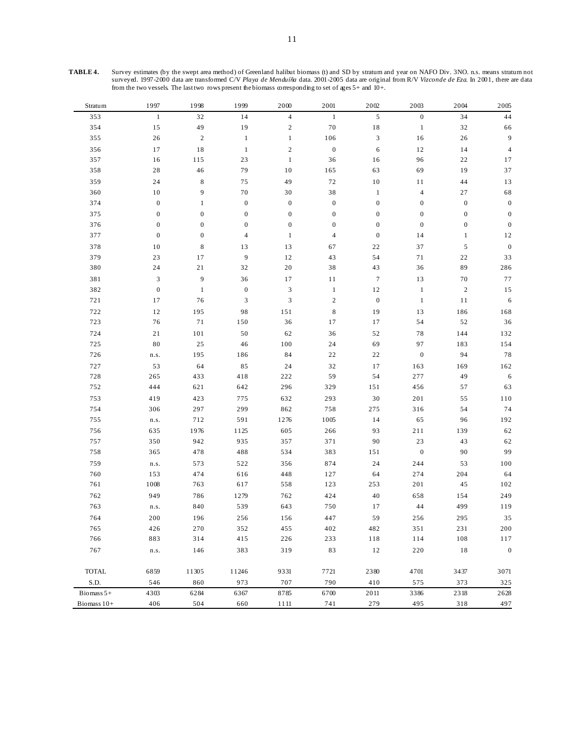**TABLE 4.** Survey estimates (by the swept area method) of Greenland halibut biomass (t) and SD by stratum and year on NAFO Div. 3NO. n.s. means stratum not surveyed. 1997-2000 data are transformed C/V *Playa de Menduíña* data. 2001-2005 data are original from R/V *Vizconde de Eza*. In 2001, there are data from the two vessels. The last two rows present the biomass corresponding to set of ages 5+ and 10+.

| Stratum | 1997 | 1998 | 1999 | 2000 | 2001 | 2002 | 2003 | 2004 | 2005 |
|---|---|---|---|---|---|---|---|---|---|
| 353 | 1 | 32 | 14 | 4 | 1 | 5 | 0 | 34 | 44 |
| 354 | 15 | 49 | 19 | 2 | 70 | 18 | 1 | 32 | 66 |
| 355 | 26 | 2 | 1 | 1 | 106 | 3 | 16 | 26 | 9 |
| 356 | 17 | 18 | 1 | 2 | 0 | 6 | 12 | 14 | 4 |
| 357 | 16 | 115 | 23 | 1 | 36 | 16 | 96 | 22 | 17 |
| 358 | 28 | 46 | 79 | 10 | 165 | 63 | 69 | 19 | 37 |
| 359 | 24 | 8 | 75 | 49 | 72 | 10 | 11 | 44 | 13 |
| 360 | 10 | 9 | 70 | 30 | 38 | 1 | 4 | 27 | 68 |
| 374 | 0 | 1 | 0 | 0 | 0 | 0 | 0 | 0 | 0 |
| 375 | 0 | 0 | 0 | 0 | 0 | 0 | 0 | 0 | 0 |
| 376 | 0 | 0 | 0 | 0 | 0 | 0 | 0 | 0 | 0 |
| 377 | 0 | 0 | 4 | 1 | 4 | 0 | 14 | 1 | 12 |
| 378 | 10 | 8 | 13 | 13 | 67 | 22 | 37 | 5 | 0 |
| 379 | 23 | 17 | 9 | 12 | 43 | 54 | 71 | 22 | 33 |
| 380 | 24 | 21 | 32 | 20 | 38 | 43 | 36 | 89 | 286 |
| 381 | 3 | 9 | 36 | 17 | 11 | 7 | 13 | 70 | 77 |
| 382 | 0 | 1 | 0 | 3 | 1 | 12 | 1 | 2 | 15 |
| 721 | 17 | 76 | 3 | 3 | 2 | 0 | 1 | 11 | 6 |
| 722 | 12 | 195 | 98 | 151 | 8 | 19 | 13 | 186 | 168 |
| 723 | 76 | 71 | 150 | 36 | 17 | 17 | 54 | 52 | 36 |
| 724 | 21 | 101 | 50 | 62 | 36 | 52 | 78 | 144 | 132 |
| 725 | 80 | 25 | 46 | 100 | 24 | 69 | 97 | 183 | 154 |
| 726 | n.s. | 195 | 186 | 84 | 22 | 22 | 0 | 94 | 78 |
| 727 | 53 | 64 | 85 | 24 | 32 | 17 | 163 | 169 | 162 |
| 728 | 265 | 433 | 418 | 222 | 59 | 54 | 277 | 49 | 6 |
| 752 | 444 | 621 | 642 | 296 | 329 | 151 | 456 | 57 | 63 |
| 753 | 419 | 423 | 775 | 632 | 293 | 30 | 201 | 55 | 110 |
| 754 | 306 | 297 | 299 | 862 | 758 | 275 | 316 | 54 | 74 |
| 755 | n.s. | 712 | 591 | 1276 | 1005 | 14 | 65 | 96 | 192 |
| 756 | 635 | 1976 | 1125 | 605 | 266 | 93 | 211 | 139 | 62 |
| 757 | 350 | 942 | 935 | 357 | 371 | 90 | 23 | 43 | 62 |
| 758 | 365 | 478 | 488 | 534 | 383 | 151 | 0 | 90 | 99 |
| 759 | n.s. | 573 | 522 | 356 | 874 | 24 | 244 | 53 | 100 |
| 760 | 153 | 474 | 616 | 448 | 127 | 64 | 274 | 204 | 64 |
| 761 | 1008 | 763 | 617 | 558 | 123 | 253 | 201 | 45 | 102 |
| 762 | 949 | 786 | 1279 | 762 | 424 | 40 | 658 | 154 | 249 |
| 763 | n.s. | 840 | 539 | 643 | 750 | 17 | 44 | 499 | 119 |
| 764 | 200 | 196 | 256 | 156 | 447 | 59 | 256 | 295 | 35 |
| 765 | 426 | 270 | 352 | 455 | 402 | 482 | 351 | 231 | 200 |
| 766 | 883 | 314 | 415 | 226 | 233 | 118 | 114 | 108 | 117 |
| 767 | n.s. | 146 | 383 | 319 | 83 | 12 | 220 | 18 | 0 |
| TOTAL | 6859 | 11305 | 11246 | 9331 | 7721 | 2380 | 4701 | 3437 | 3071 |
| S.D. | 546 | 860 | 973 | 707 | 790 | 410 | 575 | 373 | 325 |
| Biomass 5+ | 4303 | 6284 | 6367 | 8785 | 6700 | 2011 | 3386 | 2318 | 2628 |
| Biomass 10+ | 406 | 504 | 660 | 1111 | 741 | 279 | 495 | 318 | 497 |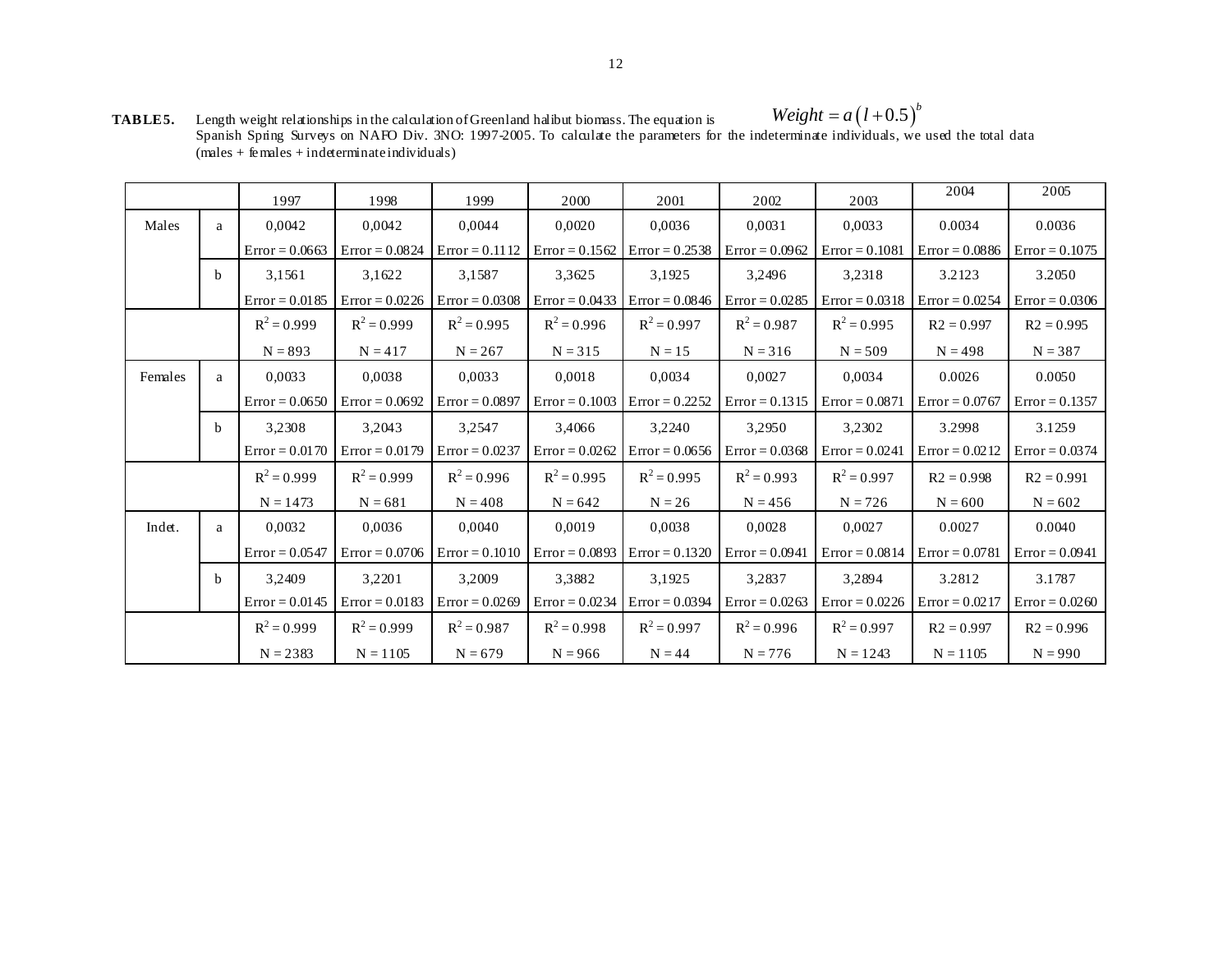**TABLE5.** Length weight relationships in the calculation of Greenland halibut biomass. The equation is $Weight = a\left(l + 0.5\right)^{b}$ Spanish Spring Surveys on NAFO Div. 3NO: 1997-2005. To calculate the parameters for the indeterminate individuals, we used the total data (males + females + indeterminate individuals)

| | | 1997 | 1998 | 1999 | 2000 | 2001 | 2002 | 2003 | 2004 | 2005 |
|---|---|---|---|---|---|---|---|---|---|---|
| Males | a | 0,0042 | 0,0042 | 0,0044 | 0,0020 | 0,0036 | 0,0031 | 0,0033 | 0.0034 | 0.0036 |
| | | Error = 0.0663 | Error = 0.0824 | Error = 0.1112 | Error = 0.1562 | Error = 0.2538 | Error = 0.0962 | Error = 0.1081 | Error = 0.0886 | Error = 0.1075 |
| | b | 3,1561 | 3,1622 | 3,1587 | 3,3625 | 3,1925 | 3,2496 | 3,2318 | 3.2123 | 3.2050 |
| | | Error = 0.0185 | Error = 0.0226 | Error = 0.0308 | Error = 0.0433 | Error = 0.0846 | Error = 0.0285 | Error = 0.0318 | Error = 0.0254 | Error = 0.0306 |
| | | $R^2$ = 0.999 | $R^2$ = 0.999 | $R^2$ = 0.995 | $R^2$ = 0.996 | $R^2$ = 0.997 | $R^2$ = 0.987 | $R^2$ = 0.995 | R2 = 0.997 | R2 = 0.995 |
| | | N = 893 | N = 417 | N = 267 | N = 315 | N = 15 | N = 316 | N = 509 | N = 498 | N = 387 |
| Females | a | 0,0033 | 0,0038 | 0,0033 | 0,0018 | 0,0034 | 0,0027 | 0,0034 | 0.0026 | 0.0050 |
| | | Error = 0.0650 | Error = 0.0692 | Error = 0.0897 | Error = 0.1003 | Error = 0.2252 | Error = 0.1315 | Error = 0.0871 | Error = 0.0767 | Error = 0.1357 |
| | b | 3,2308 | 3,2043 | 3,2547 | 3,4066 | 3,2240 | 3,2950 | 3,2302 | 3.2998 | 3.1259 |
| | | Error = 0.0170 | Error = 0.0179 | Error = 0.0237 | Error = 0.0262 | Error = 0.0656 | Error = 0.0368 | Error = 0.0241 | Error = 0.0212 | Error = 0.0374 |
| | | $R^2$ = 0.999 | $R^2$ = 0.999 | $R^2$ = 0.996 | $R^2$ = 0.995 | $R^2$ = 0.995 | $R^2$ = 0.993 | $R^2$ = 0.997 | R2 = 0.998 | R2 = 0.991 |
| | | N = 1473 | N = 681 | N = 408 | N = 642 | N = 26 | N = 456 | N = 726 | N = 600 | N = 602 |
| Indet. | a | 0,0032 | 0,0036 | 0,0040 | 0,0019 | 0,0038 | 0,0028 | 0,0027 | 0.0027 | 0.0040 |
| | | Error = 0.0547 | Error = 0.0706 | Error = 0.1010 | Error = 0.0893 | Error = 0.1320 | Error = 0.0941 | Error = 0.0814 | Error = 0.0781 | Error = 0.0941 |
| | b | 3,2409 | 3,2201 | 3,2009 | 3,3882 | 3,1925 | 3,2837 | 3,2894 | 3.2812 | 3.1787 |
| | | Error = 0.0145 | Error = 0.0183 | Error = 0.0269 | Error = 0.0234 | Error = 0.0394 | Error = 0.0263 | Error = 0.0226 | Error = 0.0217 | Error = 0.0260 |
| | | $R^2$ = 0.999 | $R^2$ = 0.999 | $R^2$ = 0.987 | $R^2$ = 0.998 | $R^2$ = 0.997 | $R^2$ = 0.996 | $R^2$ = 0.997 | R2 = 0.997 | R2 = 0.996 |
| | | N = 2383 | N = 1105 | N = 679 | N = 966 | N = 44 | N = 776 | N = 1243 | N = 1105 | N = 990 |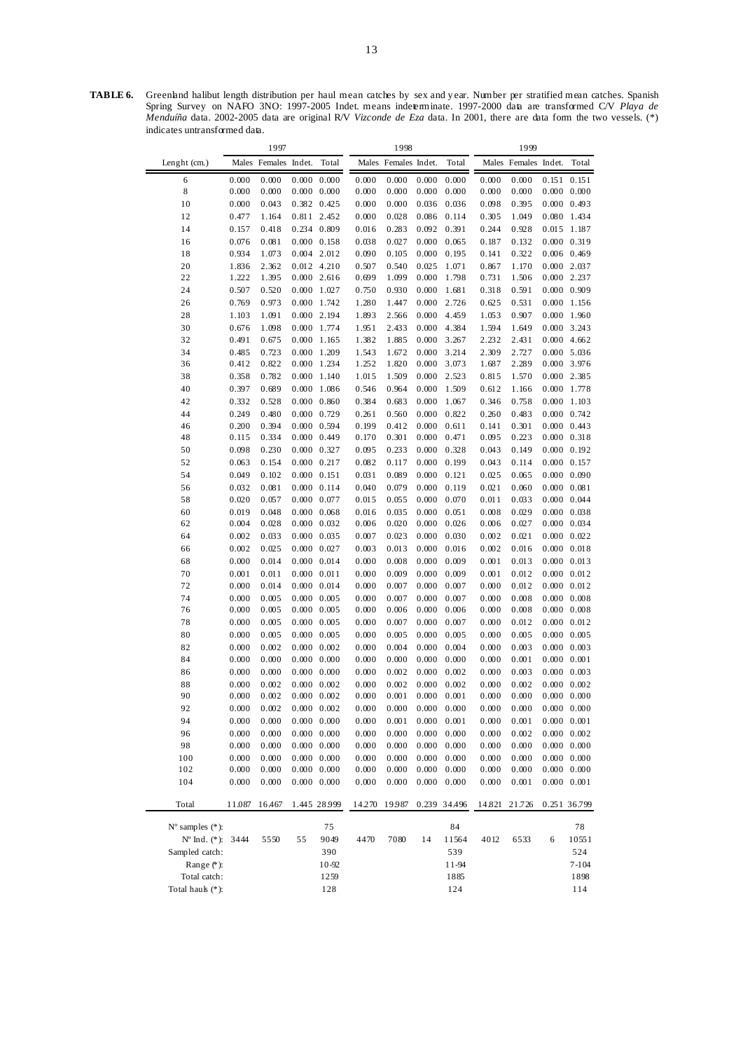**TABLE 6.** Greenland halibut length distribution per haul mean catches by sex and year. Number per stratified mean catches. Spanish Spring Survey on NAFO 3NO: 1997-2005 Indet. means indeterminate. 1997-2000 data are transformed C/V *Playa de Menduíña* data. 2002-2005 data are original R/V *Vizconde de Eza* data. In 2001, there are data form the two vessels. (*) indicates untransformed data.

| | 1997 | | | | 1998 | | | | 1999 | | | |
|---|---|---|---|---|---|---|---|---|---|---|---|---|
| Lenght (cm.) | Males | Females | Indet. | Total | Males | Females | Indet. | Total | Males | Females | Indet. | Total |
| 6 | 0.000 | 0.000 | 0.000 | 0.000 | 0.000 | 0.000 | 0.000 | 0.000 | 0.000 | 0.000 | 0.151 | 0.151 |
| 8 | 0.000 | 0.000 | 0.000 | 0.000 | 0.000 | 0.000 | 0.000 | 0.000 | 0.000 | 0.000 | 0.000 | 0.000 |
| 10 | 0.000 | 0.043 | 0.382 | 0.425 | 0.000 | 0.000 | 0.036 | 0.036 | 0.098 | 0.395 | 0.000 | 0.493 |
| 12 | 0.477 | 1.164 | 0.811 | 2.452 | 0.000 | 0.028 | 0.086 | 0.114 | 0.305 | 1.049 | 0.080 | 1.434 |
| 14 | 0.157 | 0.418 | 0.234 | 0.809 | 0.016 | 0.283 | 0.092 | 0.391 | 0.244 | 0.928 | 0.015 | 1.187 |
| 16 | 0.076 | 0.081 | 0.000 | 0.158 | 0.038 | 0.027 | 0.000 | 0.065 | 0.187 | 0.132 | 0.000 | 0.319 |
| 18 | 0.934 | 1.073 | 0.004 | 2.012 | 0.090 | 0.105 | 0.000 | 0.195 | 0.141 | 0.322 | 0.006 | 0.469 |
| 20 | 1.836 | 2.362 | 0.012 | 4.210 | 0.507 | 0.540 | 0.025 | 1.071 | 0.867 | 1.170 | 0.000 | 2.037 |
| 22 | 1.222 | 1.395 | 0.000 | 2.616 | 0.699 | 1.099 | 0.000 | 1.798 | 0.731 | 1.506 | 0.000 | 2.237 |
| 24 | 0.507 | 0.520 | 0.000 | 1.027 | 0.750 | 0.930 | 0.000 | 1.681 | 0.318 | 0.591 | 0.000 | 0.909 |
| 26 | 0.769 | 0.973 | 0.000 | 1.742 | 1.280 | 1.447 | 0.000 | 2.726 | 0.625 | 0.531 | 0.000 | 1.156 |
| 28 | 1.103 | 1.091 | 0.000 | 2.194 | 1.893 | 2.566 | 0.000 | 4.459 | 1.053 | 0.907 | 0.000 | 1.960 |
| 30 | 0.676 | 1.098 | 0.000 | 1.774 | 1.951 | 2.433 | 0.000 | 4.384 | 1.594 | 1.649 | 0.000 | 3.243 |
| 32 | 0.491 | 0.675 | 0.000 | 1.165 | 1.382 | 1.885 | 0.000 | 3.267 | 2.232 | 2.431 | 0.000 | 4.662 |
| 34 | 0.485 | 0.723 | 0.000 | 1.209 | 1.543 | 1.672 | 0.000 | 3.214 | 2.309 | 2.727 | 0.000 | 5.036 |
| 36 | 0.412 | 0.822 | 0.000 | 1.234 | 1.252 | 1.820 | 0.000 | 3.073 | 1.687 | 2.289 | 0.000 | 3.976 |
| 38 | 0.358 | 0.782 | 0.000 | 1.140 | 1.015 | 1.509 | 0.000 | 2.523 | 0.815 | 1.570 | 0.000 | 2.385 |
| 40 | 0.397 | 0.689 | 0.000 | 1.086 | 0.546 | 0.964 | 0.000 | 1.509 | 0.612 | 1.166 | 0.000 | 1.778 |
| 42 | 0.332 | 0.528 | 0.000 | 0.860 | 0.384 | 0.683 | 0.000 | 1.067 | 0.346 | 0.758 | 0.000 | 1.103 |
| 44 | 0.249 | 0.480 | 0.000 | 0.729 | 0.261 | 0.560 | 0.000 | 0.822 | 0.260 | 0.483 | 0.000 | 0.742 |
| 46 | 0.200 | 0.394 | 0.000 | 0.594 | 0.199 | 0.412 | 0.000 | 0.611 | 0.141 | 0.301 | 0.000 | 0.443 |
| 48 | 0.115 | 0.334 | 0.000 | 0.449 | 0.170 | 0.301 | 0.000 | 0.471 | 0.095 | 0.223 | 0.000 | 0.318 |
| 50 | 0.098 | 0.230 | 0.000 | 0.327 | 0.095 | 0.233 | 0.000 | 0.328 | 0.043 | 0.149 | 0.000 | 0.192 |
| 52 | 0.063 | 0.154 | 0.000 | 0.217 | 0.082 | 0.117 | 0.000 | 0.199 | 0.043 | 0.114 | 0.000 | 0.157 |
| 54 | 0.049 | 0.102 | 0.000 | 0.151 | 0.031 | 0.089 | 0.000 | 0.121 | 0.025 | 0.065 | 0.000 | 0.090 |
| 56 | 0.032 | 0.081 | 0.000 | 0.114 | 0.040 | 0.079 | 0.000 | 0.119 | 0.021 | 0.060 | 0.000 | 0.081 |
| 58 | 0.020 | 0.057 | 0.000 | 0.077 | 0.015 | 0.055 | 0.000 | 0.070 | 0.011 | 0.033 | 0.000 | 0.044 |
| 60 | 0.019 | 0.048 | 0.000 | 0.068 | 0.016 | 0.035 | 0.000 | 0.051 | 0.008 | 0.029 | 0.000 | 0.038 |
| 62 | 0.004 | 0.028 | 0.000 | 0.032 | 0.006 | 0.020 | 0.000 | 0.026 | 0.006 | 0.027 | 0.000 | 0.034 |
| 64 | 0.002 | 0.033 | 0.000 | 0.035 | 0.007 | 0.023 | 0.000 | 0.030 | 0.002 | 0.021 | 0.000 | 0.022 |
| 66 | 0.002 | 0.025 | 0.000 | 0.027 | 0.003 | 0.013 | 0.000 | 0.016 | 0.002 | 0.016 | 0.000 | 0.018 |
| 68 | 0.000 | 0.014 | 0.000 | 0.014 | 0.000 | 0.008 | 0.000 | 0.009 | 0.001 | 0.013 | 0.000 | 0.013 |
| 70 | 0.001 | 0.011 | 0.000 | 0.011 | 0.000 | 0.009 | 0.000 | 0.009 | 0.001 | 0.012 | 0.000 | 0.012 |
| 72 | 0.000 | 0.014 | 0.000 | 0.014 | 0.000 | 0.007 | 0.000 | 0.007 | 0.000 | 0.012 | 0.000 | 0.012 |
| 74 | 0.000 | 0.005 | 0.000 | 0.005 | 0.000 | 0.007 | 0.000 | 0.007 | 0.000 | 0.008 | 0.000 | 0.008 |
| 76 | 0.000 | 0.005 | 0.000 | 0.005 | 0.000 | 0.006 | 0.000 | 0.006 | 0.000 | 0.008 | 0.000 | 0.008 |
| 78 | 0.000 | 0.005 | 0.000 | 0.005 | 0.000 | 0.007 | 0.000 | 0.007 | 0.000 | 0.012 | 0.000 | 0.012 |
| 80 | 0.000 | 0.005 | 0.000 | 0.005 | 0.000 | 0.005 | 0.000 | 0.005 | 0.000 | 0.005 | 0.000 | 0.005 |
| 82 | 0.000 | 0.002 | 0.000 | 0.002 | 0.000 | 0.004 | 0.000 | 0.004 | 0.000 | 0.003 | 0.000 | 0.003 |
| 84 | 0.000 | 0.000 | 0.000 | 0.000 | 0.000 | 0.000 | 0.000 | 0.000 | 0.000 | 0.001 | 0.000 | 0.001 |
| 86 | 0.000 | 0.000 | 0.000 | 0.000 | 0.000 | 0.002 | 0.000 | 0.002 | 0.000 | 0.003 | 0.000 | 0.003 |
| 88 | 0.000 | 0.002 | 0.000 | 0.002 | 0.000 | 0.002 | 0.000 | 0.002 | 0.000 | 0.002 | 0.000 | 0.002 |
| 90 | 0.000 | 0.002 | 0.000 | 0.002 | 0.000 | 0.001 | 0.000 | 0.001 | 0.000 | 0.000 | 0.000 | 0.000 |
| 92 | 0.000 | 0.002 | 0.000 | 0.002 | 0.000 | 0.000 | 0.000 | 0.000 | 0.000 | 0.000 | 0.000 | 0.000 |
| 94 | 0.000 | 0.000 | 0.000 | 0.000 | 0.000 | 0.001 | 0.000 | 0.001 | 0.000 | 0.001 | 0.000 | 0.001 |
| 96 | 0.000 | 0.000 | 0.000 | 0.000 | 0.000 | 0.000 | 0.000 | 0.000 | 0.000 | 0.002 | 0.000 | 0.002 |
| 98 | 0.000 | 0.000 | 0.000 | 0.000 | 0.000 | 0.000 | 0.000 | 0.000 | 0.000 | 0.000 | 0.000 | 0.000 |
| 100 | 0.000 | 0.000 | 0.000 | 0.000 | 0.000 | 0.000 | 0.000 | 0.000 | 0.000 | 0.000 | 0.000 | 0.000 |
| 102 | 0.000 | 0.000 | 0.000 | 0.000 | 0.000 | 0.000 | 0.000 | 0.000 | 0.000 | 0.000 | 0.000 | 0.000 |
| 104 | 0.000 | 0.000 | 0.000 | 0.000 | 0.000 | 0.000 | 0.000 | 0.000 | 0.000 | 0.001 | 0.000 | 0.001 |
| Total | 11.087 | 16.467 | 1.445 | 28.999 | 14.270 | 19.987 | 0.239 | 34.496 | 14.821 | 21.726 | 0.251 | 36.799 |
| Nº samples (*): | | | | 75 | | | | 84 | | | | 78 |
| Nº Ind. (*): | 3444 | 5550 | 55 | 9049 | 4470 | 7080 | 14 | 11564 | 4012 | 6533 | 6 | 10551 |
| Sampled catch: | | | | 390 | | | | 539 | | | | 524 |
| Range (*): | | | | 10-92 | | | | 11-94 | | | | 7-104 |
| Total catch: | | | | 1259 | | | | 1885 | | | | 1898 |
| Total hauls (*): | | | | 128 | | | | 124 | | | | 114 |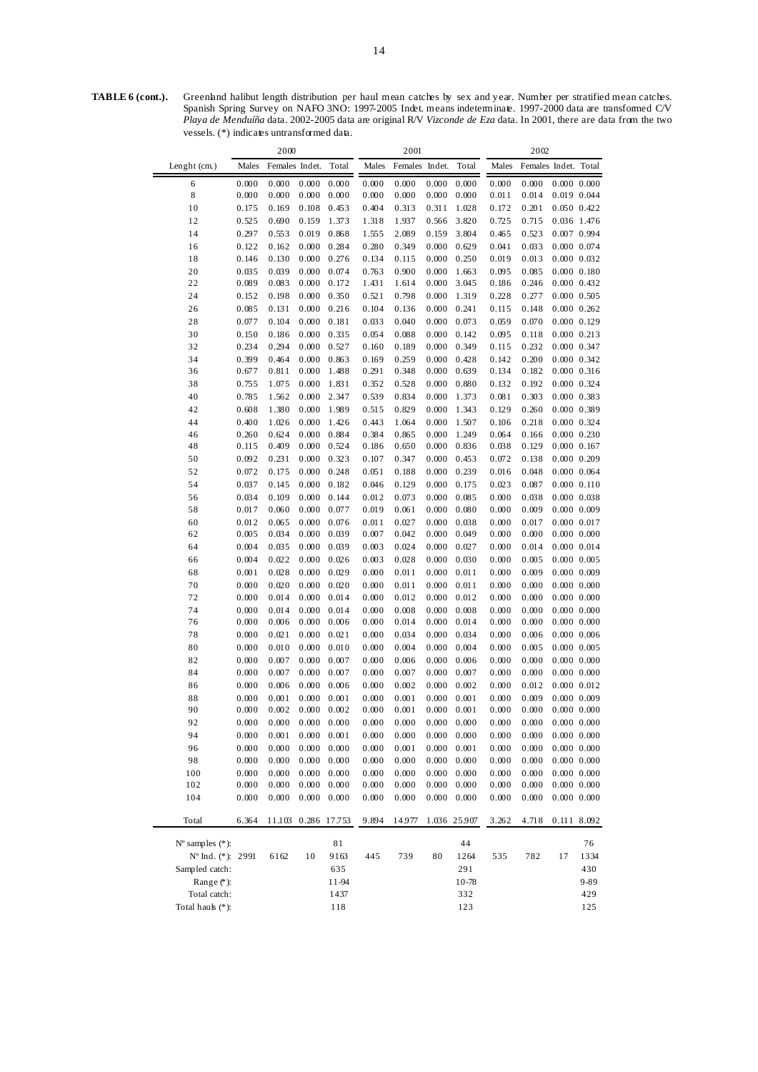**TABLE 6 (cont.).** Greenland halibut length distribution per haul mean catches by sex and year. Number per stratified mean catches. Spanish Spring Survey on NAFO 3NO: 1997-2005 Indet. means indeterminate. 1997-2000 data are transformed C/V *Playa de Menduíña* data. 2002-2005 data are original R/V *Vizconde de Eza* data. In 2001, there are data from the two vessels. (*) indicates untransformed data.

| | 2000 | | | | 2001 | | | | 2002 | | | |
|---|---|---|---|---|---|---|---|---|---|---|---|---|
| Lenght (cm.) | Males | Females | Indet. | Total | Males | Females | Indet. | Total | Males | Females | Indet. | Total |
| 6 | 0.000 | 0.000 | 0.000 | 0.000 | 0.000 | 0.000 | 0.000 | 0.000 | 0.000 | 0.000 | 0.000 | 0.000 |
| 8 | 0.000 | 0.000 | 0.000 | 0.000 | 0.000 | 0.000 | 0.000 | 0.000 | 0.011 | 0.014 | 0.019 | 0.044 |
| 10 | 0.175 | 0.169 | 0.108 | 0.453 | 0.404 | 0.313 | 0.311 | 1.028 | 0.172 | 0.201 | 0.050 | 0.422 |
| 12 | 0.525 | 0.690 | 0.159 | 1.373 | 1.318 | 1.937 | 0.566 | 3.820 | 0.725 | 0.715 | 0.036 | 1.476 |
| 14 | 0.297 | 0.553 | 0.019 | 0.868 | 1.555 | 2.089 | 0.159 | 3.804 | 0.465 | 0.523 | 0.007 | 0.994 |
| 16 | 0.122 | 0.162 | 0.000 | 0.284 | 0.280 | 0.349 | 0.000 | 0.629 | 0.041 | 0.033 | 0.000 | 0.074 |
| 18 | 0.146 | 0.130 | 0.000 | 0.276 | 0.134 | 0.115 | 0.000 | 0.250 | 0.019 | 0.013 | 0.000 | 0.032 |
| 20 | 0.035 | 0.039 | 0.000 | 0.074 | 0.763 | 0.900 | 0.000 | 1.663 | 0.095 | 0.085 | 0.000 | 0.180 |
| 22 | 0.089 | 0.083 | 0.000 | 0.172 | 1.431 | 1.614 | 0.000 | 3.045 | 0.186 | 0.246 | 0.000 | 0.432 |
| 24 | 0.152 | 0.198 | 0.000 | 0.350 | 0.521 | 0.798 | 0.000 | 1.319 | 0.228 | 0.277 | 0.000 | 0.505 |
| 26 | 0.085 | 0.131 | 0.000 | 0.216 | 0.104 | 0.136 | 0.000 | 0.241 | 0.115 | 0.148 | 0.000 | 0.262 |
| 28 | 0.077 | 0.104 | 0.000 | 0.181 | 0.033 | 0.040 | 0.000 | 0.073 | 0.059 | 0.070 | 0.000 | 0.129 |
| 30 | 0.150 | 0.186 | 0.000 | 0.335 | 0.054 | 0.088 | 0.000 | 0.142 | 0.095 | 0.118 | 0.000 | 0.213 |
| 32 | 0.234 | 0.294 | 0.000 | 0.527 | 0.160 | 0.189 | 0.000 | 0.349 | 0.115 | 0.232 | 0.000 | 0.347 |
| 34 | 0.399 | 0.464 | 0.000 | 0.863 | 0.169 | 0.259 | 0.000 | 0.428 | 0.142 | 0.200 | 0.000 | 0.342 |
| 36 | 0.677 | 0.811 | 0.000 | 1.488 | 0.291 | 0.348 | 0.000 | 0.639 | 0.134 | 0.182 | 0.000 | 0.316 |
| 38 | 0.755 | 1.075 | 0.000 | 1.831 | 0.352 | 0.528 | 0.000 | 0.880 | 0.132 | 0.192 | 0.000 | 0.324 |
| 40 | 0.785 | 1.562 | 0.000 | 2.347 | 0.539 | 0.834 | 0.000 | 1.373 | 0.081 | 0.303 | 0.000 | 0.383 |
| 42 | 0.608 | 1.380 | 0.000 | 1.989 | 0.515 | 0.829 | 0.000 | 1.343 | 0.129 | 0.260 | 0.000 | 0.389 |
| 44 | 0.400 | 1.026 | 0.000 | 1.426 | 0.443 | 1.064 | 0.000 | 1.507 | 0.106 | 0.218 | 0.000 | 0.324 |
| 46 | 0.260 | 0.624 | 0.000 | 0.884 | 0.384 | 0.865 | 0.000 | 1.249 | 0.064 | 0.166 | 0.000 | 0.230 |
| 48 | 0.115 | 0.409 | 0.000 | 0.524 | 0.186 | 0.650 | 0.000 | 0.836 | 0.038 | 0.129 | 0.000 | 0.167 |
| 50 | 0.092 | 0.231 | 0.000 | 0.323 | 0.107 | 0.347 | 0.000 | 0.453 | 0.072 | 0.138 | 0.000 | 0.209 |
| 52 | 0.072 | 0.175 | 0.000 | 0.248 | 0.051 | 0.188 | 0.000 | 0.239 | 0.016 | 0.048 | 0.000 | 0.064 |
| 54 | 0.037 | 0.145 | 0.000 | 0.182 | 0.046 | 0.129 | 0.000 | 0.175 | 0.023 | 0.087 | 0.000 | 0.110 |
| 56 | 0.034 | 0.109 | 0.000 | 0.144 | 0.012 | 0.073 | 0.000 | 0.085 | 0.000 | 0.038 | 0.000 | 0.038 |
| 58 | 0.017 | 0.060 | 0.000 | 0.077 | 0.019 | 0.061 | 0.000 | 0.080 | 0.000 | 0.009 | 0.000 | 0.009 |
| 60 | 0.012 | 0.065 | 0.000 | 0.076 | 0.011 | 0.027 | 0.000 | 0.038 | 0.000 | 0.017 | 0.000 | 0.017 |
| 62 | 0.005 | 0.034 | 0.000 | 0.039 | 0.007 | 0.042 | 0.000 | 0.049 | 0.000 | 0.000 | 0.000 | 0.000 |
| 64 | 0.004 | 0.035 | 0.000 | 0.039 | 0.003 | 0.024 | 0.000 | 0.027 | 0.000 | 0.014 | 0.000 | 0.014 |
| 66 | 0.004 | 0.022 | 0.000 | 0.026 | 0.003 | 0.028 | 0.000 | 0.030 | 0.000 | 0.005 | 0.000 | 0.005 |
| 68 | 0.001 | 0.028 | 0.000 | 0.029 | 0.000 | 0.011 | 0.000 | 0.011 | 0.000 | 0.009 | 0.000 | 0.009 |
| 70 | 0.000 | 0.020 | 0.000 | 0.020 | 0.000 | 0.011 | 0.000 | 0.011 | 0.000 | 0.000 | 0.000 | 0.000 |
| 72 | 0.000 | 0.014 | 0.000 | 0.014 | 0.000 | 0.012 | 0.000 | 0.012 | 0.000 | 0.000 | 0.000 | 0.000 |
| 74 | 0.000 | 0.014 | 0.000 | 0.014 | 0.000 | 0.008 | 0.000 | 0.008 | 0.000 | 0.000 | 0.000 | 0.000 |
| 76 | 0.000 | 0.006 | 0.000 | 0.006 | 0.000 | 0.014 | 0.000 | 0.014 | 0.000 | 0.000 | 0.000 | 0.000 |
| 78 | 0.000 | 0.021 | 0.000 | 0.021 | 0.000 | 0.034 | 0.000 | 0.034 | 0.000 | 0.006 | 0.000 | 0.006 |
| 80 | 0.000 | 0.010 | 0.000 | 0.010 | 0.000 | 0.004 | 0.000 | 0.004 | 0.000 | 0.005 | 0.000 | 0.005 |
| 82 | 0.000 | 0.007 | 0.000 | 0.007 | 0.000 | 0.006 | 0.000 | 0.006 | 0.000 | 0.000 | 0.000 | 0.000 |
| 84 | 0.000 | 0.007 | 0.000 | 0.007 | 0.000 | 0.007 | 0.000 | 0.007 | 0.000 | 0.000 | 0.000 | 0.000 |
| 86 | 0.000 | 0.006 | 0.000 | 0.006 | 0.000 | 0.002 | 0.000 | 0.002 | 0.000 | 0.012 | 0.000 | 0.012 |
| 88 | 0.000 | 0.001 | 0.000 | 0.001 | 0.000 | 0.001 | 0.000 | 0.001 | 0.000 | 0.009 | 0.000 | 0.009 |
| 90 | 0.000 | 0.002 | 0.000 | 0.002 | 0.000 | 0.001 | 0.000 | 0.001 | 0.000 | 0.000 | 0.000 | 0.000 |
| 92 | 0.000 | 0.000 | 0.000 | 0.000 | 0.000 | 0.000 | 0.000 | 0.000 | 0.000 | 0.000 | 0.000 | 0.000 |
| 94 | 0.000 | 0.001 | 0.000 | 0.001 | 0.000 | 0.000 | 0.000 | 0.000 | 0.000 | 0.000 | 0.000 | 0.000 |
| 96 | 0.000 | 0.000 | 0.000 | 0.000 | 0.000 | 0.001 | 0.000 | 0.001 | 0.000 | 0.000 | 0.000 | 0.000 |
| 98 | 0.000 | 0.000 | 0.000 | 0.000 | 0.000 | 0.000 | 0.000 | 0.000 | 0.000 | 0.000 | 0.000 | 0.000 |
| 100 | 0.000 | 0.000 | 0.000 | 0.000 | 0.000 | 0.000 | 0.000 | 0.000 | 0.000 | 0.000 | 0.000 | 0.000 |
| 102 | 0.000 | 0.000 | 0.000 | 0.000 | 0.000 | 0.000 | 0.000 | 0.000 | 0.000 | 0.000 | 0.000 | 0.000 |
| 104 | 0.000 | 0.000 | 0.000 | 0.000 | 0.000 | 0.000 | 0.000 | 0.000 | 0.000 | 0.000 | 0.000 | 0.000 |
| Total | 6.364 | 11.103 | 0.286 | 17.753 | 9.894 | 14.977 | 1.036 | 25.907 | 3.262 | 4.718 | 0.111 | 8.092 |
| Nº samples (*): | | | | 81 | | | | 44 | | | | 76 |
| Nº Ind. (*): | 2991 | 6162 | 10 | 9163 | 445 | 739 | 80 | 1264 | 535 | 782 | 17 | 1334 |
| Sampled catch: | | | | 635 | | | | 291 | | | | 430 |
| Range (*): | | | | 11-94 | | | | 10-78 | | | | 9-89 |
| Total catch: | | | | 1437 | | | | 332 | | | | 429 |
| Total hauls (*): | | | | 118 | | | | 123 | | | | 125 |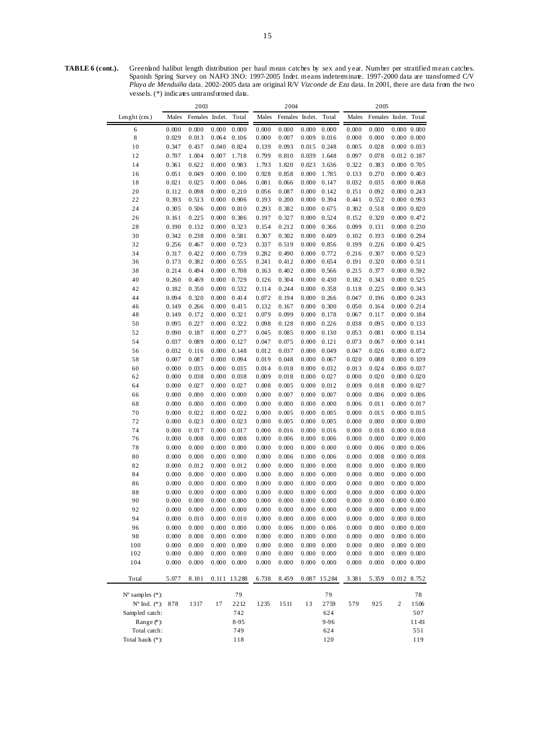**TABLE 6 (cont.).** Greenland halibut length distribution per haul mean catches by sex and year. Number per stratified mean catches. Spanish Spring Survey on NAFO 3NO: 1997-2005 Indet. means indeterminate. 1997-2000 data are transformed C/V *Playa de Menduíña* data. 2002-2005 data are original R/V *Vizconde de Eza* data. In 2001, there are data from the two vessels. (*) indicates untransformed data.

| | 2003 | | | | 2004 | | | | 2005 | | | |
|---|---|---|---|---|---|---|---|---|---|---|---|---|
| Lenght (cm.) | Males | Females | Indet. | Total | Males | Females | Indet. | Total | Males | Females | Indet. | Total |
| 6 | 0.000 | 0.000 | 0.000 | 0.000 | 0.000 | 0.000 | 0.000 | 0.000 | 0.000 | 0.000 | 0.000 | 0.000 |
| 8 | 0.029 | 0.013 | 0.064 | 0.106 | 0.000 | 0.007 | 0.009 | 0.016 | 0.000 | 0.000 | 0.000 | 0.000 |
| 10 | 0.347 | 0.437 | 0.040 | 0.824 | 0.139 | 0.093 | 0.015 | 0.248 | 0.005 | 0.028 | 0.000 | 0.033 |
| 12 | 0.707 | 1.004 | 0.007 | 1.718 | 0.799 | 0.810 | 0.039 | 1.648 | 0.097 | 0.078 | 0.012 | 0.187 |
| 14 | 0.361 | 0.622 | 0.000 | 0.983 | 1.793 | 1.820 | 0.023 | 3.636 | 0.322 | 0.383 | 0.000 | 0.705 |
| 16 | 0.051 | 0.049 | 0.000 | 0.100 | 0.928 | 0.858 | 0.000 | 1.785 | 0.133 | 0.270 | 0.000 | 0.403 |
| 18 | 0.021 | 0.025 | 0.000 | 0.046 | 0.081 | 0.066 | 0.000 | 0.147 | 0.032 | 0.035 | 0.000 | 0.068 |
| 20 | 0.112 | 0.098 | 0.000 | 0.210 | 0.056 | 0.087 | 0.000 | 0.142 | 0.151 | 0.092 | 0.000 | 0.243 |
| 22 | 0.393 | 0.513 | 0.000 | 0.906 | 0.193 | 0.200 | 0.000 | 0.394 | 0.441 | 0.552 | 0.000 | 0.993 |
| 24 | 0.305 | 0.506 | 0.000 | 0.810 | 0.293 | 0.382 | 0.000 | 0.675 | 0.302 | 0.518 | 0.000 | 0.820 |
| 26 | 0.161 | 0.225 | 0.000 | 0.386 | 0.197 | 0.327 | 0.000 | 0.524 | 0.152 | 0.320 | 0.000 | 0.472 |
| 28 | 0.190 | 0.132 | 0.000 | 0.323 | 0.154 | 0.212 | 0.000 | 0.366 | 0.099 | 0.131 | 0.000 | 0.230 |
| 30 | 0.342 | 0.238 | 0.000 | 0.581 | 0.307 | 0.302 | 0.000 | 0.609 | 0.102 | 0.193 | 0.000 | 0.294 |
| 32 | 0.256 | 0.467 | 0.000 | 0.723 | 0.337 | 0.519 | 0.000 | 0.856 | 0.199 | 0.226 | 0.000 | 0.425 |
| 34 | 0.317 | 0.422 | 0.000 | 0.739 | 0.282 | 0.490 | 0.000 | 0.772 | 0.216 | 0.307 | 0.000 | 0.523 |
| 36 | 0.173 | 0.382 | 0.000 | 0.555 | 0.241 | 0.412 | 0.000 | 0.654 | 0.191 | 0.320 | 0.000 | 0.511 |
| 38 | 0.214 | 0.494 | 0.000 | 0.708 | 0.163 | 0.402 | 0.000 | 0.566 | 0.215 | 0.377 | 0.000 | 0.592 |
| 40 | 0.260 | 0.469 | 0.000 | 0.729 | 0.126 | 0.304 | 0.000 | 0.430 | 0.182 | 0.343 | 0.000 | 0.525 |
| 42 | 0.182 | 0.350 | 0.000 | 0.532 | 0.114 | 0.244 | 0.000 | 0.358 | 0.118 | 0.225 | 0.000 | 0.343 |
| 44 | 0.094 | 0.320 | 0.000 | 0.414 | 0.072 | 0.194 | 0.000 | 0.266 | 0.047 | 0.196 | 0.000 | 0.243 |
| 46 | 0.149 | 0.266 | 0.000 | 0.415 | 0.132 | 0.167 | 0.000 | 0.300 | 0.050 | 0.164 | 0.000 | 0.214 |
| 48 | 0.149 | 0.172 | 0.000 | 0.321 | 0.079 | 0.099 | 0.000 | 0.178 | 0.067 | 0.117 | 0.000 | 0.184 |
| 50 | 0.095 | 0.227 | 0.000 | 0.322 | 0.098 | 0.128 | 0.000 | 0.226 | 0.038 | 0.095 | 0.000 | 0.133 |
| 52 | 0.090 | 0.187 | 0.000 | 0.277 | 0.045 | 0.085 | 0.000 | 0.130 | 0.053 | 0.081 | 0.000 | 0.134 |
| 54 | 0.037 | 0.089 | 0.000 | 0.127 | 0.047 | 0.075 | 0.000 | 0.121 | 0.073 | 0.067 | 0.000 | 0.141 |
| 56 | 0.032 | 0.116 | 0.000 | 0.148 | 0.012 | 0.037 | 0.000 | 0.049 | 0.047 | 0.026 | 0.000 | 0.072 |
| 58 | 0.007 | 0.087 | 0.000 | 0.094 | 0.019 | 0.048 | 0.000 | 0.067 | 0.020 | 0.088 | 0.000 | 0.109 |
| 60 | 0.000 | 0.035 | 0.000 | 0.035 | 0.014 | 0.018 | 0.000 | 0.032 | 0.013 | 0.024 | 0.000 | 0.037 |
| 62 | 0.000 | 0.038 | 0.000 | 0.038 | 0.009 | 0.018 | 0.000 | 0.027 | 0.000 | 0.020 | 0.000 | 0.020 |
| 64 | 0.000 | 0.027 | 0.000 | 0.027 | 0.008 | 0.005 | 0.000 | 0.012 | 0.009 | 0.018 | 0.000 | 0.027 |
| 66 | 0.000 | 0.000 | 0.000 | 0.000 | 0.000 | 0.007 | 0.000 | 0.007 | 0.000 | 0.006 | 0.000 | 0.006 |
| 68 | 0.000 | 0.000 | 0.000 | 0.000 | 0.000 | 0.000 | 0.000 | 0.000 | 0.006 | 0.011 | 0.000 | 0.017 |
| 70 | 0.000 | 0.022 | 0.000 | 0.022 | 0.000 | 0.005 | 0.000 | 0.005 | 0.000 | 0.015 | 0.000 | 0.015 |
| 72 | 0.000 | 0.023 | 0.000 | 0.023 | 0.000 | 0.005 | 0.000 | 0.005 | 0.000 | 0.000 | 0.000 | 0.000 |
| 74 | 0.000 | 0.017 | 0.000 | 0.017 | 0.000 | 0.016 | 0.000 | 0.016 | 0.000 | 0.018 | 0.000 | 0.018 |
| 76 | 0.000 | 0.008 | 0.000 | 0.008 | 0.000 | 0.006 | 0.000 | 0.006 | 0.000 | 0.000 | 0.000 | 0.000 |
| 78 | 0.000 | 0.000 | 0.000 | 0.000 | 0.000 | 0.000 | 0.000 | 0.000 | 0.000 | 0.006 | 0.000 | 0.006 |
| 80 | 0.000 | 0.000 | 0.000 | 0.000 | 0.000 | 0.006 | 0.000 | 0.006 | 0.000 | 0.008 | 0.000 | 0.008 |
| 82 | 0.000 | 0.012 | 0.000 | 0.012 | 0.000 | 0.000 | 0.000 | 0.000 | 0.000 | 0.000 | 0.000 | 0.000 |
| 84 | 0.000 | 0.000 | 0.000 | 0.000 | 0.000 | 0.000 | 0.000 | 0.000 | 0.000 | 0.000 | 0.000 | 0.000 |
| 86 | 0.000 | 0.000 | 0.000 | 0.000 | 0.000 | 0.000 | 0.000 | 0.000 | 0.000 | 0.000 | 0.000 | 0.000 |
| 88 | 0.000 | 0.000 | 0.000 | 0.000 | 0.000 | 0.000 | 0.000 | 0.000 | 0.000 | 0.000 | 0.000 | 0.000 |
| 90 | 0.000 | 0.000 | 0.000 | 0.000 | 0.000 | 0.000 | 0.000 | 0.000 | 0.000 | 0.000 | 0.000 | 0.000 |
| 92 | 0.000 | 0.000 | 0.000 | 0.000 | 0.000 | 0.000 | 0.000 | 0.000 | 0.000 | 0.000 | 0.000 | 0.000 |
| 94 | 0.000 | 0.010 | 0.000 | 0.010 | 0.000 | 0.000 | 0.000 | 0.000 | 0.000 | 0.000 | 0.000 | 0.000 |
| 96 | 0.000 | 0.000 | 0.000 | 0.000 | 0.000 | 0.006 | 0.000 | 0.006 | 0.000 | 0.000 | 0.000 | 0.000 |
| 98 | 0.000 | 0.000 | 0.000 | 0.000 | 0.000 | 0.000 | 0.000 | 0.000 | 0.000 | 0.000 | 0.000 | 0.000 |
| 100 | 0.000 | 0.000 | 0.000 | 0.000 | 0.000 | 0.000 | 0.000 | 0.000 | 0.000 | 0.000 | 0.000 | 0.000 |
| 102 | 0.000 | 0.000 | 0.000 | 0.000 | 0.000 | 0.000 | 0.000 | 0.000 | 0.000 | 0.000 | 0.000 | 0.000 |
| 104 | 0.000 | 0.000 | 0.000 | 0.000 | 0.000 | 0.000 | 0.000 | 0.000 | 0.000 | 0.000 | 0.000 | 0.000 |
| Total | 5.077 | 8.101 | 0.111 | 13.288 | 6.738 | 8.459 | 0.087 | 15.284 | 3.381 | 5.359 | 0.012 | 8.752 |
| Nº samples (*): | | | | 79 | | | | 79 | | | | 78 |
| Nº Ind. (*): | 878 | 1317 | 17 | 2212 | 1235 | 1511 | 13 | 2759 | 579 | 925 | 2 | 1506 |
| Sampled catch: | | | | 742 | | | | 624 | | | | 507 |
| Range (*): | | | | 8-95 | | | | 9-96 | | | | 11-81 |
| Total catch: | | | | 749 | | | | 624 | | | | 551 |
| Total hauls (*): | | | | 118 | | | | 120 | | | | 119 |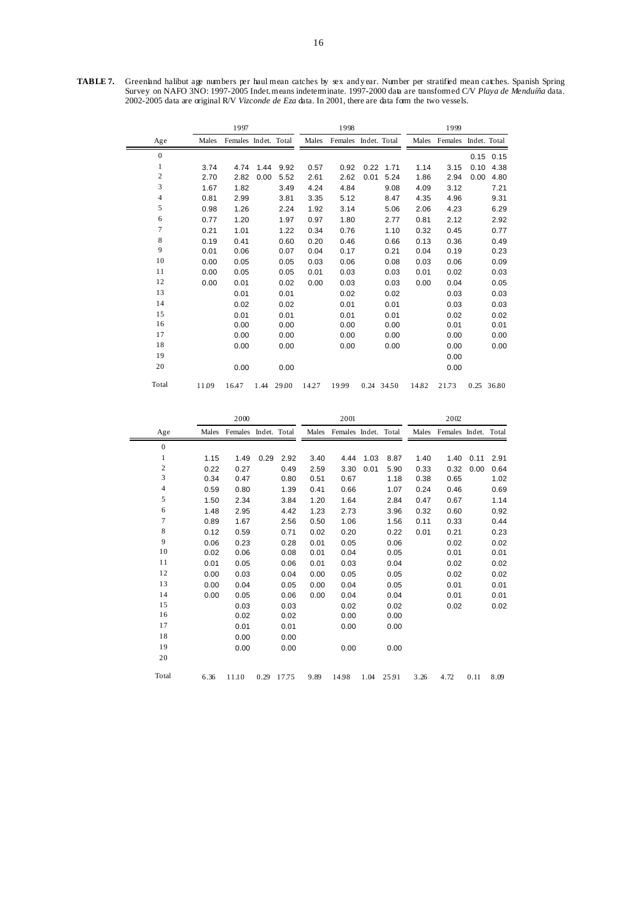**TABLE 7.** Greenland halibut age numbers per haul mean catches by sex and year. Number per stratified mean catches. Spanish Spring Survey on NAFO 3NO: 1997-2005 Indet. means indeterminate. 1997-2000 data are transformed C/V *Playa de Menduíña* data. 2002-2005 data are original R/V *Vizconde de Eza* data. In 2001, there are data form the two vessels.

| | 1997 | | | | 1998 | | | | 1999 | | | |
|---|---|---|---|---|---|---|---|---|---|---|---|---|
| Age | Males | Females | Indet. | Total | Males | Females | Indet. | Total | Males | Females | Indet. | Total |
| 0 | | | | | | | | | | | 0.15 | 0.15 |
| 1 | 3.74 | 4.74 | 1.44 | 9.92 | 0.57 | 0.92 | 0.22 | 1.71 | 1.14 | 3.15 | 0.10 | 4.38 |
| 2 | 2.70 | 2.82 | 0.00 | 5.52 | 2.61 | 2.62 | 0.01 | 5.24 | 1.86 | 2.94 | 0.00 | 4.80 |
| 3 | 1.67 | 1.82 | | 3.49 | 4.24 | 4.84 | | 9.08 | 4.09 | 3.12 | | 7.21 |
| 4 | 0.81 | 2.99 | | 3.81 | 3.35 | 5.12 | | 8.47 | 4.35 | 4.96 | | 9.31 |
| 5 | 0.98 | 1.26 | | 2.24 | 1.92 | 3.14 | | 5.06 | 2.06 | 4.23 | | 6.29 |
| 6 | 0.77 | 1.20 | | 1.97 | 0.97 | 1.80 | | 2.77 | 0.81 | 2.12 | | 2.92 |
| 7 | 0.21 | 1.01 | | 1.22 | 0.34 | 0.76 | | 1.10 | 0.32 | 0.45 | | 0.77 |
| 8 | 0.19 | 0.41 | | 0.60 | 0.20 | 0.46 | | 0.66 | 0.13 | 0.36 | | 0.49 |
| 9 | 0.01 | 0.06 | | 0.07 | 0.04 | 0.17 | | 0.21 | 0.04 | 0.19 | | 0.23 |
| 10 | 0.00 | 0.05 | | 0.05 | 0.03 | 0.06 | | 0.08 | 0.03 | 0.06 | | 0.09 |
| 11 | 0.00 | 0.05 | | 0.05 | 0.01 | 0.03 | | 0.03 | 0.01 | 0.02 | | 0.03 |
| 12 | 0.00 | 0.01 | | 0.02 | 0.00 | 0.03 | | 0.03 | 0.00 | 0.04 | | 0.05 |
| 13 | | 0.01 | | 0.01 | | 0.02 | | 0.02 | | 0.03 | | 0.03 |
| 14 | | 0.02 | | 0.02 | | 0.01 | | 0.01 | | 0.03 | | 0.03 |
| 15 | | 0.01 | | 0.01 | | 0.01 | | 0.01 | | 0.02 | | 0.02 |
| 16 | | 0.00 | | 0.00 | | 0.00 | | 0.00 | | 0.01 | | 0.01 |
| 17 | | 0.00 | | 0.00 | | 0.00 | | 0.00 | | 0.00 | | 0.00 |
| 18 | | 0.00 | | 0.00 | | 0.00 | | 0.00 | | 0.00 | | 0.00 |
| 19 | | | | | | | | | | 0.00 | | |
| 20 | | 0.00 | | 0.00 | | | | | | 0.00 | | |
| Total | 11.09 | 16.47 | 1.44 | 29.00 | 14.27 | 19.99 | 0.24 | 34.50 | 14.82 | 21.73 | 0.25 | 36.80 |

| | 2000 | | | | 2001 | | | | 2002 | | | |
|---|---|---|---|---|---|---|---|---|---|---|---|---|
| Age | Males | Females | Indet. | Total | Males | Females | Indet. | Total | Males | Females | Indet. | Total |
| 0 | | | | | | | | | | | | |
| 1 | 1.15 | 1.49 | 0.29 | 2.92 | 3.40 | 4.44 | 1.03 | 8.87 | 1.40 | 1.40 | 0.11 | 2.91 |
| 2 | 0.22 | 0.27 | | 0.49 | 2.59 | 3.30 | 0.01 | 5.90 | 0.33 | 0.32 | 0.00 | 0.64 |
| 3 | 0.34 | 0.47 | | 0.80 | 0.51 | 0.67 | | 1.18 | 0.38 | 0.65 | | 1.02 |
| 4 | 0.59 | 0.80 | | 1.39 | 0.41 | 0.66 | | 1.07 | 0.24 | 0.46 | | 0.69 |
| 5 | 1.50 | 2.34 | | 3.84 | 1.20 | 1.64 | | 2.84 | 0.47 | 0.67 | | 1.14 |
| 6 | 1.48 | 2.95 | | 4.42 | 1.23 | 2.73 | | 3.96 | 0.32 | 0.60 | | 0.92 |
| 7 | 0.89 | 1.67 | | 2.56 | 0.50 | 1.06 | | 1.56 | 0.11 | 0.33 | | 0.44 |
| 8 | 0.12 | 0.59 | | 0.71 | 0.02 | 0.20 | | 0.22 | 0.01 | 0.21 | | 0.23 |
| 9 | 0.06 | 0.23 | | 0.28 | 0.01 | 0.05 | | 0.06 | | 0.02 | | 0.02 |
| 10 | 0.02 | 0.06 | | 0.08 | 0.01 | 0.04 | | 0.05 | | 0.01 | | 0.01 |
| 11 | 0.01 | 0.05 | | 0.06 | 0.01 | 0.03 | | 0.04 | | 0.02 | | 0.02 |
| 12 | 0.00 | 0.03 | | 0.04 | 0.00 | 0.05 | | 0.05 | | 0.02 | | 0.02 |
| 13 | 0.00 | 0.04 | | 0.05 | 0.00 | 0.04 | | 0.05 | | 0.01 | | 0.01 |
| 14 | 0.00 | 0.05 | | 0.06 | 0.00 | 0.04 | | 0.04 | | 0.01 | | 0.01 |
| 15 | | 0.03 | | 0.03 | | 0.02 | | 0.02 | | 0.02 | | 0.02 |
| 16 | | 0.02 | | 0.02 | | 0.00 | | 0.00 | | | | |
| 17 | | 0.01 | | 0.01 | | 0.00 | | 0.00 | | | | |
| 18 | | 0.00 | | 0.00 | | | | | | | | |
| 19 | | 0.00 | | 0.00 | | 0.00 | | 0.00 | | | | |
| 20 | | | | | | | | | | | | |
| Total | 6.36 | 11.10 | 0.29 | 17.75 | 9.89 | 14.98 | 1.04 | 25.91 | 3.26 | 4.72 | 0.11 | 8.09 |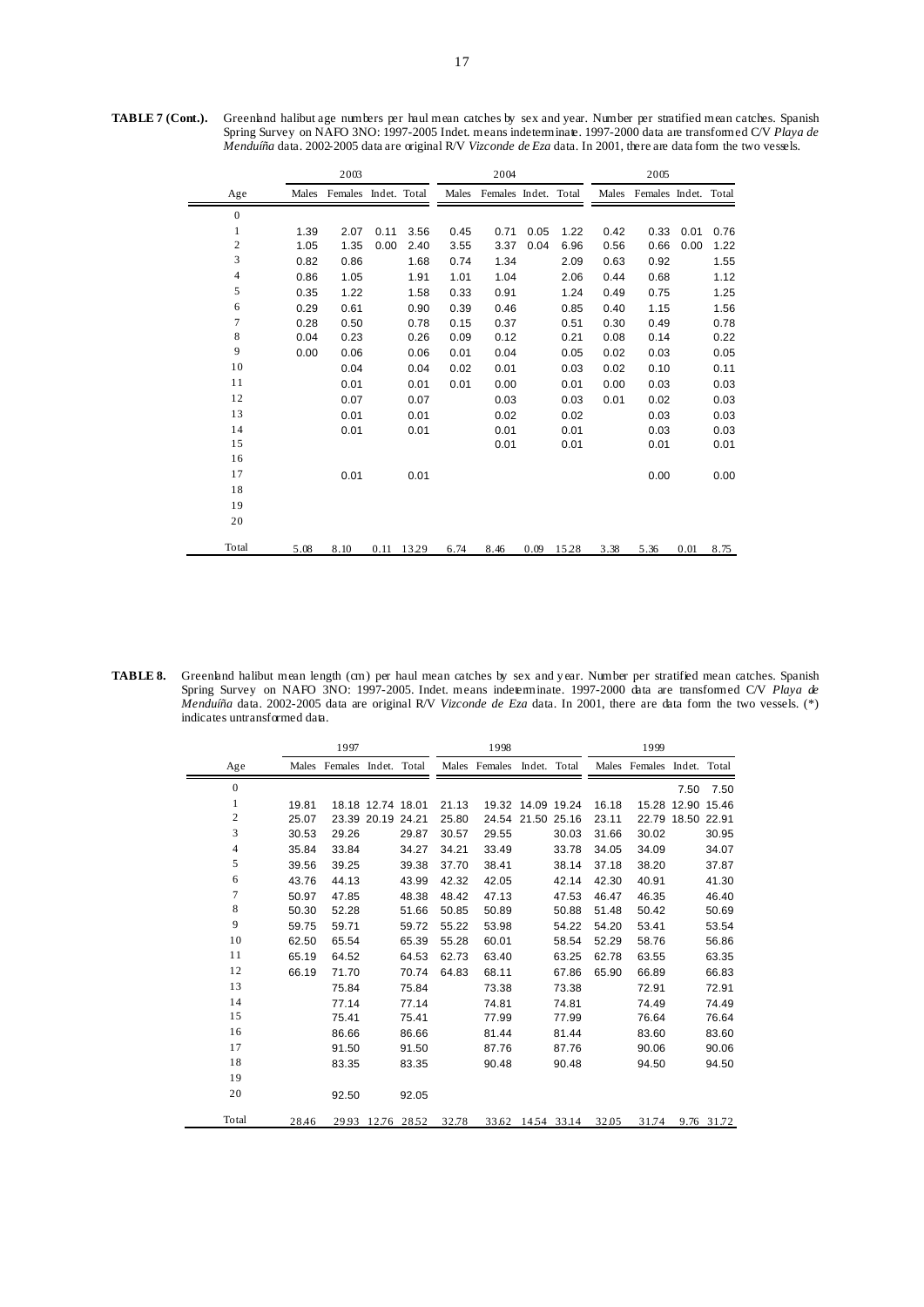**TABLE 7 (Cont.).** Greenland halibut age numbers per haul mean catches by sex and year. Number per stratified mean catches. Spanish Spring Survey on NAFO 3NO: 1997-2005 Indet. means indeterminate. 1997-2000 data are transformed C/V *Playa de Menduíña* data. 2002-2005 data are original R/V *Vizconde de Eza* data. In 2001, there are data form the two vessels.

| | 2003 | | | | 2004 | | | | 2005 | | | |
|---|---|---|---|---|---|---|---|---|---|---|---|---|
| Age | Males | Females | Indet. | Total | Males | Females | Indet. | Total | Males | Females | Indet. | Total |
| 0 | | | | | | | | | | | | |
| 1 | 1.39 | 2.07 | 0.11 | 3.56 | 0.45 | 0.71 | 0.05 | 1.22 | 0.42 | 0.33 | 0.01 | 0.76 |
| 2 | 1.05 | 1.35 | 0.00 | 2.40 | 3.55 | 3.37 | 0.04 | 6.96 | 0.56 | 0.66 | 0.00 | 1.22 |
| 3 | 0.82 | 0.86 | | 1.68 | 0.74 | 1.34 | | 2.09 | 0.63 | 0.92 | | 1.55 |
| 4 | 0.86 | 1.05 | | 1.91 | 1.01 | 1.04 | | 2.06 | 0.44 | 0.68 | | 1.12 |
| 5 | 0.35 | 1.22 | | 1.58 | 0.33 | 0.91 | | 1.24 | 0.49 | 0.75 | | 1.25 |
| 6 | 0.29 | 0.61 | | 0.90 | 0.39 | 0.46 | | 0.85 | 0.40 | 1.15 | | 1.56 |
| 7 | 0.28 | 0.50 | | 0.78 | 0.15 | 0.37 | | 0.51 | 0.30 | 0.49 | | 0.78 |
| 8 | 0.04 | 0.23 | | 0.26 | 0.09 | 0.12 | | 0.21 | 0.08 | 0.14 | | 0.22 |
| 9 | 0.00 | 0.06 | | 0.06 | 0.01 | 0.04 | | 0.05 | 0.02 | 0.03 | | 0.05 |
| 10 | | 0.04 | | 0.04 | 0.02 | 0.01 | | 0.03 | 0.02 | 0.10 | | 0.11 |
| 11 | | 0.01 | | 0.01 | 0.01 | 0.00 | | 0.01 | 0.00 | 0.03 | | 0.03 |
| 12 | | 0.07 | | 0.07 | | 0.03 | | 0.03 | 0.01 | 0.02 | | 0.03 |
| 13 | | 0.01 | | 0.01 | | 0.02 | | 0.02 | | 0.03 | | 0.03 |
| 14 | | 0.01 | | 0.01 | | 0.01 | | 0.01 | | 0.03 | | 0.03 |
| 15 | | | | | | 0.01 | | 0.01 | | 0.01 | | 0.01 |
| 16 | | | | | | | | | | | | |
| 17 | | 0.01 | | 0.01 | | | | | | 0.00 | | 0.00 |
| 18 | | | | | | | | | | | | |
| 19 | | | | | | | | | | | | |
| 20 | | | | | | | | | | | | |
| Total | 5.08 | 8.10 | 0.11 | 13.29 | 6.74 | 8.46 | 0.09 | 15.28 | 3.38 | 5.36 | 0.01 | 8.75 |

**TABLE 8.** Greenland halibut mean length (cm) per haul mean catches by sex and year. Number per stratified mean catches. Spanish Spring Survey on NAFO 3NO: 1997-2005. Indet. means indeterminate. 1997-2000 data are transformed C/V *Playa de Menduíña* data. 2002-2005 data are original R/V *Vizconde de Eza* data. In 2001, there are data form the two vessels. (*) indicates untransformed data.

| | 1997 | | | | 1998 | | | | 1999 | | | |
|---|---|---|---|---|---|---|---|---|---|---|---|---|
| Age | Males | Females | Indet. | Total | Males | Females | Indet. | Total | Males | Females | Indet. | Total |
| 0 | | | | | | | | | | | 7.50 | 7.50 |
| 1 | 19.81 | 18.18 | 12.74 | 18.01 | 21.13 | 19.32 | 14.09 | 19.24 | 16.18 | 15.28 | 12.90 | 15.46 |
| 2 | 25.07 | 23.39 | 20.19 | 24.21 | 25.80 | 24.54 | 21.50 | 25.16 | 23.11 | 22.79 | 18.50 | 22.91 |
| 3 | 30.53 | 29.26 | | 29.87 | 30.57 | 29.55 | | 30.03 | 31.66 | 30.02 | | 30.95 |
| 4 | 35.84 | 33.84 | | 34.27 | 34.21 | 33.49 | | 33.78 | 34.05 | 34.09 | | 34.07 |
| 5 | 39.56 | 39.25 | | 39.38 | 37.70 | 38.41 | | 38.14 | 37.18 | 38.20 | | 37.87 |
| 6 | 43.76 | 44.13 | | 43.99 | 42.32 | 42.05 | | 42.14 | 42.30 | 40.91 | | 41.30 |
| 7 | 50.97 | 47.85 | | 48.38 | 48.42 | 47.13 | | 47.53 | 46.47 | 46.35 | | 46.40 |
| 8 | 50.30 | 52.28 | | 51.66 | 50.85 | 50.89 | | 50.88 | 51.48 | 50.42 | | 50.69 |
| 9 | 59.75 | 59.71 | | 59.72 | 55.22 | 53.98 | | 54.22 | 54.20 | 53.41 | | 53.54 |
| 10 | 62.50 | 65.54 | | 65.39 | 55.28 | 60.01 | | 58.54 | 52.29 | 58.76 | | 56.86 |
| 11 | 65.19 | 64.52 | | 64.53 | 62.73 | 63.40 | | 63.25 | 62.78 | 63.55 | | 63.35 |
| 12 | 66.19 | 71.70 | | 70.74 | 64.83 | 68.11 | | 67.86 | 65.90 | 66.89 | | 66.83 |
| 13 | | 75.84 | | 75.84 | | 73.38 | | 73.38 | | 72.91 | | 72.91 |
| 14 | | 77.14 | | 77.14 | | 74.81 | | 74.81 | | 74.49 | | 74.49 |
| 15 | | 75.41 | | 75.41 | | 77.99 | | 77.99 | | 76.64 | | 76.64 |
| 16 | | 86.66 | | 86.66 | | 81.44 | | 81.44 | | 83.60 | | 83.60 |
| 17 | | 91.50 | | 91.50 | | 87.76 | | 87.76 | | 90.06 | | 90.06 |
| 18 | | 83.35 | | 83.35 | | 90.48 | | 90.48 | | 94.50 | | 94.50 |
| 19 | | | | | | | | | | | | |
| 20 | | 92.50 | | 92.05 | | | | | | | | |
| Total | 28.46 | 29.93 | 12.76 | 28.52 | 32.78 | 33.62 | 14.54 | 33.14 | 32.05 | 31.74 | 9.76 | 31.72 |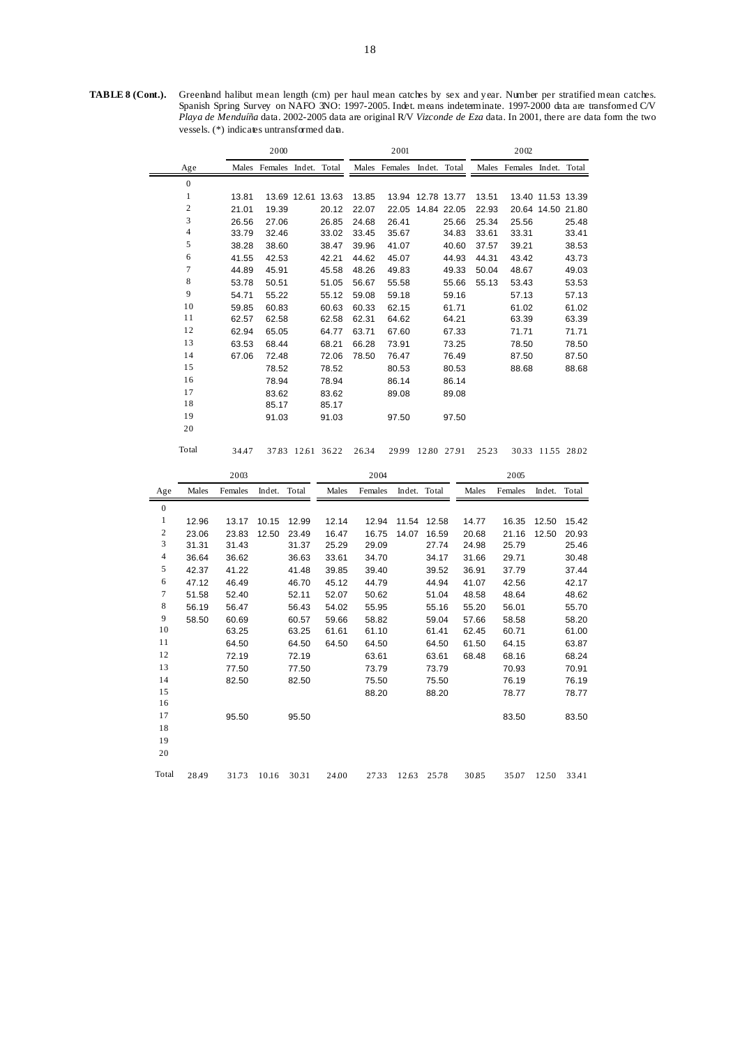**TABLE 8 (Cont.).** Greenland halibut mean length (cm) per haul mean catches by sex and year. Number per stratified mean catches. Spanish Spring Survey on NAFO 3NO: 1997-2005. Indet. means indeterminate. 1997-2000 data are transformed C/V *Playa de Menduíña* data. 2002-2005 data are original R/V *Vizconde de Eza* data. In 2001, there are data form the two vessels. (*) indicates untransformed data.

| | 2000 | | | | 2001 | | | | 2002 | | | |
|---|---|---|---|---|---|---|---|---|---|---|---|---|
| Age | Males | Females | Indet. | Total | Males | Females | Indet. | Total | Males | Females | Indet. | Total |
| 0 | | | | | | | | | | | | |
| 1 | 13.81 | 13.69 | 12.61 | 13.63 | 13.85 | 13.94 | 12.78 | 13.77 | 13.51 | 13.40 | 11.53 | 13.39 |
| 2 | 21.01 | 19.39 | | 20.12 | 22.07 | 22.05 | 14.84 | 22.05 | 22.93 | 20.64 | 14.50 | 21.80 |
| 3 | 26.56 | 27.06 | | 26.85 | 24.68 | 26.41 | | 25.66 | 25.34 | 25.56 | | 25.48 |
| 4 | 33.79 | 32.46 | | 33.02 | 33.45 | 35.67 | | 34.83 | 33.61 | 33.31 | | 33.41 |
| 5 | 38.28 | 38.60 | | 38.47 | 39.96 | 41.07 | | 40.60 | 37.57 | 39.21 | | 38.53 |
| 6 | 41.55 | 42.53 | | 42.21 | 44.62 | 45.07 | | 44.93 | 44.31 | 43.42 | | 43.73 |
| 7 | 44.89 | 45.91 | | 45.58 | 48.26 | 49.83 | | 49.33 | 50.04 | 48.67 | | 49.03 |
| 8 | 53.78 | 50.51 | | 51.05 | 56.67 | 55.58 | | 55.66 | 55.13 | 53.43 | | 53.53 |
| 9 | 54.71 | 55.22 | | 55.12 | 59.08 | 59.18 | | 59.16 | | 57.13 | | 57.13 |
| 10 | 59.85 | 60.83 | | 60.63 | 60.33 | 62.15 | | 61.71 | | 61.02 | | 61.02 |
| 11 | 62.57 | 62.58 | | 62.58 | 62.31 | 64.62 | | 64.21 | | 63.39 | | 63.39 |
| 12 | 62.94 | 65.05 | | 64.77 | 63.71 | 67.60 | | 67.33 | | 71.71 | | 71.71 |
| 13 | 63.53 | 68.44 | | 68.21 | 66.28 | 73.91 | | 73.25 | | 78.50 | | 78.50 |
| 14 | 67.06 | 72.48 | | 72.06 | 78.50 | 76.47 | | 76.49 | | 87.50 | | 87.50 |
| 15 | | 78.52 | | 78.52 | | 80.53 | | 80.53 | | 88.68 | | 88.68 |
| 16 | | 78.94 | | 78.94 | | 86.14 | | 86.14 | | | | |
| 17 | | 83.62 | | 83.62 | | 89.08 | | 89.08 | | | | |
| 18 | | 85.17 | | 85.17 | | | | | | | | |
| 19 | | 91.03 | | 91.03 | | 97.50 | | 97.50 | | | | |
| 20 | | | | | | | | | | | | |
| Total | 34.47 | 37.83 | 12.61 | 36.22 | 26.34 | 29.99 | 12.80 | 27.91 | 25.23 | 30.33 | 11.55 | 28.02 |

| | 2003 | | | | 2004 | | | | 2005 | | | |
|---|---|---|---|---|---|---|---|---|---|---|---|---|
| Age | Males | Females | Indet. | Total | Males | Females | Indet. | Total | Males | Females | Indet. | Total |
| 0 | | | | | | | | | | | | |
| 1 | 12.96 | 13.17 | 10.15 | 12.99 | 12.14 | 12.94 | 11.54 | 12.58 | 14.77 | 16.35 | 12.50 | 15.42 |
| 2 | 23.06 | 23.83 | 12.50 | 23.49 | 16.47 | 16.75 | 14.07 | 16.59 | 20.68 | 21.16 | 12.50 | 20.93 |
| 3 | 31.31 | 31.43 | | 31.37 | 25.29 | 29.09 | | 27.74 | 24.98 | 25.79 | | 25.46 |
| 4 | 36.64 | 36.62 | | 36.63 | 33.61 | 34.70 | | 34.17 | 31.66 | 29.71 | | 30.48 |
| 5 | 42.37 | 41.22 | | 41.48 | 39.85 | 39.40 | | 39.52 | 36.91 | 37.79 | | 37.44 |
| 6 | 47.12 | 46.49 | | 46.70 | 45.12 | 44.79 | | 44.94 | 41.07 | 42.56 | | 42.17 |
| 7 | 51.58 | 52.40 | | 52.11 | 52.07 | 50.62 | | 51.04 | 48.58 | 48.64 | | 48.62 |
| 8 | 56.19 | 56.47 | | 56.43 | 54.02 | 55.95 | | 55.16 | 55.20 | 56.01 | | 55.70 |
| 9 | 58.50 | 60.69 | | 60.57 | 59.66 | 58.82 | | 59.04 | 57.66 | 58.58 | | 58.20 |
| 10 | | 63.25 | | 63.25 | 61.61 | 61.10 | | 61.41 | 62.45 | 60.71 | | 61.00 |
| 11 | | 64.50 | | 64.50 | 64.50 | 64.50 | | 64.50 | 61.50 | 64.15 | | 63.87 |
| 12 | | 72.19 | | 72.19 | | 63.61 | | 63.61 | 68.48 | 68.16 | | 68.24 |
| 13 | | 77.50 | | 77.50 | | 73.79 | | 73.79 | | 70.93 | | 70.91 |
| 14 | | 82.50 | | 82.50 | | 75.50 | | 75.50 | | 76.19 | | 76.19 |
| 15 | | | | | | 88.20 | | 88.20 | | 78.77 | | 78.77 |
| 16 | | | | | | | | | | | | |
| 17 | | 95.50 | | 95.50 | | | | | | 83.50 | | 83.50 |
| 18 | | | | | | | | | | | | |
| 19 | | | | | | | | | | | | |
| 20 | | | | | | | | | | | | |
| Total | 28.49 | 31.73 | 10.16 | 30.31 | 24.00 | 27.33 | 12.63 | 25.78 | 30.85 | 35.07 | 12.50 | 33.41 |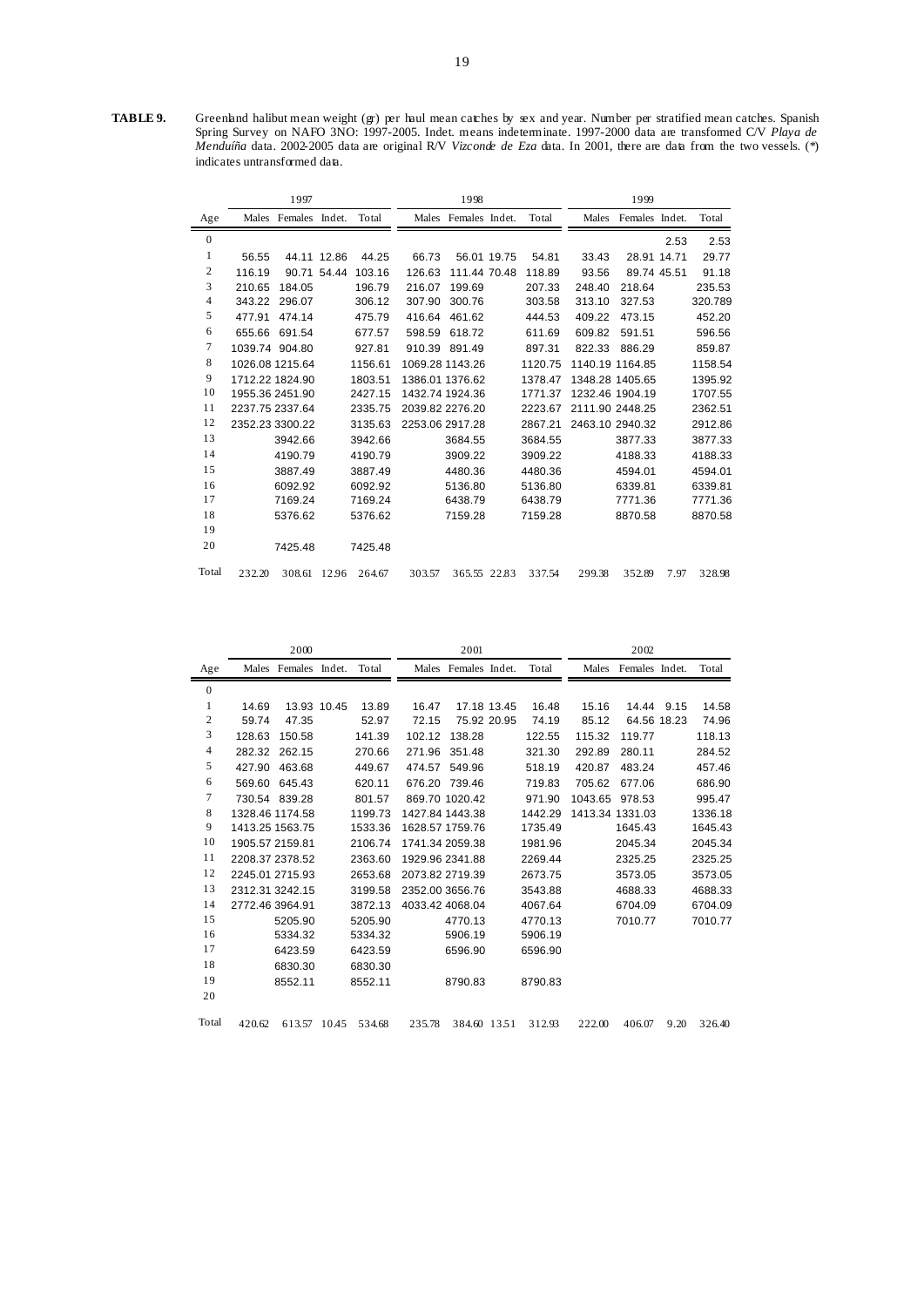**TABLE 9.** Greenland halibut mean weight (gr) per haul mean catches by sex and year. Number per stratified mean catches. Spanish Spring Survey on NAFO 3NO: 1997-2005. Indet. means indeterminate. 1997-2000 data are transformed C/V *Playa de Menduíña* data. 2002-2005 data are original R/V *Vizconde de Eza* data. In 2001, there are data from the two vessels. (*) indicates untransformed data.

| | 1997 | | | | 1998 | | | | 1999 | | | |
|---|---|---|---|---|---|---|---|---|---|---|---|---|
| Age | Males | Females | Indet. | Total | Males | Females | Indet. | Total | Males | Females | Indet. | Total |
| 0 | | | | | | | | | | | 2.53 | 2.53 |
| 1 | 56.55 | 44.11 | 12.86 | 44.25 | 66.73 | 56.01 | 19.75 | 54.81 | 33.43 | 28.91 | 14.71 | 29.77 |
| 2 | 116.19 | 90.71 | 54.44 | 103.16 | 126.63 | 111.44 | 70.48 | 118.89 | 93.56 | 89.74 | 45.51 | 91.18 |
| 3 | 210.65 | 184.05 | | 196.79 | 216.07 | 199.69 | | 207.33 | 248.40 | 218.64 | | 235.53 |
| 4 | 343.22 | 296.07 | | 306.12 | 307.90 | 300.76 | | 303.58 | 313.10 | 327.53 | | 320.789 |
| 5 | 477.91 | 474.14 | | 475.79 | 416.64 | 461.62 | | 444.53 | 409.22 | 473.15 | | 452.20 |
| 6 | 655.66 | 691.54 | | 677.57 | 598.59 | 618.72 | | 611.69 | 609.82 | 591.51 | | 596.56 |
| 7 | 1039.74 | 904.80 | | 927.81 | 910.39 | 891.49 | | 897.31 | 822.33 | 886.29 | | 859.87 |
| 8 | 1026.08 | 1215.64 | | 1156.61 | 1069.28 | 1143.26 | | 1120.75 | 1140.19 | 1164.85 | | 1158.54 |
| 9 | 1712.22 | 1824.90 | | 1803.51 | 1386.01 | 1376.62 | | 1378.47 | 1348.28 | 1405.65 | | 1395.92 |
| 10 | 1955.36 | 2451.90 | | 2427.15 | 1432.74 | 1924.36 | | 1771.37 | 1232.46 | 1904.19 | | 1707.55 |
| 11 | 2237.75 | 2337.64 | | 2335.75 | 2039.82 | 2276.20 | | 2223.67 | 2111.90 | 2448.25 | | 2362.51 |
| 12 | 2352.23 | 3300.22 | | 3135.63 | 2253.06 | 2917.28 | | 2867.21 | 2463.10 | 2940.32 | | 2912.86 |
| 13 | | 3942.66 | | 3942.66 | | 3684.55 | | 3684.55 | | 3877.33 | | 3877.33 |
| 14 | | 4190.79 | | 4190.79 | | 3909.22 | | 3909.22 | | 4188.33 | | 4188.33 |
| 15 | | 3887.49 | | 3887.49 | | 4480.36 | | 4480.36 | | 4594.01 | | 4594.01 |
| 16 | | 6092.92 | | 6092.92 | | 5136.80 | | 5136.80 | | 6339.81 | | 6339.81 |
| 17 | | 7169.24 | | 7169.24 | | 6438.79 | | 6438.79 | | 7771.36 | | 7771.36 |
| 18 | | 5376.62 | | 5376.62 | | 7159.28 | | 7159.28 | | 8870.58 | | 8870.58 |
| 19 | | | | | | | | | | | | |
| 20 | | 7425.48 | | 7425.48 | | | | | | | | |
| Total | 232.20 | 308.61 | 12.96 | 264.67 | 303.57 | 365.55 | 22.83 | 337.54 | 299.38 | 352.89 | 7.97 | 328.98 |

| | 2000 | | | | 2001 | | | | 2002 | | | |
|---|---|---|---|---|---|---|---|---|---|---|---|---|
| Age | Males | Females | Indet. | Total | Males | Females | Indet. | Total | Males | Females | Indet. | Total |
| 0 | | | | | | | | | | | | |
| 1 | 14.69 | 13.93 | 10.45 | 13.89 | 16.47 | 17.18 | 13.45 | 16.48 | 15.16 | 14.44 | 9.15 | 14.58 |
| 2 | 59.74 | 47.35 | | 52.97 | 72.15 | 75.92 | 20.95 | 74.19 | 85.12 | 64.56 | 18.23 | 74.96 |
| 3 | 128.63 | 150.58 | | 141.39 | 102.12 | 138.28 | | 122.55 | 115.32 | 119.77 | | 118.13 |
| 4 | 282.32 | 262.15 | | 270.66 | 271.96 | 351.48 | | 321.30 | 292.89 | 280.11 | | 284.52 |
| 5 | 427.90 | 463.68 | | 449.67 | 474.57 | 549.96 | | 518.19 | 420.87 | 483.24 | | 457.46 |
| 6 | 569.60 | 645.43 | | 620.11 | 676.20 | 739.46 | | 719.83 | 705.62 | 677.06 | | 686.90 |
| 7 | 730.54 | 839.28 | | 801.57 | 869.70 | 1020.42 | | 971.90 | 1043.65 | 978.53 | | 995.47 |
| 8 | 1328.46 | 1174.58 | | 1199.73 | 1427.84 | 1443.38 | | 1442.29 | 1413.34 | 1331.03 | | 1336.18 |
| 9 | 1413.25 | 1563.75 | | 1533.36 | 1628.57 | 1759.76 | | 1735.49 | | 1645.43 | | 1645.43 |
| 10 | 1905.57 | 2159.81 | | 2106.74 | 1741.34 | 2059.38 | | 1981.96 | | 2045.34 | | 2045.34 |
| 11 | 2208.37 | 2378.52 | | 2363.60 | 1929.96 | 2341.88 | | 2269.44 | | 2325.25 | | 2325.25 |
| 12 | 2245.01 | 2715.93 | | 2653.68 | 2073.82 | 2719.39 | | 2673.75 | | 3573.05 | | 3573.05 |
| 13 | 2312.31 | 3242.15 | | 3199.58 | 2352.00 | 3656.76 | | 3543.88 | | 4688.33 | | 4688.33 |
| 14 | 2772.46 | 3964.91 | | 3872.13 | 4033.42 | 4068.04 | | 4067.64 | | 6704.09 | | 6704.09 |
| 15 | | 5205.90 | | 5205.90 | | 4770.13 | | 4770.13 | | 7010.77 | | 7010.77 |
| 16 | | 5334.32 | | 5334.32 | | 5906.19 | | 5906.19 | | | | |
| 17 | | 6423.59 | | 6423.59 | | 6596.90 | | 6596.90 | | | | |
| 18 | | 6830.30 | | 6830.30 | | | | | | | | |
| 19 | | 8552.11 | | 8552.11 | | 8790.83 | | 8790.83 | | | | |
| 20 | | | | | | | | | | | | |
| Total | 420.62 | 613.57 | 10.45 | 534.68 | 235.78 | 384.60 | 13.51 | 312.93 | 222.00 | 406.07 | 9.20 | 326.40 |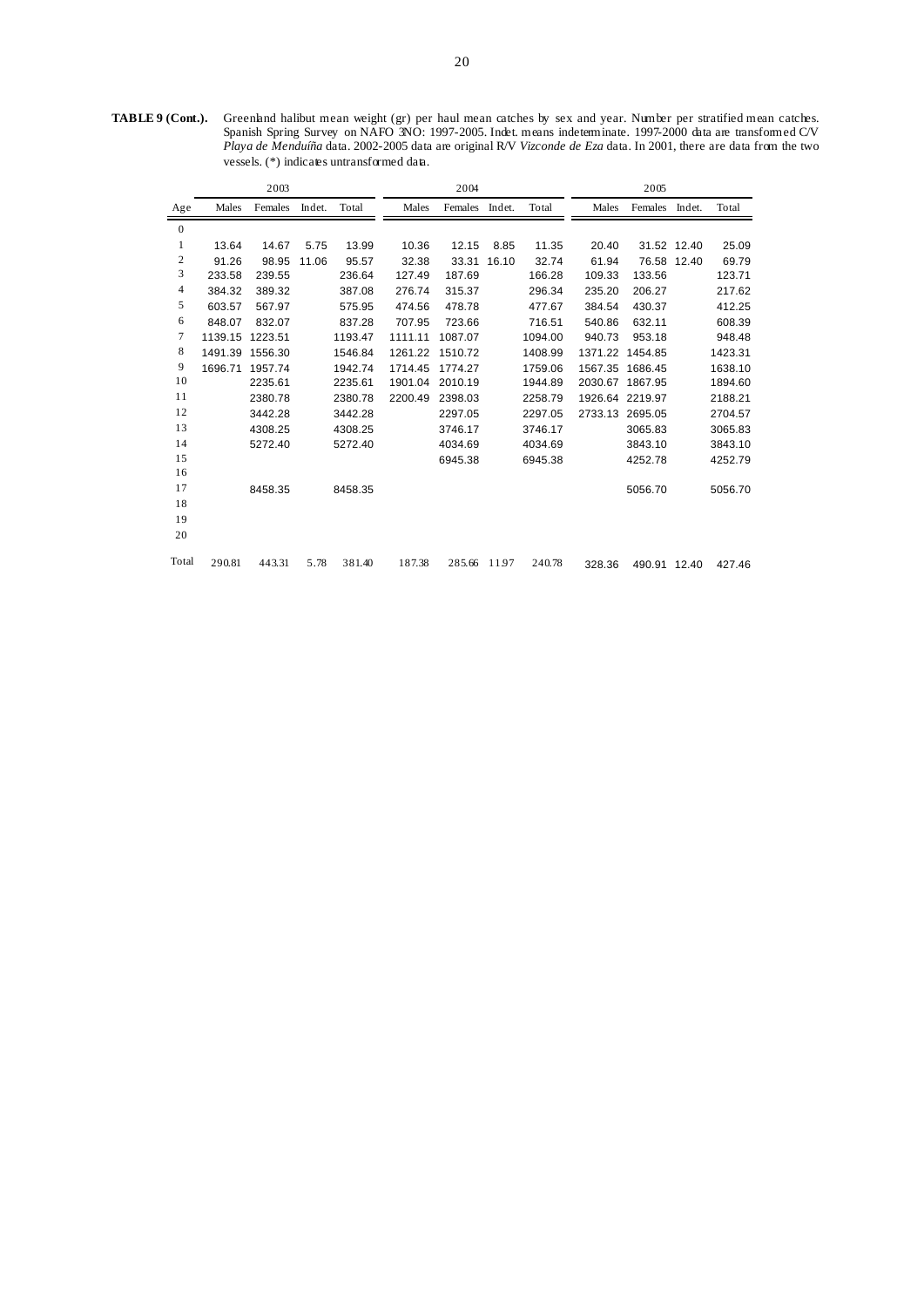**TABLE 9 (Cont.).** Greenland halibut mean weight (gr) per haul mean catches by sex and year. Number per stratified mean catches. Spanish Spring Survey on NAFO 3NO: 1997-2005. Indet. means indeterminate. 1997-2000 data are transformed C/V *Playa de Menduíña* data. 2002-2005 data are original R/V *Vizconde de Eza* data. In 2001, there are data from the two vessels. (*) indicates untransformed data.

| | 2003 | | | | 2004 | | | | 2005 | | | |
|---|---|---|---|---|---|---|---|---|---|---|---|---|
| Age | Males | Females | Indet. | Total | Males | Females | Indet. | Total | Males | Females | Indet. | Total |
| 0 | | | | | | | | | | | | |
| 1 | 13.64 | 14.67 | 5.75 | 13.99 | 10.36 | 12.15 | 8.85 | 11.35 | 20.40 | 31.52 | 12.40 | 25.09 |
| 2 | 91.26 | 98.95 | 11.06 | 95.57 | 32.38 | 33.31 | 16.10 | 32.74 | 61.94 | 76.58 | 12.40 | 69.79 |
| 3 | 233.58 | 239.55 | | 236.64 | 127.49 | 187.69 | | 166.28 | 109.33 | 133.56 | | 123.71 |
| 4 | 384.32 | 389.32 | | 387.08 | 276.74 | 315.37 | | 296.34 | 235.20 | 206.27 | | 217.62 |
| 5 | 603.57 | 567.97 | | 575.95 | 474.56 | 478.78 | | 477.67 | 384.54 | 430.37 | | 412.25 |
| 6 | 848.07 | 832.07 | | 837.28 | 707.95 | 723.66 | | 716.51 | 540.86 | 632.11 | | 608.39 |
| 7 | 1139.15 | 1223.51 | | 1193.47 | 1111.11 | 1087.07 | | 1094.00 | 940.73 | 953.18 | | 948.48 |
| 8 | 1491.39 | 1556.30 | | 1546.84 | 1261.22 | 1510.72 | | 1408.99 | 1371.22 | 1454.85 | | 1423.31 |
| 9 | 1696.71 | 1957.74 | | 1942.74 | 1714.45 | 1774.27 | | 1759.06 | 1567.35 | 1686.45 | | 1638.10 |
| 10 | | 2235.61 | | 2235.61 | 1901.04 | 2010.19 | | 1944.89 | 2030.67 | 1867.95 | | 1894.60 |
| 11 | | 2380.78 | | 2380.78 | 2200.49 | 2398.03 | | 2258.79 | 1926.64 | 2219.97 | | 2188.21 |
| 12 | | 3442.28 | | 3442.28 | | 2297.05 | | 2297.05 | 2733.13 | 2695.05 | | 2704.57 |
| 13 | | 4308.25 | | 4308.25 | | 3746.17 | | 3746.17 | | 3065.83 | | 3065.83 |
| 14 | | 5272.40 | | 5272.40 | | 4034.69 | | 4034.69 | | 3843.10 | | 3843.10 |
| 15 | | | | | | 6945.38 | | 6945.38 | | 4252.78 | | 4252.79 |
| 16 | | | | | | | | | | | | |
| 17 | | 8458.35 | | 8458.35 | | | | | | 5056.70 | | 5056.70 |
| 18 | | | | | | | | | | | | |
| 19 | | | | | | | | | | | | |
| 20 | | | | | | | | | | | | |
| Total | 290.81 | 443.31 | 5.78 | 381.40 | 187.38 | 285.66 | 11.97 | 240.78 | 328.36 | 490.91 | 12.40 | 427.46 |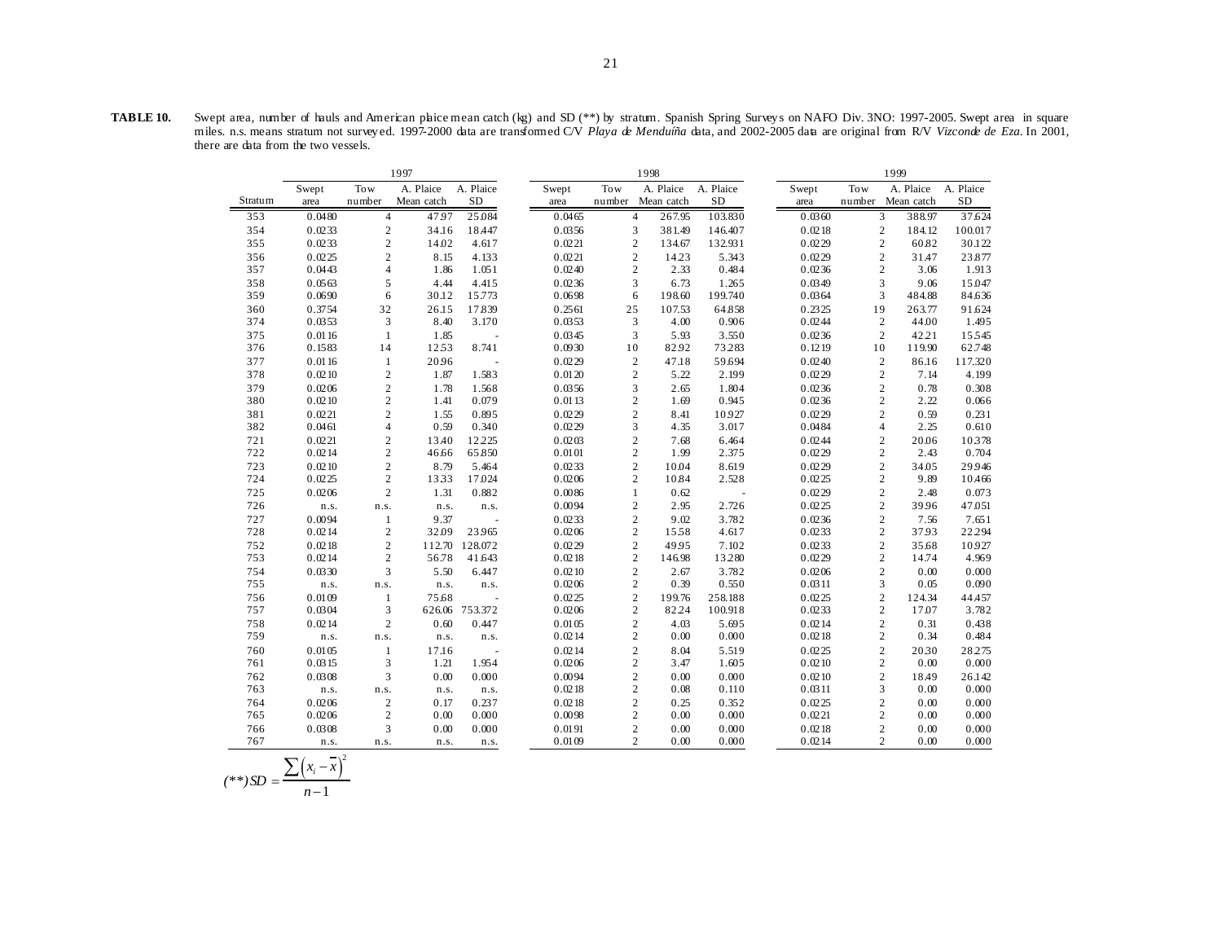**TABLE 10.** Swept area, number of hauls and American plaice mean catch (kg) and SD (**) by stratum. Spanish Spring Surveys on NAFO Div. 3NO: 1997-2005. Swept area in square miles. n.s. means stratum not surveyed. 1997-2000 data are transformed C/V *Playa de Menduíña* data, and 2002-2005 data are original from R/V *Vizconde de Eza*. In 2001, there are data from the two vessels.

| | 1997 | | | | 1998 | | | | 1999 | | | |
|---|---|---|---|---|---|---|---|---|---|---|---|---|
| Stratum | Swept area | Tow number | A. Plaice Mean catch | A. Plaice SD | Swept area | Tow number | A. Plaice Mean catch | A. Plaice SD | Swept area | Tow number | A. Plaice Mean catch | A. Plaice SD |
| 353 | 0.0480 | 4 | 47.97 | 25.084 | 0.0465 | 4 | 267.95 | 103.830 | 0.0360 | 3 | 388.97 | 37.624 |
| 354 | 0.0233 | 2 | 34.16 | 18.447 | 0.0356 | 3 | 381.49 | 146.407 | 0.0218 | 2 | 184.12 | 100.017 |
| 355 | 0.0233 | 2 | 14.02 | 4.617 | 0.0221 | 2 | 134.67 | 132.931 | 0.0229 | 2 | 60.82 | 30.122 |
| 356 | 0.0225 | 2 | 8.15 | 4.133 | 0.0221 | 2 | 14.23 | 5.343 | 0.0229 | 2 | 31.47 | 23.877 |
| 357 | 0.0443 | 4 | 1.86 | 1.051 | 0.0240 | 2 | 2.33 | 0.484 | 0.0236 | 2 | 3.06 | 1.913 |
| 358 | 0.0563 | 5 | 4.44 | 4.415 | 0.0236 | 3 | 6.73 | 1.265 | 0.0349 | 3 | 9.06 | 15.047 |
| 359 | 0.0690 | 6 | 30.12 | 15.773 | 0.0698 | 6 | 198.60 | 199.740 | 0.0364 | 3 | 484.88 | 84.636 |
| 360 | 0.3754 | 32 | 26.15 | 17.839 | 0.2561 | 25 | 107.53 | 64.858 | 0.2325 | 19 | 263.77 | 91.624 |
| 374 | 0.0353 | 3 | 8.40 | 3.170 | 0.0353 | 3 | 4.00 | 0.906 | 0.0244 | 2 | 44.00 | 1.495 |
| 375 | 0.0116 | 1 | 1.85 | - | 0.0345 | 3 | 5.93 | 3.550 | 0.0236 | 2 | 42.21 | 15.545 |
| 376 | 0.1583 | 14 | 12.53 | 8.741 | 0.0930 | 10 | 82.92 | 73.283 | 0.1219 | 10 | 119.90 | 62.748 |
| 377 | 0.0116 | 1 | 20.96 | - | 0.0229 | 2 | 47.18 | 59.694 | 0.0240 | 2 | 86.16 | 117.320 |
| 378 | 0.0210 | 2 | 1.87 | 1.583 | 0.0120 | 2 | 5.22 | 2.199 | 0.0229 | 2 | 7.14 | 4.199 |
| 379 | 0.0206 | 2 | 1.78 | 1.568 | 0.0356 | 3 | 2.65 | 1.804 | 0.0236 | 2 | 0.78 | 0.308 |
| 380 | 0.0210 | 2 | 1.41 | 0.079 | 0.0113 | 2 | 1.69 | 0.945 | 0.0236 | 2 | 2.22 | 0.066 |
| 381 | 0.0221 | 2 | 1.55 | 0.895 | 0.0229 | 2 | 8.41 | 10.927 | 0.0229 | 2 | 0.59 | 0.231 |
| 382 | 0.0461 | 4 | 0.59 | 0.340 | 0.0229 | 3 | 4.35 | 3.017 | 0.0484 | 4 | 2.25 | 0.610 |
| 721 | 0.0221 | 2 | 13.40 | 12.225 | 0.0203 | 2 | 7.68 | 6.464 | 0.0244 | 2 | 20.06 | 10.378 |
| 722 | 0.0214 | 2 | 46.66 | 65.850 | 0.0101 | 2 | 1.99 | 2.375 | 0.0229 | 2 | 2.43 | 0.704 |
| 723 | 0.0210 | 2 | 8.79 | 5.464 | 0.0233 | 2 | 10.04 | 8.619 | 0.0229 | 2 | 34.05 | 29.946 |
| 724 | 0.0225 | 2 | 13.33 | 17.024 | 0.0206 | 2 | 10.84 | 2.528 | 0.0225 | 2 | 9.89 | 10.466 |
| 725 | 0.0206 | 2 | 1.31 | 0.882 | 0.0086 | 1 | 0.62 | - | 0.0229 | 2 | 2.48 | 0.073 |
| 726 | n.s. | n.s. | n.s. | n.s. | 0.0094 | 2 | 2.95 | 2.726 | 0.0225 | 2 | 39.96 | 47.051 |
| 727 | 0.0094 | 1 | 9.37 | - | 0.0233 | 2 | 9.02 | 3.782 | 0.0236 | 2 | 7.56 | 7.651 |
| 728 | 0.0214 | 2 | 32.09 | 23.965 | 0.0206 | 2 | 15.58 | 4.617 | 0.0233 | 2 | 37.93 | 22.294 |
| 752 | 0.0218 | 2 | 112.70 | 128.072 | 0.0229 | 2 | 49.95 | 7.102 | 0.0233 | 2 | 35.68 | 10.927 |
| 753 | 0.0214 | 2 | 56.78 | 41.643 | 0.0218 | 2 | 146.98 | 13.280 | 0.0229 | 2 | 14.74 | 4.969 |
| 754 | 0.0330 | 3 | 5.50 | 6.447 | 0.0210 | 2 | 2.67 | 3.782 | 0.0206 | 2 | 0.00 | 0.000 |
| 755 | n.s. | n.s. | n.s. | n.s. | 0.0206 | 2 | 0.39 | 0.550 | 0.0311 | 3 | 0.05 | 0.090 |
| 756 | 0.0109 | 1 | 75.68 | - | 0.0225 | 2 | 199.76 | 258.188 | 0.0225 | 2 | 124.34 | 44.457 |
| 757 | 0.0304 | 3 | 626.06 | 753.372 | 0.0206 | 2 | 82.24 | 100.918 | 0.0233 | 2 | 17.07 | 3.782 |
| 758 | 0.0214 | 2 | 0.60 | 0.447 | 0.0105 | 2 | 4.03 | 5.695 | 0.0214 | 2 | 0.31 | 0.438 |
| 759 | n.s. | n.s. | n.s. | n.s. | 0.0214 | 2 | 0.00 | 0.000 | 0.0218 | 2 | 0.34 | 0.484 |
| 760 | 0.0105 | 1 | 17.16 | - | 0.0214 | 2 | 8.04 | 5.519 | 0.0225 | 2 | 20.30 | 28.275 |
| 761 | 0.0315 | 3 | 1.21 | 1.954 | 0.0206 | 2 | 3.47 | 1.605 | 0.0210 | 2 | 0.00 | 0.000 |
| 762 | 0.0308 | 3 | 0.00 | 0.000 | 0.0094 | 2 | 0.00 | 0.000 | 0.0210 | 2 | 18.49 | 26.142 |
| 763 | n.s. | n.s. | n.s. | n.s. | 0.0218 | 2 | 0.08 | 0.110 | 0.0311 | 3 | 0.00 | 0.000 |
| 764 | 0.0206 | 2 | 0.17 | 0.237 | 0.0218 | 2 | 0.25 | 0.352 | 0.0225 | 2 | 0.00 | 0.000 |
| 765 | 0.0206 | 2 | 0.00 | 0.000 | 0.0098 | 2 | 0.00 | 0.000 | 0.0221 | 2 | 0.00 | 0.000 |
| 766 | 0.0308 | 3 | 0.00 | 0.000 | 0.0191 | 2 | 0.00 | 0.000 | 0.0218 | 2 | 0.00 | 0.000 |
| 767 | n.s. | n.s. | n.s. | n.s. | 0.0109 | 2 | 0.00 | 0.000 | 0.0214 | 2 | 0.00 | 0.000 |

$$(**)SD = \frac{\sum\left(x_i - \bar{x}\right)^2}{n-1}$$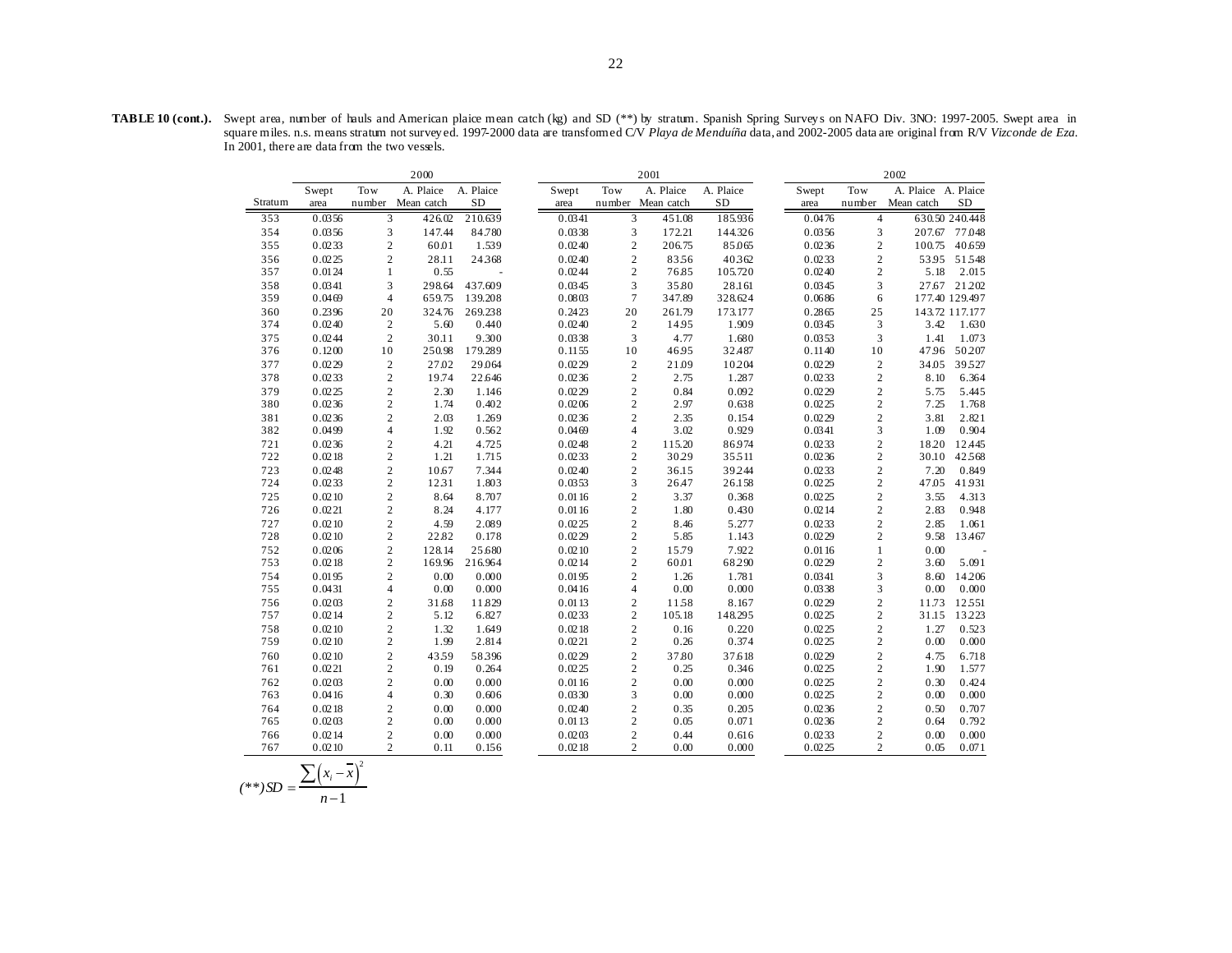**TABLE 10 (cont.).** Swept area, number of hauls and American plaice mean catch (kg) and SD (**) by stratum. Spanish Spring Surveys on NAFO Div. 3NO: 1997-2005. Swept area in square miles. n.s. means stratum not surveyed. 1997-2000 data are transformed C/V *Playa de Menduíña* data, and 2002-2005 data are original from R/V *Vizconde de Eza*. In 2001, there are data from the two vessels.

| | 2000 | | | | 2001 | | | | 2002 | | | |
|---|---|---|---|---|---|---|---|---|---|---|---|---|
| Stratum | Swept area | Tow number | A. Plaice Mean catch | A. Plaice SD | Swept area | Tow number | A. Plaice Mean catch | A. Plaice SD | Swept area | Tow number | A. Plaice Mean catch | A. Plaice SD |
| 353 | 0.0356 | 3 | 426.02 | 210.639 | 0.0341 | 3 | 451.08 | 185.936 | 0.0476 | 4 | 630.50 | 240.448 |
| 354 | 0.0356 | 3 | 147.44 | 84.780 | 0.0338 | 3 | 172.21 | 144.326 | 0.0356 | 3 | 207.67 | 77.048 |
| 355 | 0.0233 | 2 | 60.01 | 1.539 | 0.0240 | 2 | 206.75 | 85.065 | 0.0236 | 2 | 100.75 | 40.659 |
| 356 | 0.0225 | 2 | 28.11 | 24.368 | 0.0240 | 2 | 83.56 | 40.362 | 0.0233 | 2 | 53.95 | 51.548 |
| 357 | 0.0124 | 1 | 0.55 | - | 0.0244 | 2 | 76.85 | 105.720 | 0.0240 | 2 | 5.18 | 2.015 |
| 358 | 0.0341 | 3 | 298.64 | 437.609 | 0.0345 | 3 | 35.80 | 28.161 | 0.0345 | 3 | 27.67 | 21.202 |
| 359 | 0.0469 | 4 | 659.75 | 139.208 | 0.0803 | 7 | 347.89 | 328.624 | 0.0686 | 6 | 177.40 | 129.497 |
| 360 | 0.2396 | 20 | 324.76 | 269.238 | 0.2423 | 20 | 261.79 | 173.177 | 0.2865 | 25 | 143.72 | 117.177 |
| 374 | 0.0240 | 2 | 5.60 | 0.440 | 0.0240 | 2 | 14.95 | 1.909 | 0.0345 | 3 | 3.42 | 1.630 |
| 375 | 0.0244 | 2 | 30.11 | 9.300 | 0.0338 | 3 | 4.77 | 1.680 | 0.0353 | 3 | 1.41 | 1.073 |
| 376 | 0.1200 | 10 | 250.98 | 179.289 | 0.1155 | 10 | 46.95 | 32.487 | 0.1140 | 10 | 47.96 | 50.207 |
| 377 | 0.0229 | 2 | 27.02 | 29.064 | 0.0229 | 2 | 21.09 | 10.204 | 0.0229 | 2 | 34.05 | 39.527 |
| 378 | 0.0233 | 2 | 19.74 | 22.646 | 0.0236 | 2 | 2.75 | 1.287 | 0.0233 | 2 | 8.10 | 6.364 |
| 379 | 0.0225 | 2 | 2.30 | 1.146 | 0.0229 | 2 | 0.84 | 0.092 | 0.0229 | 2 | 5.75 | 5.445 |
| 380 | 0.0236 | 2 | 1.74 | 0.402 | 0.0206 | 2 | 2.97 | 0.638 | 0.0225 | 2 | 7.25 | 1.768 |
| 381 | 0.0236 | 2 | 2.03 | 1.269 | 0.0236 | 2 | 2.35 | 0.154 | 0.0229 | 2 | 3.81 | 2.821 |
| 382 | 0.0499 | 4 | 1.92 | 0.562 | 0.0469 | 4 | 3.02 | 0.929 | 0.0341 | 3 | 1.09 | 0.904 |
| 721 | 0.0236 | 2 | 4.21 | 4.725 | 0.0248 | 2 | 115.20 | 86.974 | 0.0233 | 2 | 18.20 | 12.445 |
| 722 | 0.0218 | 2 | 1.21 | 1.715 | 0.0233 | 2 | 30.29 | 35.511 | 0.0236 | 2 | 30.10 | 42.568 |
| 723 | 0.0248 | 2 | 10.67 | 7.344 | 0.0240 | 2 | 36.15 | 39.244 | 0.0233 | 2 | 7.20 | 0.849 |
| 724 | 0.0233 | 2 | 12.31 | 1.803 | 0.0353 | 3 | 26.47 | 26.158 | 0.0225 | 2 | 47.05 | 41.931 |
| 725 | 0.0210 | 2 | 8.64 | 8.707 | 0.0116 | 2 | 3.37 | 0.368 | 0.0225 | 2 | 3.55 | 4.313 |
| 726 | 0.0221 | 2 | 8.24 | 4.177 | 0.0116 | 2 | 1.80 | 0.430 | 0.0214 | 2 | 2.83 | 0.948 |
| 727 | 0.0210 | 2 | 4.59 | 2.089 | 0.0225 | 2 | 8.46 | 5.277 | 0.0233 | 2 | 2.85 | 1.061 |
| 728 | 0.0210 | 2 | 22.82 | 0.178 | 0.0229 | 2 | 5.85 | 1.143 | 0.0229 | 2 | 9.58 | 13.467 |
| 752 | 0.0206 | 2 | 128.14 | 25.680 | 0.0210 | 2 | 15.79 | 7.922 | 0.0116 | 1 | 0.00 | - |
| 753 | 0.0218 | 2 | 169.96 | 216.964 | 0.0214 | 2 | 60.01 | 68.290 | 0.0229 | 2 | 3.60 | 5.091 |
| 754 | 0.0195 | 2 | 0.00 | 0.000 | 0.0195 | 2 | 1.26 | 1.781 | 0.0341 | 3 | 8.60 | 14.206 |
| 755 | 0.0431 | 4 | 0.00 | 0.000 | 0.0416 | 4 | 0.00 | 0.000 | 0.0338 | 3 | 0.00 | 0.000 |
| 756 | 0.0203 | 2 | 31.68 | 11.829 | 0.0113 | 2 | 11.58 | 8.167 | 0.0229 | 2 | 11.73 | 12.551 |
| 757 | 0.0214 | 2 | 5.12 | 6.827 | 0.0233 | 2 | 105.18 | 148.295 | 0.0225 | 2 | 31.15 | 13.223 |
| 758 | 0.0210 | 2 | 1.32 | 1.649 | 0.0218 | 2 | 0.16 | 0.220 | 0.0225 | 2 | 1.27 | 0.523 |
| 759 | 0.0210 | 2 | 1.99 | 2.814 | 0.0221 | 2 | 0.26 | 0.374 | 0.0225 | 2 | 0.00 | 0.000 |
| 760 | 0.0210 | 2 | 43.59 | 58.396 | 0.0229 | 2 | 37.80 | 37.618 | 0.0229 | 2 | 4.75 | 6.718 |
| 761 | 0.0221 | 2 | 0.19 | 0.264 | 0.0225 | 2 | 0.25 | 0.346 | 0.0225 | 2 | 1.90 | 1.577 |
| 762 | 0.0203 | 2 | 0.00 | 0.000 | 0.0116 | 2 | 0.00 | 0.000 | 0.0225 | 2 | 0.30 | 0.424 |
| 763 | 0.0416 | 4 | 0.30 | 0.606 | 0.0330 | 3 | 0.00 | 0.000 | 0.0225 | 2 | 0.00 | 0.000 |
| 764 | 0.0218 | 2 | 0.00 | 0.000 | 0.0240 | 2 | 0.35 | 0.205 | 0.0236 | 2 | 0.50 | 0.707 |
| 765 | 0.0203 | 2 | 0.00 | 0.000 | 0.0113 | 2 | 0.05 | 0.071 | 0.0236 | 2 | 0.64 | 0.792 |
| 766 | 0.0214 | 2 | 0.00 | 0.000 | 0.0203 | 2 | 0.44 | 0.616 | 0.0233 | 2 | 0.00 | 0.000 |
| 767 | 0.0210 | 2 | 0.11 | 0.156 | 0.0218 | 2 | 0.00 | 0.000 | 0.0225 | 2 | 0.05 | 0.071 |

$$(**)SD = \frac{\sum \left(x_i - \bar{x}\right)^2}{n-1}$$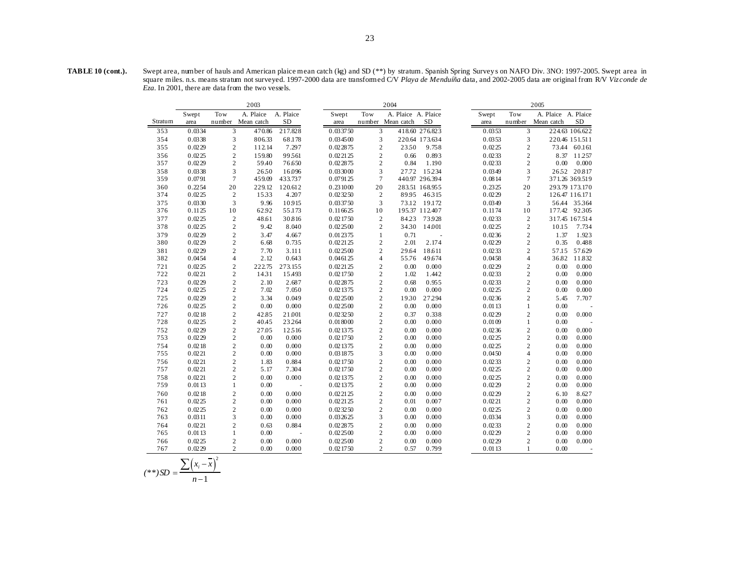**TABLE 10 (cont.).** Swept area, number of hauls and American plaice mean catch (kg) and SD (**) by stratum. Spanish Spring Surveys on NAFO Div. 3NO: 1997-2005. Swept area in square miles. n.s. means stratum not surveyed. 1997-2000 data are transformed C/V *Playa de Menduíña* data, and 2002-2005 data are original from R/V *Vizconde de Eza*. In 2001, there are data from the two vessels.

| | 2003 | | | | 2004 | | | | 2005 | | | |
|---|---|---|---|---|---|---|---|---|---|---|---|---|
| Stratum | Swept area | Tow number | A. Plaice Mean catch | A. Plaice SD | Swept area | Tow number | A. Plaice Mean catch | A. Plaice SD | Swept area | Tow number | A. Plaice Mean catch | A. Plaice SD |
| 353 | 0.0334 | 3 | 470.86 | 217.828 | 0.033750 | 3 | 418.60 | 276.823 | 0.0353 | 3 | 224.63 | 106.622 |
| 354 | 0.0338 | 3 | 806.33 | 68.178 | 0.034500 | 3 | 220.64 | 173.634 | 0.0353 | 3 | 220.46 | 151.511 |
| 355 | 0.0229 | 2 | 112.14 | 7.297 | 0.022875 | 2 | 23.50 | 9.758 | 0.0225 | 2 | 73.44 | 60.161 |
| 356 | 0.0225 | 2 | 159.80 | 99.561 | 0.022125 | 2 | 0.66 | 0.893 | 0.0233 | 2 | 8.37 | 11.257 |
| 357 | 0.0229 | 2 | 59.40 | 76.650 | 0.022875 | 2 | 0.84 | 1.190 | 0.0233 | 2 | 0.00 | 0.000 |
| 358 | 0.0338 | 3 | 26.50 | 16.096 | 0.033000 | 3 | 27.72 | 15.234 | 0.0349 | 3 | 26.52 | 20.817 |
| 359 | 0.0791 | 7 | 459.09 | 433.737 | 0.079125 | 7 | 440.97 | 296.394 | 0.0814 | 7 | 371.26 | 369.519 |
| 360 | 0.2254 | 20 | 229.12 | 120.612 | 0.231000 | 20 | 283.51 | 168.955 | 0.2325 | 20 | 293.79 | 173.170 |
| 374 | 0.0225 | 2 | 15.33 | 4.207 | 0.023250 | 2 | 89.95 | 46.315 | 0.0229 | 2 | 126.47 | 116.171 |
| 375 | 0.0330 | 3 | 9.96 | 10.915 | 0.033750 | 3 | 73.12 | 19.172 | 0.0349 | 3 | 56.44 | 35.364 |
| 376 | 0.1125 | 10 | 62.92 | 55.173 | 0.116625 | 10 | 195.37 | 112.407 | 0.1174 | 10 | 177.42 | 92.305 |
| 377 | 0.0225 | 2 | 48.61 | 30.816 | 0.021750 | 2 | 84.23 | 73.928 | 0.0233 | 2 | 317.45 | 167.514 |
| 378 | 0.0225 | 2 | 9.42 | 8.040 | 0.022500 | 2 | 34.30 | 14.001 | 0.0225 | 2 | 10.15 | 7.734 |
| 379 | 0.0229 | 2 | 3.47 | 4.667 | 0.012375 | 1 | 0.71 | - | 0.0236 | 2 | 1.37 | 1.923 |
| 380 | 0.0229 | 2 | 6.68 | 0.735 | 0.022125 | 2 | 2.01 | 2.174 | 0.0229 | 2 | 0.35 | 0.488 |
| 381 | 0.0229 | 2 | 7.70 | 3.111 | 0.022500 | 2 | 29.64 | 18.611 | 0.0233 | 2 | 57.15 | 57.629 |
| 382 | 0.0454 | 4 | 2.12 | 0.643 | 0.046125 | 4 | 55.76 | 49.674 | 0.0458 | 4 | 36.82 | 11.832 |
| 721 | 0.0225 | 2 | 222.75 | 273.155 | 0.022125 | 2 | 0.00 | 0.000 | 0.0229 | 2 | 0.00 | 0.000 |
| 722 | 0.0221 | 2 | 14.31 | 15.493 | 0.021750 | 2 | 1.02 | 1.442 | 0.0233 | 2 | 0.00 | 0.000 |
| 723 | 0.0229 | 2 | 2.10 | 2.687 | 0.022875 | 2 | 0.68 | 0.955 | 0.0233 | 2 | 0.00 | 0.000 |
| 724 | 0.0225 | 2 | 7.02 | 7.050 | 0.021375 | 2 | 0.00 | 0.000 | 0.0225 | 2 | 0.00 | 0.000 |
| 725 | 0.0229 | 2 | 3.34 | 0.049 | 0.022500 | 2 | 19.30 | 27.294 | 0.0236 | 2 | 5.45 | 7.707 |
| 726 | 0.0225 | 2 | 0.00 | 0.000 | 0.022500 | 2 | 0.00 | 0.000 | 0.0113 | 1 | 0.00 | - |
| 727 | 0.0218 | 2 | 42.85 | 21.001 | 0.023250 | 2 | 0.37 | 0.338 | 0.0229 | 2 | 0.00 | 0.000 |
| 728 | 0.0225 | 2 | 40.45 | 23.264 | 0.018000 | 2 | 0.00 | 0.000 | 0.0109 | 1 | 0.00 | - |
| 752 | 0.0229 | 2 | 27.05 | 12.516 | 0.021375 | 2 | 0.00 | 0.000 | 0.0236 | 2 | 0.00 | 0.000 |
| 753 | 0.0229 | 2 | 0.00 | 0.000 | 0.021750 | 2 | 0.00 | 0.000 | 0.0225 | 2 | 0.00 | 0.000 |
| 754 | 0.0218 | 2 | 0.00 | 0.000 | 0.021375 | 2 | 0.00 | 0.000 | 0.0225 | 2 | 0.00 | 0.000 |
| 755 | 0.0221 | 2 | 0.00 | 0.000 | 0.031875 | 3 | 0.00 | 0.000 | 0.0450 | 4 | 0.00 | 0.000 |
| 756 | 0.0221 | 2 | 1.83 | 0.884 | 0.021750 | 2 | 0.00 | 0.000 | 0.0233 | 2 | 0.00 | 0.000 |
| 757 | 0.0221 | 2 | 5.17 | 7.304 | 0.021750 | 2 | 0.00 | 0.000 | 0.0225 | 2 | 0.00 | 0.000 |
| 758 | 0.0221 | 2 | 0.00 | 0.000 | 0.021375 | 2 | 0.00 | 0.000 | 0.0225 | 2 | 0.00 | 0.000 |
| 759 | 0.0113 | 1 | 0.00 | - | 0.021375 | 2 | 0.00 | 0.000 | 0.0229 | 2 | 0.00 | 0.000 |
| 760 | 0.0218 | 2 | 0.00 | 0.000 | 0.022125 | 2 | 0.00 | 0.000 | 0.0229 | 2 | 6.10 | 8.627 |
| 761 | 0.0225 | 2 | 0.00 | 0.000 | 0.022125 | 2 | 0.01 | 0.007 | 0.0221 | 2 | 0.00 | 0.000 |
| 762 | 0.0225 | 2 | 0.00 | 0.000 | 0.023250 | 2 | 0.00 | 0.000 | 0.0225 | 2 | 0.00 | 0.000 |
| 763 | 0.0311 | 3 | 0.00 | 0.000 | 0.032625 | 3 | 0.00 | 0.000 | 0.0334 | 3 | 0.00 | 0.000 |
| 764 | 0.0221 | 2 | 0.63 | 0.884 | 0.022875 | 2 | 0.00 | 0.000 | 0.0233 | 2 | 0.00 | 0.000 |
| 765 | 0.0113 | 1 | 0.00 | - | 0.022500 | 2 | 0.00 | 0.000 | 0.0229 | 2 | 0.00 | 0.000 |
| 766 | 0.0225 | 2 | 0.00 | 0.000 | 0.022500 | 2 | 0.00 | 0.000 | 0.0229 | 2 | 0.00 | 0.000 |
| 767 | 0.0229 | 2 | 0.00 | 0.000 | 0.021750 | 2 | 0.57 | 0.799 | 0.0113 | 1 | 0.00 | - |

$$(**)SD = \frac{\sum \left(x_i - \bar{x}\right)^2}{n-1}$$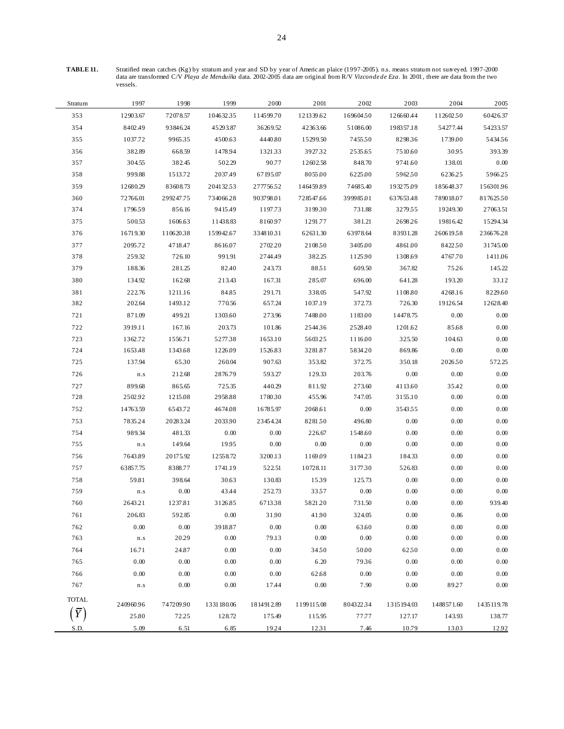**TABLE 11.** Stratified mean catches (Kg) by stratum and year and SD by year of American plaice (1997-2005). n.s. means stratum not surveyed. 1997-2000 data are transformed C/V *Playa de Menduíña* data. 2002-2005 data are original from R/V *Vizconde de Eza*. In 2001, there are data from the two vessels.

| Stratum | 1997 | 1998 | 1999 | 2000 | 2001 | 2002 | 2003 | 2004 | 2005 |
|---|---|---|---|---|---|---|---|---|---|
| 353 | 12903.67 | 72078.57 | 104632.35 | 114599.70 | 121339.62 | 169604.50 | 126660.44 | 112602.50 | 60426.37 |
| 354 | 8402.49 | 93846.24 | 45293.87 | 36269.52 | 42363.66 | 51086.00 | 198357.18 | 54277.44 | 54233.57 |
| 355 | 1037.72 | 9965.35 | 4500.63 | 4440.80 | 15299.50 | 7455.50 | 8298.36 | 1739.00 | 5434.56 |
| 356 | 382.89 | 668.59 | 1478.94 | 1321.33 | 3927.32 | 2535.65 | 7510.60 | 30.95 | 393.39 |
| 357 | 304.55 | 382.45 | 502.29 | 90.77 | 12602.58 | 848.70 | 9741.60 | 138.01 | 0.00 |
| 358 | 999.88 | 1513.72 | 2037.49 | 67195.07 | 8055.00 | 6225.00 | 5962.50 | 6236.25 | 5966.25 |
| 359 | 12680.29 | 83608.73 | 204132.53 | 277756.52 | 146459.89 | 74685.40 | 193275.09 | 185648.37 | 156301.96 |
| 360 | 72766.01 | 299247.75 | 734066.28 | 903798.01 | 728547.66 | 399985.01 | 637653.48 | 789018.07 | 817625.50 |
| 374 | 1796.59 | 856.16 | 9415.49 | 1197.73 | 3199.30 | 731.88 | 3279.55 | 19249.30 | 27063.51 |
| 375 | 500.53 | 1606.63 | 11438.83 | 8160.97 | 1291.77 | 381.21 | 2698.26 | 19816.42 | 15294.34 |
| 376 | 16719.30 | 110620.38 | 159942.67 | 334810.31 | 62631.30 | 63978.64 | 83931.28 | 260619.58 | 236676.28 |
| 377 | 2095.72 | 4718.47 | 8616.07 | 2702.20 | 2108.50 | 3405.00 | 4861.00 | 8422.50 | 31745.00 |
| 378 | 259.32 | 726.10 | 991.91 | 2744.49 | 382.25 | 1125.90 | 1308.69 | 4767.70 | 1411.06 |
| 379 | 188.36 | 281.25 | 82.40 | 243.73 | 88.51 | 609.50 | 367.82 | 75.26 | 145.22 |
| 380 | 134.92 | 162.68 | 213.43 | 167.31 | 285.07 | 696.00 | 641.28 | 193.20 | 33.12 |
| 381 | 222.76 | 1211.16 | 84.85 | 291.71 | 338.05 | 547.92 | 1108.80 | 4268.16 | 8229.60 |
| 382 | 202.64 | 1493.12 | 770.56 | 657.24 | 1037.19 | 372.73 | 726.30 | 19126.54 | 12628.40 |
| 721 | 871.09 | 499.21 | 1303.60 | 273.96 | 7488.00 | 1183.00 | 14478.75 | 0.00 | 0.00 |
| 722 | 3919.11 | 167.16 | 203.73 | 101.86 | 2544.36 | 2528.40 | 1201.62 | 85.68 | 0.00 |
| 723 | 1362.72 | 1556.71 | 5277.38 | 1653.10 | 5603.25 | 1116.00 | 325.50 | 104.63 | 0.00 |
| 724 | 1653.48 | 1343.68 | 1226.09 | 1526.83 | 3281.87 | 5834.20 | 869.86 | 0.00 | 0.00 |
| 725 | 137.94 | 65.30 | 260.04 | 907.63 | 353.82 | 372.75 | 350.18 | 2026.50 | 572.25 |
| 726 | n.s | 212.68 | 2876.79 | 593.27 | 129.33 | 203.76 | 0.00 | 0.00 | 0.00 |
| 727 | 899.68 | 865.65 | 725.35 | 440.29 | 811.92 | 273.60 | 4113.60 | 35.42 | 0.00 |
| 728 | 2502.92 | 1215.08 | 2958.88 | 1780.30 | 455.96 | 747.05 | 3155.10 | 0.00 | 0.00 |
| 752 | 14763.59 | 6543.72 | 4674.08 | 16785.97 | 2068.61 | 0.00 | 3543.55 | 0.00 | 0.00 |
| 753 | 7835.24 | 20283.24 | 2033.90 | 23454.24 | 8281.50 | 496.80 | 0.00 | 0.00 | 0.00 |
| 754 | 989.34 | 481.33 | 0.00 | 0.00 | 226.67 | 1548.60 | 0.00 | 0.00 | 0.00 |
| 755 | n.s | 149.64 | 19.95 | 0.00 | 0.00 | 0.00 | 0.00 | 0.00 | 0.00 |
| 756 | 7643.89 | 20175.92 | 12558.72 | 3200.13 | 1169.09 | 1184.23 | 184.33 | 0.00 | 0.00 |
| 757 | 63857.75 | 8388.77 | 1741.19 | 522.51 | 10728.11 | 3177.30 | 526.83 | 0.00 | 0.00 |
| 758 | 59.81 | 398.64 | 30.63 | 130.83 | 15.39 | 125.73 | 0.00 | 0.00 | 0.00 |
| 759 | n.s | 0.00 | 43.44 | 252.73 | 33.57 | 0.00 | 0.00 | 0.00 | 0.00 |
| 760 | 2643.21 | 1237.81 | 3126.85 | 6713.38 | 5821.20 | 731.50 | 0.00 | 0.00 | 939.40 |
| 761 | 206.83 | 592.85 | 0.00 | 31.90 | 41.90 | 324.05 | 0.00 | 0.86 | 0.00 |
| 762 | 0.00 | 0.00 | 3918.87 | 0.00 | 0.00 | 63.60 | 0.00 | 0.00 | 0.00 |
| 763 | n.s | 20.29 | 0.00 | 79.13 | 0.00 | 0.00 | 0.00 | 0.00 | 0.00 |
| 764 | 16.71 | 24.87 | 0.00 | 0.00 | 34.50 | 50.00 | 62.50 | 0.00 | 0.00 |
| 765 | 0.00 | 0.00 | 0.00 | 0.00 | 6.20 | 79.36 | 0.00 | 0.00 | 0.00 |
| 766 | 0.00 | 0.00 | 0.00 | 0.00 | 62.68 | 0.00 | 0.00 | 0.00 | 0.00 |
| 767 | n.s | 0.00 | 0.00 | 17.44 | 0.00 | 7.90 | 0.00 | 89.27 | 0.00 |
| TOTAL | 240960.96 | 747209.90 | 1331180.06 | 1814912.89 | 1199115.08 | 804322.34 | 1315194.03 | 1488571.60 | 1435119.78 |
| $\left(\overline{\overline{Y}}\right)$ | 25.80 | 72.25 | 128.72 | 175.49 | 115.95 | 77.77 | 127.17 | 143.93 | 138.77 |
| S.D. | 5.09 | 6.51 | 6.85 | 19.24 | 12.31 | 7.46 | 10.79 | 13.03 | 12.92 |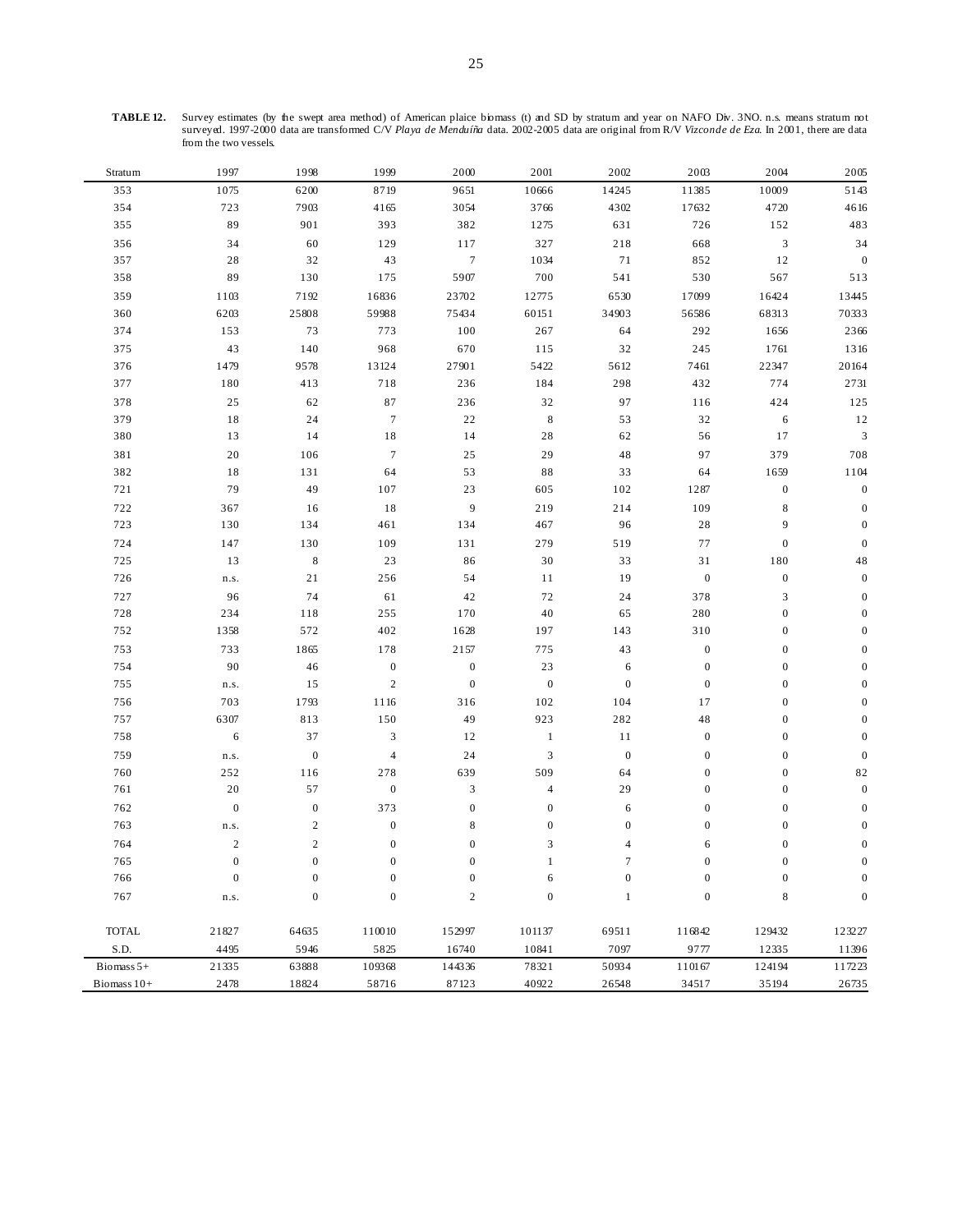**TABLE 12.** Survey estimates (by the swept area method) of American plaice biomass (t) and SD by stratum and year on NAFO Div. 3NO. n.s. means stratum not surveyed. 1997-2000 data are transformed C/V *Playa de Menduíña* data. 2002-2005 data are original from R/V *Vizconde de Eza*. In 2001, there are data from the two vessels.

| Stratum | 1997 | 1998 | 1999 | 2000 | 2001 | 2002 | 2003 | 2004 | 2005 |
|---|---|---|---|---|---|---|---|---|---|
| 353 | 1075 | 6200 | 8719 | 9651 | 10666 | 14245 | 11385 | 10009 | 5143 |
| 354 | 723 | 7903 | 4165 | 3054 | 3766 | 4302 | 17632 | 4720 | 4616 |
| 355 | 89 | 901 | 393 | 382 | 1275 | 631 | 726 | 152 | 483 |
| 356 | 34 | 60 | 129 | 117 | 327 | 218 | 668 | 3 | 34 |
| 357 | 28 | 32 | 43 | 7 | 1034 | 71 | 852 | 12 | 0 |
| 358 | 89 | 130 | 175 | 5907 | 700 | 541 | 530 | 567 | 513 |
| 359 | 1103 | 7192 | 16836 | 23702 | 12775 | 6530 | 17099 | 16424 | 13445 |
| 360 | 6203 | 25808 | 59988 | 75434 | 60151 | 34903 | 56586 | 68313 | 70333 |
| 374 | 153 | 73 | 773 | 100 | 267 | 64 | 292 | 1656 | 2366 |
| 375 | 43 | 140 | 968 | 670 | 115 | 32 | 245 | 1761 | 1316 |
| 376 | 1479 | 9578 | 13124 | 27901 | 5422 | 5612 | 7461 | 22347 | 20164 |
| 377 | 180 | 413 | 718 | 236 | 184 | 298 | 432 | 774 | 2731 |
| 378 | 25 | 62 | 87 | 236 | 32 | 97 | 116 | 424 | 125 |
| 379 | 18 | 24 | 7 | 22 | 8 | 53 | 32 | 6 | 12 |
| 380 | 13 | 14 | 18 | 14 | 28 | 62 | 56 | 17 | 3 |
| 381 | 20 | 106 | 7 | 25 | 29 | 48 | 97 | 379 | 708 |
| 382 | 18 | 131 | 64 | 53 | 88 | 33 | 64 | 1659 | 1104 |
| 721 | 79 | 49 | 107 | 23 | 605 | 102 | 1287 | 0 | 0 |
| 722 | 367 | 16 | 18 | 9 | 219 | 214 | 109 | 8 | 0 |
| 723 | 130 | 134 | 461 | 134 | 467 | 96 | 28 | 9 | 0 |
| 724 | 147 | 130 | 109 | 131 | 279 | 519 | 77 | 0 | 0 |
| 725 | 13 | 8 | 23 | 86 | 30 | 33 | 31 | 180 | 48 |
| 726 | n.s. | 21 | 256 | 54 | 11 | 19 | 0 | 0 | 0 |
| 727 | 96 | 74 | 61 | 42 | 72 | 24 | 378 | 3 | 0 |
| 728 | 234 | 118 | 255 | 170 | 40 | 65 | 280 | 0 | 0 |
| 752 | 1358 | 572 | 402 | 1628 | 197 | 143 | 310 | 0 | 0 |
| 753 | 733 | 1865 | 178 | 2157 | 775 | 43 | 0 | 0 | 0 |
| 754 | 90 | 46 | 0 | 0 | 23 | 6 | 0 | 0 | 0 |
| 755 | n.s. | 15 | 2 | 0 | 0 | 0 | 0 | 0 | 0 |
| 756 | 703 | 1793 | 1116 | 316 | 102 | 104 | 17 | 0 | 0 |
| 757 | 6307 | 813 | 150 | 49 | 923 | 282 | 48 | 0 | 0 |
| 758 | 6 | 37 | 3 | 12 | 1 | 11 | 0 | 0 | 0 |
| 759 | n.s. | 0 | 4 | 24 | 3 | 0 | 0 | 0 | 0 |
| 760 | 252 | 116 | 278 | 639 | 509 | 64 | 0 | 0 | 82 |
| 761 | 20 | 57 | 0 | 3 | 4 | 29 | 0 | 0 | 0 |
| 762 | 0 | 0 | 373 | 0 | 0 | 6 | 0 | 0 | 0 |
| 763 | n.s. | 2 | 0 | 8 | 0 | 0 | 0 | 0 | 0 |
| 764 | 2 | 2 | 0 | 0 | 3 | 4 | 6 | 0 | 0 |
| 765 | 0 | 0 | 0 | 0 | 1 | 7 | 0 | 0 | 0 |
| 766 | 0 | 0 | 0 | 0 | 6 | 0 | 0 | 0 | 0 |
| 767 | n.s. | 0 | 0 | 2 | 0 | 1 | 0 | 8 | 0 |
| TOTAL | 21827 | 64635 | 110010 | 152997 | 101137 | 69511 | 116842 | 129432 | 123227 |
| S.D. | 4495 | 5946 | 5825 | 16740 | 10841 | 7097 | 9777 | 12335 | 11396 |
| Biomass 5+ | 21335 | 63888 | 109368 | 144336 | 78321 | 50934 | 110167 | 124194 | 117223 |
| Biomass 10+ | 2478 | 18824 | 58716 | 87123 | 40922 | 26548 | 34517 | 35194 | 26735 |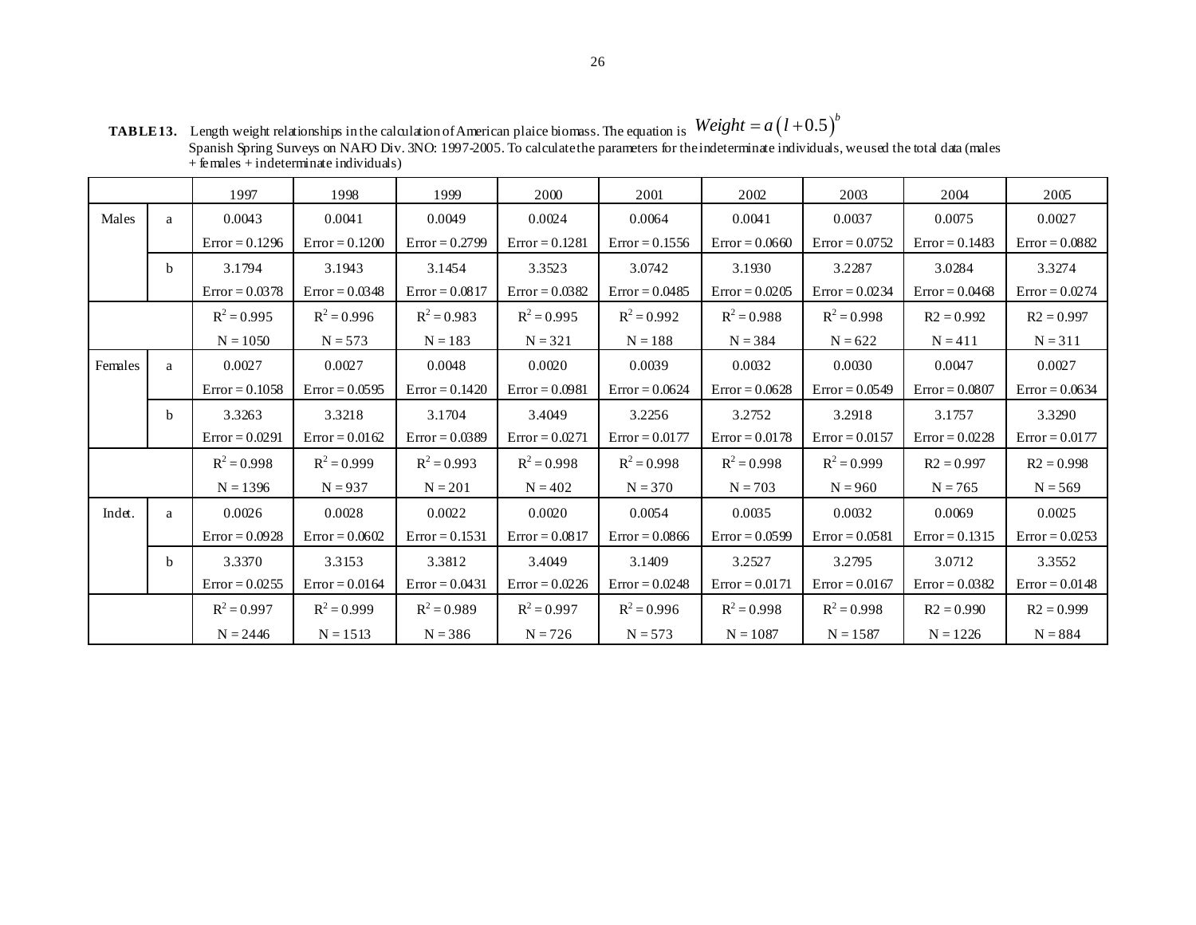**TABLE 13.** Length weight relationships in the calculation of American plaice biomass. The equation is $Weight = a\left(l + 0.5\right)^{b}$ Spanish Spring Surveys on NAFO Div. 3NO: 1997-2005. To calculate the parameters for the indeterminate individuals, we used the total data (males + females + indeterminate individuals)

| | | 1997 | 1998 | 1999 | 2000 | 2001 | 2002 | 2003 | 2004 | 2005 |
|---|---|---|---|---|---|---|---|---|---|---|
| Males | a | 0.0043 | 0.0041 | 0.0049 | 0.0024 | 0.0064 | 0.0041 | 0.0037 | 0.0075 | 0.0027 |
| | | Error = 0.1296 | Error = 0.1200 | Error = 0.2799 | Error = 0.1281 | Error = 0.1556 | Error = 0.0660 | Error = 0.0752 | Error = 0.1483 | Error = 0.0882 |
| | b | 3.1794 | 3.1943 | 3.1454 | 3.3523 | 3.0742 | 3.1930 | 3.2287 | 3.0284 | 3.3274 |
| | | Error = 0.0378 | Error = 0.0348 | Error = 0.0817 | Error = 0.0382 | Error = 0.0485 | Error = 0.0205 | Error = 0.0234 | Error = 0.0468 | Error = 0.0274 |
| | | $R^2 = 0.995$ | $R^2 = 0.996$ | $R^2 = 0.983$ | $R^2 = 0.995$ | $R^2 = 0.992$ | $R^2 = 0.988$ | $R^2 = 0.998$ | R2 = 0.992 | R2 = 0.997 |
| | | N = 1050 | N = 573 | N = 183 | N = 321 | N = 188 | N = 384 | N = 622 | N = 411 | N = 311 |
| Females | a | 0.0027 | 0.0027 | 0.0048 | 0.0020 | 0.0039 | 0.0032 | 0.0030 | 0.0047 | 0.0027 |
| | | Error = 0.1058 | Error = 0.0595 | Error = 0.1420 | Error = 0.0981 | Error = 0.0624 | Error = 0.0628 | Error = 0.0549 | Error = 0.0807 | Error = 0.0634 |
| | b | 3.3263 | 3.3218 | 3.1704 | 3.4049 | 3.2256 | 3.2752 | 3.2918 | 3.1757 | 3.3290 |
| | | Error = 0.0291 | Error = 0.0162 | Error = 0.0389 | Error = 0.0271 | Error = 0.0177 | Error = 0.0178 | Error = 0.0157 | Error = 0.0228 | Error = 0.0177 |
| | | $R^2 = 0.998$ | $R^2 = 0.999$ | $R^2 = 0.993$ | $R^2 = 0.998$ | $R^2 = 0.998$ | $R^2 = 0.998$ | $R^2 = 0.999$ | R2 = 0.997 | R2 = 0.998 |
| | | N = 1396 | N = 937 | N = 201 | N = 402 | N = 370 | N = 703 | N = 960 | N = 765 | N = 569 |
| Indet. | a | 0.0026 | 0.0028 | 0.0022 | 0.0020 | 0.0054 | 0.0035 | 0.0032 | 0.0069 | 0.0025 |
| | | Error = 0.0928 | Error = 0.0602 | Error = 0.1531 | Error = 0.0817 | Error = 0.0866 | Error = 0.0599 | Error = 0.0581 | Error = 0.1315 | Error = 0.0253 |
| | b | 3.3370 | 3.3153 | 3.3812 | 3.4049 | 3.1409 | 3.2527 | 3.2795 | 3.0712 | 3.3552 |
| | | Error = 0.0255 | Error = 0.0164 | Error = 0.0431 | Error = 0.0226 | Error = 0.0248 | Error = 0.0171 | Error = 0.0167 | Error = 0.0382 | Error = 0.0148 |
| | | $R^2 = 0.997$ | $R^2 = 0.999$ | $R^2 = 0.989$ | $R^2 = 0.997$ | $R^2 = 0.996$ | $R^2 = 0.998$ | $R^2 = 0.998$ | R2 = 0.990 | R2 = 0.999 |
| | | N = 2446 | N = 1513 | N = 386 | N = 726 | N = 573 | N = 1087 | N = 1587 | N = 1226 | N = 884 |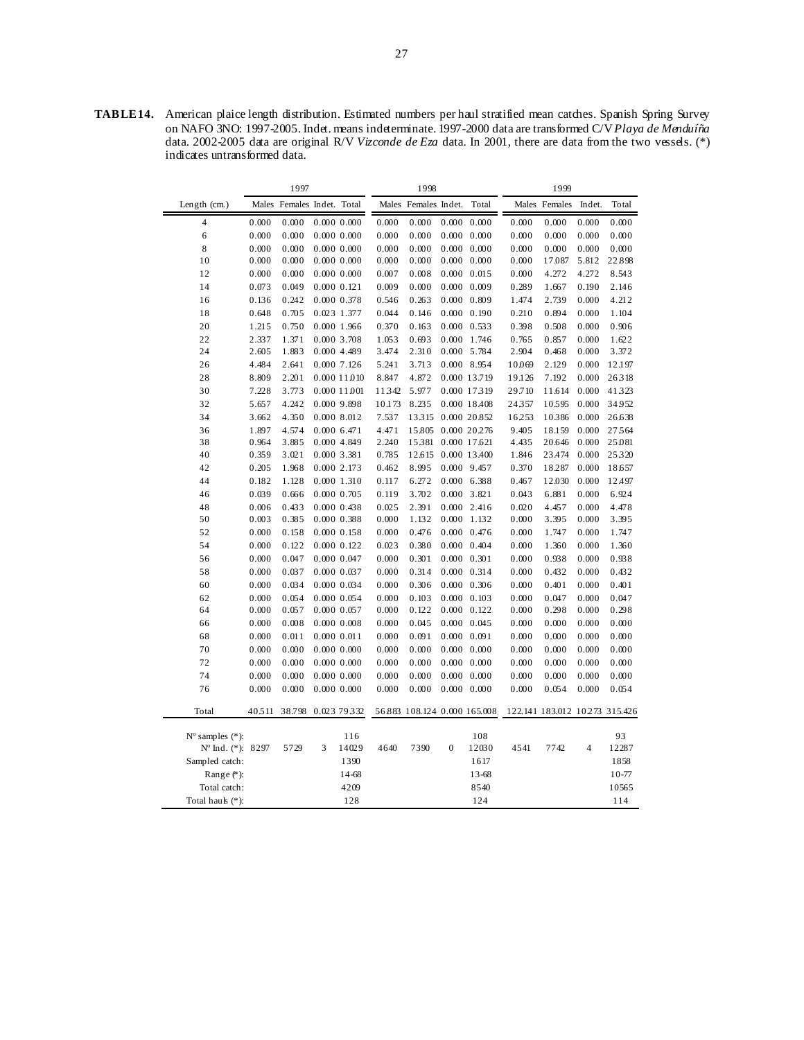**TABLE 14.** American plaice length distribution. Estimated numbers per haul stratified mean catches. Spanish Spring Survey on NAFO 3NO: 1997-2005. Indet. means indeterminate. 1997-2000 data are transformed C/V *Playa de Menduíña* data. 2002-2005 data are original R/V *Vizconde de Eza* data. In 2001, there are data from the two vessels. (*) indicates untransformed data.

| | 1997 | | | | 1998 | | | | 1999 | | | |
|---|---|---|---|---|---|---|---|---|---|---|---|---|
| Length (cm.) | Males | Females | Indet. | Total | Males | Females | Indet. | Total | Males | Females | Indet. | Total |
| 4 | 0.000 | 0.000 | 0.000 | 0.000 | 0.000 | 0.000 | 0.000 | 0.000 | 0.000 | 0.000 | 0.000 | 0.000 |
| 6 | 0.000 | 0.000 | 0.000 | 0.000 | 0.000 | 0.000 | 0.000 | 0.000 | 0.000 | 0.000 | 0.000 | 0.000 |
| 8 | 0.000 | 0.000 | 0.000 | 0.000 | 0.000 | 0.000 | 0.000 | 0.000 | 0.000 | 0.000 | 0.000 | 0.000 |
| 10 | 0.000 | 0.000 | 0.000 | 0.000 | 0.000 | 0.000 | 0.000 | 0.000 | 0.000 | 17.087 | 5.812 | 22.898 |
| 12 | 0.000 | 0.000 | 0.000 | 0.000 | 0.007 | 0.008 | 0.000 | 0.015 | 0.000 | 4.272 | 4.272 | 8.543 |
| 14 | 0.073 | 0.049 | 0.000 | 0.121 | 0.009 | 0.000 | 0.000 | 0.009 | 0.289 | 1.667 | 0.190 | 2.146 |
| 16 | 0.136 | 0.242 | 0.000 | 0.378 | 0.546 | 0.263 | 0.000 | 0.809 | 1.474 | 2.739 | 0.000 | 4.212 |
| 18 | 0.648 | 0.705 | 0.023 | 1.377 | 0.044 | 0.146 | 0.000 | 0.190 | 0.210 | 0.894 | 0.000 | 1.104 |
| 20 | 1.215 | 0.750 | 0.000 | 1.966 | 0.370 | 0.163 | 0.000 | 0.533 | 0.398 | 0.508 | 0.000 | 0.906 |
| 22 | 2.337 | 1.371 | 0.000 | 3.708 | 1.053 | 0.693 | 0.000 | 1.746 | 0.765 | 0.857 | 0.000 | 1.622 |
| 24 | 2.605 | 1.883 | 0.000 | 4.489 | 3.474 | 2.310 | 0.000 | 5.784 | 2.904 | 0.468 | 0.000 | 3.372 |
| 26 | 4.484 | 2.641 | 0.000 | 7.126 | 5.241 | 3.713 | 0.000 | 8.954 | 10.069 | 2.129 | 0.000 | 12.197 |
| 28 | 8.809 | 2.201 | 0.000 | 11.010 | 8.847 | 4.872 | 0.000 | 13.719 | 19.126 | 7.192 | 0.000 | 26.318 |
| 30 | 7.228 | 3.773 | 0.000 | 11.001 | 11.342 | 5.977 | 0.000 | 17.319 | 29.710 | 11.614 | 0.000 | 41.323 |
| 32 | 5.657 | 4.242 | 0.000 | 9.898 | 10.173 | 8.235 | 0.000 | 18.408 | 24.357 | 10.595 | 0.000 | 34.952 |
| 34 | 3.662 | 4.350 | 0.000 | 8.012 | 7.537 | 13.315 | 0.000 | 20.852 | 16.253 | 10.386 | 0.000 | 26.638 |
| 36 | 1.897 | 4.574 | 0.000 | 6.471 | 4.471 | 15.805 | 0.000 | 20.276 | 9.405 | 18.159 | 0.000 | 27.564 |
| 38 | 0.964 | 3.885 | 0.000 | 4.849 | 2.240 | 15.381 | 0.000 | 17.621 | 4.435 | 20.646 | 0.000 | 25.081 |
| 40 | 0.359 | 3.021 | 0.000 | 3.381 | 0.785 | 12.615 | 0.000 | 13.400 | 1.846 | 23.474 | 0.000 | 25.320 |
| 42 | 0.205 | 1.968 | 0.000 | 2.173 | 0.462 | 8.995 | 0.000 | 9.457 | 0.370 | 18.287 | 0.000 | 18.657 |
| 44 | 0.182 | 1.128 | 0.000 | 1.310 | 0.117 | 6.272 | 0.000 | 6.388 | 0.467 | 12.030 | 0.000 | 12.497 |
| 46 | 0.039 | 0.666 | 0.000 | 0.705 | 0.119 | 3.702 | 0.000 | 3.821 | 0.043 | 6.881 | 0.000 | 6.924 |
| 48 | 0.006 | 0.433 | 0.000 | 0.438 | 0.025 | 2.391 | 0.000 | 2.416 | 0.020 | 4.457 | 0.000 | 4.478 |
| 50 | 0.003 | 0.385 | 0.000 | 0.388 | 0.000 | 1.132 | 0.000 | 1.132 | 0.000 | 3.395 | 0.000 | 3.395 |
| 52 | 0.000 | 0.158 | 0.000 | 0.158 | 0.000 | 0.476 | 0.000 | 0.476 | 0.000 | 1.747 | 0.000 | 1.747 |
| 54 | 0.000 | 0.122 | 0.000 | 0.122 | 0.023 | 0.380 | 0.000 | 0.404 | 0.000 | 1.360 | 0.000 | 1.360 |
| 56 | 0.000 | 0.047 | 0.000 | 0.047 | 0.000 | 0.301 | 0.000 | 0.301 | 0.000 | 0.938 | 0.000 | 0.938 |
| 58 | 0.000 | 0.037 | 0.000 | 0.037 | 0.000 | 0.314 | 0.000 | 0.314 | 0.000 | 0.432 | 0.000 | 0.432 |
| 60 | 0.000 | 0.034 | 0.000 | 0.034 | 0.000 | 0.306 | 0.000 | 0.306 | 0.000 | 0.401 | 0.000 | 0.401 |
| 62 | 0.000 | 0.054 | 0.000 | 0.054 | 0.000 | 0.103 | 0.000 | 0.103 | 0.000 | 0.047 | 0.000 | 0.047 |
| 64 | 0.000 | 0.057 | 0.000 | 0.057 | 0.000 | 0.122 | 0.000 | 0.122 | 0.000 | 0.298 | 0.000 | 0.298 |
| 66 | 0.000 | 0.008 | 0.000 | 0.008 | 0.000 | 0.045 | 0.000 | 0.045 | 0.000 | 0.000 | 0.000 | 0.000 |
| 68 | 0.000 | 0.011 | 0.000 | 0.011 | 0.000 | 0.091 | 0.000 | 0.091 | 0.000 | 0.000 | 0.000 | 0.000 |
| 70 | 0.000 | 0.000 | 0.000 | 0.000 | 0.000 | 0.000 | 0.000 | 0.000 | 0.000 | 0.000 | 0.000 | 0.000 |
| 72 | 0.000 | 0.000 | 0.000 | 0.000 | 0.000 | 0.000 | 0.000 | 0.000 | 0.000 | 0.000 | 0.000 | 0.000 |
| 74 | 0.000 | 0.000 | 0.000 | 0.000 | 0.000 | 0.000 | 0.000 | 0.000 | 0.000 | 0.000 | 0.000 | 0.000 |
| 76 | 0.000 | 0.000 | 0.000 | 0.000 | 0.000 | 0.000 | 0.000 | 0.000 | 0.000 | 0.054 | 0.000 | 0.054 |
| Total | 40.511 | 38.798 | 0.023 | 79.332 | 56.883 | 108.124 | 0.000 | 165.008 | 122.141 | 183.012 | 10.273 | 315.426 |
| Nº samples (*): | | | | 116 | | | | 108 | | | | 93 |
| Nº Ind. (*): | 8297 | 5729 | 3 | 14029 | 4640 | 7390 | 0 | 12030 | 4541 | 7742 | 4 | 12287 |
| Sampled catch: | | | | 1390 | | | | 1617 | | | | 1858 |
| Range (*): | | | | 14-68 | | | | 13-68 | | | | 10-77 |
| Total catch: | | | | 4209 | | | | 8540 | | | | 10565 |
| Total hauls (*): | | | | 128 | | | | 124 | | | | 114 |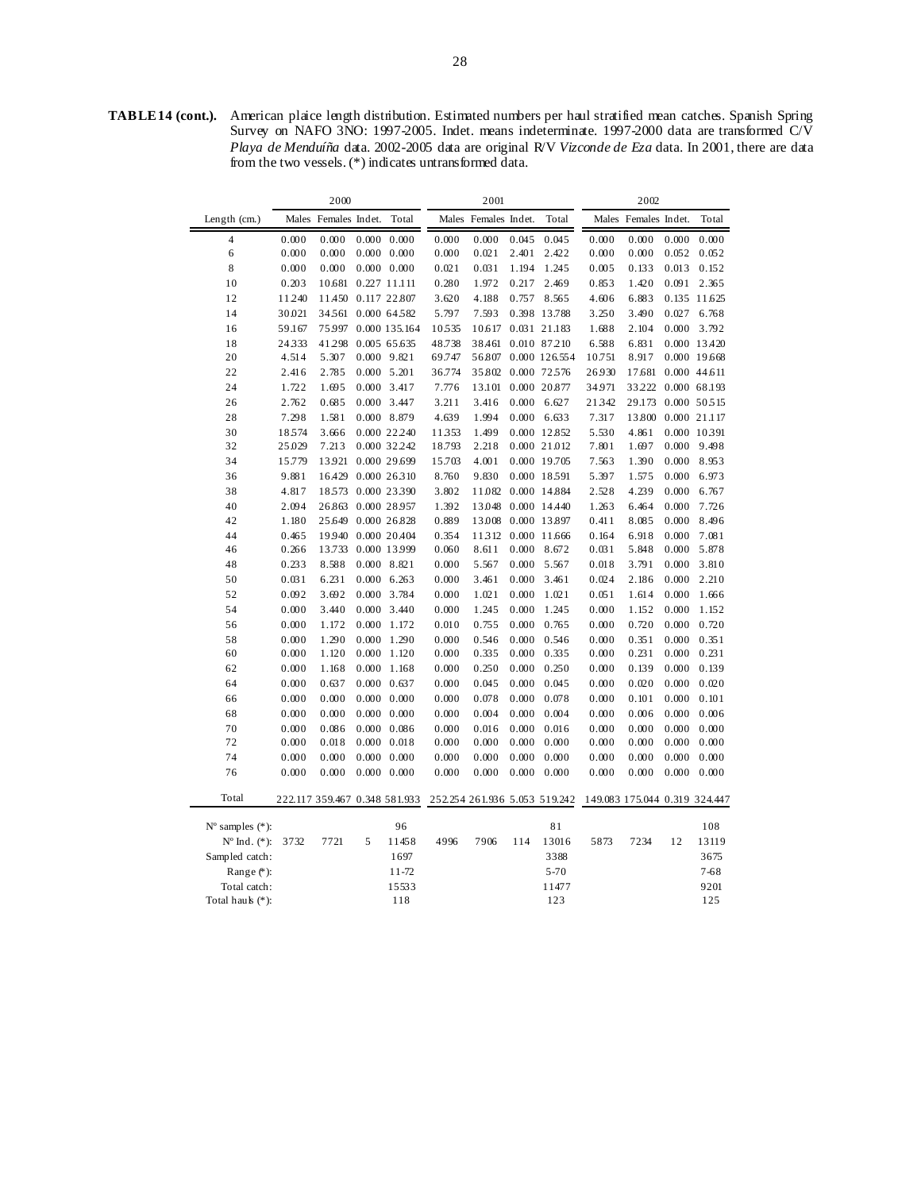**TABLE 14 (cont.).** American plaice length distribution. Estimated numbers per haul stratified mean catches. Spanish Spring Survey on NAFO 3NO: 1997-2005. Indet. means indeterminate. 1997-2000 data are transformed C/V *Playa de Menduíña* data. 2002-2005 data are original R/V *Vizconde de Eza* data. In 2001, there are data from the two vessels. (*) indicates untransformed data.

| | 2000 | | | | 2001 | | | | 2002 | | | |
|---|---|---|---|---|---|---|---|---|---|---|---|---|
| Length (cm.) | Males | Females | Indet. | Total | Males | Females | Indet. | Total | Males | Females | Indet. | Total |
| 4 | 0.000 | 0.000 | 0.000 | 0.000 | 0.000 | 0.000 | 0.045 | 0.045 | 0.000 | 0.000 | 0.000 | 0.000 |
| 6 | 0.000 | 0.000 | 0.000 | 0.000 | 0.000 | 0.021 | 2.401 | 2.422 | 0.000 | 0.000 | 0.052 | 0.052 |
| 8 | 0.000 | 0.000 | 0.000 | 0.000 | 0.021 | 0.031 | 1.194 | 1.245 | 0.005 | 0.133 | 0.013 | 0.152 |
| 10 | 0.203 | 10.681 | 0.227 | 11.111 | 0.280 | 1.972 | 0.217 | 2.469 | 0.853 | 1.420 | 0.091 | 2.365 |
| 12 | 11.240 | 11.450 | 0.117 | 22.807 | 3.620 | 4.188 | 0.757 | 8.565 | 4.606 | 6.883 | 0.135 | 11.625 |
| 14 | 30.021 | 34.561 | 0.000 | 64.582 | 5.797 | 7.593 | 0.398 | 13.788 | 3.250 | 3.490 | 0.027 | 6.768 |
| 16 | 59.167 | 75.997 | 0.000 | 135.164 | 10.535 | 10.617 | 0.031 | 21.183 | 1.688 | 2.104 | 0.000 | 3.792 |
| 18 | 24.333 | 41.298 | 0.005 | 65.635 | 48.738 | 38.461 | 0.010 | 87.210 | 6.588 | 6.831 | 0.000 | 13.420 |
| 20 | 4.514 | 5.307 | 0.000 | 9.821 | 69.747 | 56.807 | 0.000 | 126.554 | 10.751 | 8.917 | 0.000 | 19.668 |
| 22 | 2.416 | 2.785 | 0.000 | 5.201 | 36.774 | 35.802 | 0.000 | 72.576 | 26.930 | 17.681 | 0.000 | 44.611 |
| 24 | 1.722 | 1.695 | 0.000 | 3.417 | 7.776 | 13.101 | 0.000 | 20.877 | 34.971 | 33.222 | 0.000 | 68.193 |
| 26 | 2.762 | 0.685 | 0.000 | 3.447 | 3.211 | 3.416 | 0.000 | 6.627 | 21.342 | 29.173 | 0.000 | 50.515 |
| 28 | 7.298 | 1.581 | 0.000 | 8.879 | 4.639 | 1.994 | 0.000 | 6.633 | 7.317 | 13.800 | 0.000 | 21.117 |
| 30 | 18.574 | 3.666 | 0.000 | 22.240 | 11.353 | 1.499 | 0.000 | 12.852 | 5.530 | 4.861 | 0.000 | 10.391 |
| 32 | 25.029 | 7.213 | 0.000 | 32.242 | 18.793 | 2.218 | 0.000 | 21.012 | 7.801 | 1.697 | 0.000 | 9.498 |
| 34 | 15.779 | 13.921 | 0.000 | 29.699 | 15.703 | 4.001 | 0.000 | 19.705 | 7.563 | 1.390 | 0.000 | 8.953 |
| 36 | 9.881 | 16.429 | 0.000 | 26.310 | 8.760 | 9.830 | 0.000 | 18.591 | 5.397 | 1.575 | 0.000 | 6.973 |
| 38 | 4.817 | 18.573 | 0.000 | 23.390 | 3.802 | 11.082 | 0.000 | 14.884 | 2.528 | 4.239 | 0.000 | 6.767 |
| 40 | 2.094 | 26.863 | 0.000 | 28.957 | 1.392 | 13.048 | 0.000 | 14.440 | 1.263 | 6.464 | 0.000 | 7.726 |
| 42 | 1.180 | 25.649 | 0.000 | 26.828 | 0.889 | 13.008 | 0.000 | 13.897 | 0.411 | 8.085 | 0.000 | 8.496 |
| 44 | 0.465 | 19.940 | 0.000 | 20.404 | 0.354 | 11.312 | 0.000 | 11.666 | 0.164 | 6.918 | 0.000 | 7.081 |
| 46 | 0.266 | 13.733 | 0.000 | 13.999 | 0.060 | 8.611 | 0.000 | 8.672 | 0.031 | 5.848 | 0.000 | 5.878 |
| 48 | 0.233 | 8.588 | 0.000 | 8.821 | 0.000 | 5.567 | 0.000 | 5.567 | 0.018 | 3.791 | 0.000 | 3.810 |
| 50 | 0.031 | 6.231 | 0.000 | 6.263 | 0.000 | 3.461 | 0.000 | 3.461 | 0.024 | 2.186 | 0.000 | 2.210 |
| 52 | 0.092 | 3.692 | 0.000 | 3.784 | 0.000 | 1.021 | 0.000 | 1.021 | 0.051 | 1.614 | 0.000 | 1.666 |
| 54 | 0.000 | 3.440 | 0.000 | 3.440 | 0.000 | 1.245 | 0.000 | 1.245 | 0.000 | 1.152 | 0.000 | 1.152 |
| 56 | 0.000 | 1.172 | 0.000 | 1.172 | 0.010 | 0.755 | 0.000 | 0.765 | 0.000 | 0.720 | 0.000 | 0.720 |
| 58 | 0.000 | 1.290 | 0.000 | 1.290 | 0.000 | 0.546 | 0.000 | 0.546 | 0.000 | 0.351 | 0.000 | 0.351 |
| 60 | 0.000 | 1.120 | 0.000 | 1.120 | 0.000 | 0.335 | 0.000 | 0.335 | 0.000 | 0.231 | 0.000 | 0.231 |
| 62 | 0.000 | 1.168 | 0.000 | 1.168 | 0.000 | 0.250 | 0.000 | 0.250 | 0.000 | 0.139 | 0.000 | 0.139 |
| 64 | 0.000 | 0.637 | 0.000 | 0.637 | 0.000 | 0.045 | 0.000 | 0.045 | 0.000 | 0.020 | 0.000 | 0.020 |
| 66 | 0.000 | 0.000 | 0.000 | 0.000 | 0.000 | 0.078 | 0.000 | 0.078 | 0.000 | 0.101 | 0.000 | 0.101 |
| 68 | 0.000 | 0.000 | 0.000 | 0.000 | 0.000 | 0.004 | 0.000 | 0.004 | 0.000 | 0.006 | 0.000 | 0.006 |
| 70 | 0.000 | 0.086 | 0.000 | 0.086 | 0.000 | 0.016 | 0.000 | 0.016 | 0.000 | 0.000 | 0.000 | 0.000 |
| 72 | 0.000 | 0.018 | 0.000 | 0.018 | 0.000 | 0.000 | 0.000 | 0.000 | 0.000 | 0.000 | 0.000 | 0.000 |
| 74 | 0.000 | 0.000 | 0.000 | 0.000 | 0.000 | 0.000 | 0.000 | 0.000 | 0.000 | 0.000 | 0.000 | 0.000 |
| 76 | 0.000 | 0.000 | 0.000 | 0.000 | 0.000 | 0.000 | 0.000 | 0.000 | 0.000 | 0.000 | 0.000 | 0.000 |
| Total | 222.117 | 359.467 | 0.348 | 581.933 | 252.254 | 261.936 | 5.053 | 519.242 | 149.083 | 175.044 | 0.319 | 324.447 |
| Nº samples (*): | | | | 96 | | | | 81 | | | | 108 |
| Nº Ind. (*): | 3732 | 7721 | 5 | 11458 | 4996 | 7906 | 114 | 13016 | 5873 | 7234 | 12 | 13119 |
| Sampled catch: | | | | 1697 | | | | 3388 | | | | 3675 |
| Range (*): | | | | 11-72 | | | | 5-70 | | | | 7-68 |
| Total catch: | | | | 15533 | | | | 11477 | | | | 9201 |
| Total hauls (*): | | | | 118 | | | | 123 | | | | 125 |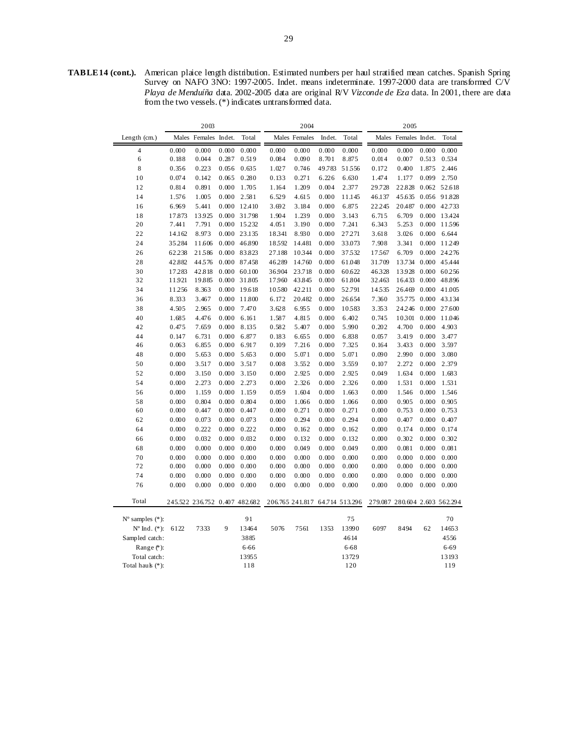**TABLE 14 (cont.).** American plaice length distribution. Estimated numbers per haul stratified mean catches. Spanish Spring Survey on NAFO 3NO: 1997-2005. Indet. means indeterminate. 1997-2000 data are transformed C/V *Playa de Menduíña* data. 2002-2005 data are original R/V *Vizconde de Eza* data. In 2001, there are data from the two vessels. (*) indicates untransformed data.

| | 2003 | | | | 2004 | | | | 2005 | | | |
|---|---|---|---|---|---|---|---|---|---|---|---|---|
| Length (cm.) | Males | Females | Indet. | Total | Males | Females | Indet. | Total | Males | Females | Indet. | Total |
| 4 | 0.000 | 0.000 | 0.000 | 0.000 | 0.000 | 0.000 | 0.000 | 0.000 | 0.000 | 0.000 | 0.000 | 0.000 |
| 6 | 0.188 | 0.044 | 0.287 | 0.519 | 0.084 | 0.090 | 8.701 | 8.875 | 0.014 | 0.007 | 0.513 | 0.534 |
| 8 | 0.356 | 0.223 | 0.056 | 0.635 | 1.027 | 0.746 | 49.783 | 51.556 | 0.172 | 0.400 | 1.875 | 2.446 |
| 10 | 0.074 | 0.142 | 0.065 | 0.280 | 0.133 | 0.271 | 6.226 | 6.630 | 1.474 | 1.177 | 0.099 | 2.750 |
| 12 | 0.814 | 0.891 | 0.000 | 1.705 | 1.164 | 1.209 | 0.004 | 2.377 | 29.728 | 22.828 | 0.062 | 52.618 |
| 14 | 1.576 | 1.005 | 0.000 | 2.581 | 6.529 | 4.615 | 0.000 | 11.145 | 46.137 | 45.635 | 0.056 | 91.828 |
| 16 | 6.969 | 5.441 | 0.000 | 12.410 | 3.692 | 3.184 | 0.000 | 6.875 | 22.245 | 20.487 | 0.000 | 42.733 |
| 18 | 17.873 | 13.925 | 0.000 | 31.798 | 1.904 | 1.239 | 0.000 | 3.143 | 6.715 | 6.709 | 0.000 | 13.424 |
| 20 | 7.441 | 7.791 | 0.000 | 15.232 | 4.051 | 3.190 | 0.000 | 7.241 | 6.343 | 5.253 | 0.000 | 11.596 |
| 22 | 14.162 | 8.973 | 0.000 | 23.135 | 18.341 | 8.930 | 0.000 | 27.271 | 3.618 | 3.026 | 0.000 | 6.644 |
| 24 | 35.284 | 11.606 | 0.000 | 46.890 | 18.592 | 14.481 | 0.000 | 33.073 | 7.908 | 3.341 | 0.000 | 11.249 |
| 26 | 62.238 | 21.586 | 0.000 | 83.823 | 27.188 | 10.344 | 0.000 | 37.532 | 17.567 | 6.709 | 0.000 | 24.276 |
| 28 | 42.882 | 44.576 | 0.000 | 87.458 | 46.289 | 14.760 | 0.000 | 61.048 | 31.709 | 13.734 | 0.000 | 45.444 |
| 30 | 17.283 | 42.818 | 0.000 | 60.100 | 36.904 | 23.718 | 0.000 | 60.622 | 46.328 | 13.928 | 0.000 | 60.256 |
| 32 | 11.921 | 19.885 | 0.000 | 31.805 | 17.960 | 43.845 | 0.000 | 61.804 | 32.463 | 16.433 | 0.000 | 48.896 |
| 34 | 11.256 | 8.363 | 0.000 | 19.618 | 10.580 | 42.211 | 0.000 | 52.791 | 14.535 | 26.469 | 0.000 | 41.005 |
| 36 | 8.333 | 3.467 | 0.000 | 11.800 | 6.172 | 20.482 | 0.000 | 26.654 | 7.360 | 35.775 | 0.000 | 43.134 |
| 38 | 4.505 | 2.965 | 0.000 | 7.470 | 3.628 | 6.955 | 0.000 | 10.583 | 3.353 | 24.246 | 0.000 | 27.600 |
| 40 | 1.685 | 4.476 | 0.000 | 6.161 | 1.587 | 4.815 | 0.000 | 6.402 | 0.745 | 10.301 | 0.000 | 11.046 |
| 42 | 0.475 | 7.659 | 0.000 | 8.135 | 0.582 | 5.407 | 0.000 | 5.990 | 0.202 | 4.700 | 0.000 | 4.903 |
| 44 | 0.147 | 6.731 | 0.000 | 6.877 | 0.183 | 6.655 | 0.000 | 6.838 | 0.057 | 3.419 | 0.000 | 3.477 |
| 46 | 0.063 | 6.855 | 0.000 | 6.917 | 0.109 | 7.216 | 0.000 | 7.325 | 0.164 | 3.433 | 0.000 | 3.597 |
| 48 | 0.000 | 5.653 | 0.000 | 5.653 | 0.000 | 5.071 | 0.000 | 5.071 | 0.090 | 2.990 | 0.000 | 3.080 |
| 50 | 0.000 | 3.517 | 0.000 | 3.517 | 0.008 | 3.552 | 0.000 | 3.559 | 0.107 | 2.272 | 0.000 | 2.379 |
| 52 | 0.000 | 3.150 | 0.000 | 3.150 | 0.000 | 2.925 | 0.000 | 2.925 | 0.049 | 1.634 | 0.000 | 1.683 |
| 54 | 0.000 | 2.273 | 0.000 | 2.273 | 0.000 | 2.326 | 0.000 | 2.326 | 0.000 | 1.531 | 0.000 | 1.531 |
| 56 | 0.000 | 1.159 | 0.000 | 1.159 | 0.059 | 1.604 | 0.000 | 1.663 | 0.000 | 1.546 | 0.000 | 1.546 |
| 58 | 0.000 | 0.804 | 0.000 | 0.804 | 0.000 | 1.066 | 0.000 | 1.066 | 0.000 | 0.905 | 0.000 | 0.905 |
| 60 | 0.000 | 0.447 | 0.000 | 0.447 | 0.000 | 0.271 | 0.000 | 0.271 | 0.000 | 0.753 | 0.000 | 0.753 |
| 62 | 0.000 | 0.073 | 0.000 | 0.073 | 0.000 | 0.294 | 0.000 | 0.294 | 0.000 | 0.407 | 0.000 | 0.407 |
| 64 | 0.000 | 0.222 | 0.000 | 0.222 | 0.000 | 0.162 | 0.000 | 0.162 | 0.000 | 0.174 | 0.000 | 0.174 |
| 66 | 0.000 | 0.032 | 0.000 | 0.032 | 0.000 | 0.132 | 0.000 | 0.132 | 0.000 | 0.302 | 0.000 | 0.302 |
| 68 | 0.000 | 0.000 | 0.000 | 0.000 | 0.000 | 0.049 | 0.000 | 0.049 | 0.000 | 0.081 | 0.000 | 0.081 |
| 70 | 0.000 | 0.000 | 0.000 | 0.000 | 0.000 | 0.000 | 0.000 | 0.000 | 0.000 | 0.000 | 0.000 | 0.000 |
| 72 | 0.000 | 0.000 | 0.000 | 0.000 | 0.000 | 0.000 | 0.000 | 0.000 | 0.000 | 0.000 | 0.000 | 0.000 |
| 74 | 0.000 | 0.000 | 0.000 | 0.000 | 0.000 | 0.000 | 0.000 | 0.000 | 0.000 | 0.000 | 0.000 | 0.000 |
| 76 | 0.000 | 0.000 | 0.000 | 0.000 | 0.000 | 0.000 | 0.000 | 0.000 | 0.000 | 0.000 | 0.000 | 0.000 |
| Total | 245.522 | 236.752 | 0.407 | 482.682 | 206.765 | 241.817 | 64.714 | 513.296 | 279.087 | 280.604 | 2.603 | 562.294 |
| Nº samples (*): | | | | 91 | | | | 75 | | | | 70 |
| Nº Ind. (*): | 6122 | 7333 | 9 | 13464 | 5076 | 7561 | 1353 | 13990 | 6097 | 8494 | 62 | 14653 |
| Sampled catch: | | | | 3885 | | | | 4614 | | | | 4556 |
| Range (*): | | | | 6-66 | | | | 6-68 | | | | 6-69 |
| Total catch: | | | | 13955 | | | | 13729 | | | | 13193 |
| Total hauls (*): | | | | 118 | | | | 120 | | | | 119 |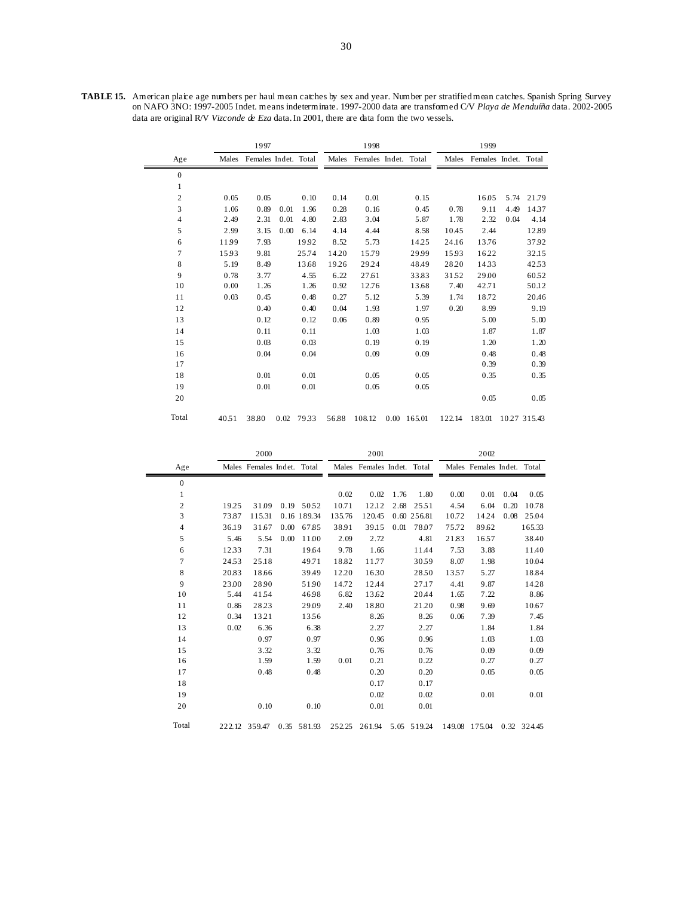**TABLE 15.** American plaice age numbers per haul mean catches by sex and year. Number per stratified mean catches. Spanish Spring Survey on NAFO 3NO: 1997-2005 Indet. means indeterminate. 1997-2000 data are transformed C/V *Playa de Menduíña* data. 2002-2005 data are original R/V *Vizconde de Eza* data. In 2001, there are data form the two vessels.

| | 1997 | | | | 1998 | | | | 1999 | | | |
|---|---|---|---|---|---|---|---|---|---|---|---|---|
| Age | Males | Females | Indet. | Total | Males | Females | Indet. | Total | Males | Females | Indet. | Total |
| 0 | | | | | | | | | | | | |
| 1 | | | | | | | | | | | | |
| 2 | 0.05 | 0.05 | | 0.10 | 0.14 | 0.01 | | 0.15 | | 16.05 | 5.74 | 21.79 |
| 3 | 1.06 | 0.89 | 0.01 | 1.96 | 0.28 | 0.16 | | 0.45 | 0.78 | 9.11 | 4.49 | 14.37 |
| 4 | 2.49 | 2.31 | 0.01 | 4.80 | 2.83 | 3.04 | | 5.87 | 1.78 | 2.32 | 0.04 | 4.14 |
| 5 | 2.99 | 3.15 | 0.00 | 6.14 | 4.14 | 4.44 | | 8.58 | 10.45 | 2.44 | | 12.89 |
| 6 | 11.99 | 7.93 | | 19.92 | 8.52 | 5.73 | | 14.25 | 24.16 | 13.76 | | 37.92 |
| 7 | 15.93 | 9.81 | | 25.74 | 14.20 | 15.79 | | 29.99 | 15.93 | 16.22 | | 32.15 |
| 8 | 5.19 | 8.49 | | 13.68 | 19.26 | 29.24 | | 48.49 | 28.20 | 14.33 | | 42.53 |
| 9 | 0.78 | 3.77 | | 4.55 | 6.22 | 27.61 | | 33.83 | 31.52 | 29.00 | | 60.52 |
| 10 | 0.00 | 1.26 | | 1.26 | 0.92 | 12.76 | | 13.68 | 7.40 | 42.71 | | 50.12 |
| 11 | 0.03 | 0.45 | | 0.48 | 0.27 | 5.12 | | 5.39 | 1.74 | 18.72 | | 20.46 |
| 12 | | 0.40 | | 0.40 | 0.04 | 1.93 | | 1.97 | 0.20 | 8.99 | | 9.19 |
| 13 | | 0.12 | | 0.12 | 0.06 | 0.89 | | 0.95 | | 5.00 | | 5.00 |
| 14 | | 0.11 | | 0.11 | | 1.03 | | 1.03 | | 1.87 | | 1.87 |
| 15 | | 0.03 | | 0.03 | | 0.19 | | 0.19 | | 1.20 | | 1.20 |
| 16 | | 0.04 | | 0.04 | | 0.09 | | 0.09 | | 0.48 | | 0.48 |
| 17 | | | | | | | | | | 0.39 | | 0.39 |
| 18 | | 0.01 | | 0.01 | | 0.05 | | 0.05 | | 0.35 | | 0.35 |
| 19 | | 0.01 | | 0.01 | | 0.05 | | 0.05 | | | | |
| 20 | | | | | | | | | | 0.05 | | 0.05 |
| Total | 40.51 | 38.80 | 0.02 | 79.33 | 56.88 | 108.12 | 0.00 | 165.01 | 122.14 | 183.01 | 10.27 | 315.43 |

| | 2000 | | | | 2001 | | | | 2002 | | | |
|---|---|---|---|---|---|---|---|---|---|---|---|---|
| Age | Males | Females | Indet. | Total | Males | Females | Indet. | Total | Males | Females | Indet. | Total |
| 0 | | | | | | | | | | | | |
| 1 | | | | | 0.02 | 0.02 | 1.76 | 1.80 | 0.00 | 0.01 | 0.04 | 0.05 |
| 2 | 19.25 | 31.09 | 0.19 | 50.52 | 10.71 | 12.12 | 2.68 | 25.51 | 4.54 | 6.04 | 0.20 | 10.78 |
| 3 | 73.87 | 115.31 | 0.16 | 189.34 | 135.76 | 120.45 | 0.60 | 256.81 | 10.72 | 14.24 | 0.08 | 25.04 |
| 4 | 36.19 | 31.67 | 0.00 | 67.85 | 38.91 | 39.15 | 0.01 | 78.07 | 75.72 | 89.62 | | 165.33 |
| 5 | 5.46 | 5.54 | 0.00 | 11.00 | 2.09 | 2.72 | | 4.81 | 21.83 | 16.57 | | 38.40 |
| 6 | 12.33 | 7.31 | | 19.64 | 9.78 | 1.66 | | 11.44 | 7.53 | 3.88 | | 11.40 |
| 7 | 24.53 | 25.18 | | 49.71 | 18.82 | 11.77 | | 30.59 | 8.07 | 1.98 | | 10.04 |
| 8 | 20.83 | 18.66 | | 39.49 | 12.20 | 16.30 | | 28.50 | 13.57 | 5.27 | | 18.84 |
| 9 | 23.00 | 28.90 | | 51.90 | 14.72 | 12.44 | | 27.17 | 4.41 | 9.87 | | 14.28 |
| 10 | 5.44 | 41.54 | | 46.98 | 6.82 | 13.62 | | 20.44 | 1.65 | 7.22 | | 8.86 |
| 11 | 0.86 | 28.23 | | 29.09 | 2.40 | 18.80 | | 21.20 | 0.98 | 9.69 | | 10.67 |
| 12 | 0.34 | 13.21 | | 13.56 | | 8.26 | | 8.26 | 0.06 | 7.39 | | 7.45 |
| 13 | 0.02 | 6.36 | | 6.38 | | 2.27 | | 2.27 | | 1.84 | | 1.84 |
| 14 | | 0.97 | | 0.97 | | 0.96 | | 0.96 | | 1.03 | | 1.03 |
| 15 | | 3.32 | | 3.32 | | 0.76 | | 0.76 | | 0.09 | | 0.09 |
| 16 | | 1.59 | | 1.59 | 0.01 | 0.21 | | 0.22 | | 0.27 | | 0.27 |
| 17 | | 0.48 | | 0.48 | | 0.20 | | 0.20 | | 0.05 | | 0.05 |
| 18 | | | | | | 0.17 | | 0.17 | | | | |
| 19 | | | | | | 0.02 | | 0.02 | | 0.01 | | 0.01 |
| 20 | | 0.10 | | 0.10 | | 0.01 | | 0.01 | | | | |
| Total | 222.12 | 359.47 | 0.35 | 581.93 | 252.25 | 261.94 | 5.05 | 519.24 | 149.08 | 175.04 | 0.32 | 324.45 |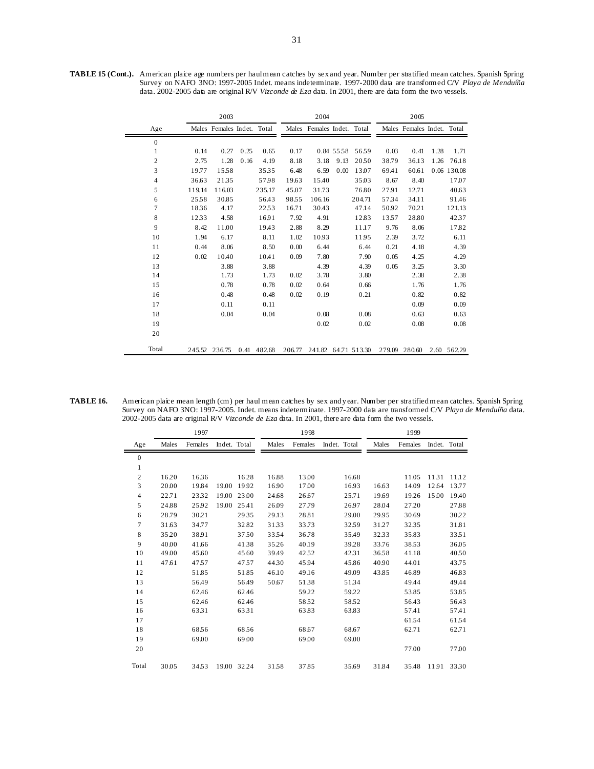**TABLE 15 (Cont.).** American plaice age numbers per haul mean catches by sex and year. Number per stratified mean catches. Spanish Spring Survey on NAFO 3NO: 1997-2005 Indet. means indeterminate. 1997-2000 data are transformed C/V *Playa de Menduíña* data. 2002-2005 data are original R/V *Vizconde de Eza* data. In 2001, there are data form the two vessels.

| | 2003 | | | | 2004 | | | | 2005 | | | |
|---|---|---|---|---|---|---|---|---|---|---|---|---|
| Age | Males | Females | Indet. | Total | Males | Females | Indet. | Total | Males | Females | Indet. | Total |
| 0 | | | | | | | | | | | | |
| 1 | 0.14 | 0.27 | 0.25 | 0.65 | 0.17 | 0.84 | 55.58 | 56.59 | 0.03 | 0.41 | 1.28 | 1.71 |
| 2 | 2.75 | 1.28 | 0.16 | 4.19 | 8.18 | 3.18 | 9.13 | 20.50 | 38.79 | 36.13 | 1.26 | 76.18 |
| 3 | 19.77 | 15.58 | | 35.35 | 6.48 | 6.59 | 0.00 | 13.07 | 69.41 | 60.61 | 0.06 | 130.08 |
| 4 | 36.63 | 21.35 | | 57.98 | 19.63 | 15.40 | | 35.03 | 8.67 | 8.40 | | 17.07 |
| 5 | 119.14 | 116.03 | | 235.17 | 45.07 | 31.73 | | 76.80 | 27.91 | 12.71 | | 40.63 |
| 6 | 25.58 | 30.85 | | 56.43 | 98.55 | 106.16 | | 204.71 | 57.34 | 34.11 | | 91.46 |
| 7 | 18.36 | 4.17 | | 22.53 | 16.71 | 30.43 | | 47.14 | 50.92 | 70.21 | | 121.13 |
| 8 | 12.33 | 4.58 | | 16.91 | 7.92 | 4.91 | | 12.83 | 13.57 | 28.80 | | 42.37 |
| 9 | 8.42 | 11.00 | | 19.43 | 2.88 | 8.29 | | 11.17 | 9.76 | 8.06 | | 17.82 |
| 10 | 1.94 | 6.17 | | 8.11 | 1.02 | 10.93 | | 11.95 | 2.39 | 3.72 | | 6.11 |
| 11 | 0.44 | 8.06 | | 8.50 | 0.00 | 6.44 | | 6.44 | 0.21 | 4.18 | | 4.39 |
| 12 | 0.02 | 10.40 | | 10.41 | 0.09 | 7.80 | | 7.90 | 0.05 | 4.25 | | 4.29 |
| 13 | | 3.88 | | 3.88 | | 4.39 | | 4.39 | 0.05 | 3.25 | | 3.30 |
| 14 | | 1.73 | | 1.73 | 0.02 | 3.78 | | 3.80 | | 2.38 | | 2.38 |
| 15 | | 0.78 | | 0.78 | 0.02 | 0.64 | | 0.66 | | 1.76 | | 1.76 |
| 16 | | 0.48 | | 0.48 | 0.02 | 0.19 | | 0.21 | | 0.82 | | 0.82 |
| 17 | | 0.11 | | 0.11 | | | | | | 0.09 | | 0.09 |
| 18 | | 0.04 | | 0.04 | | 0.08 | | 0.08 | | 0.63 | | 0.63 |
| 19 | | | | | | 0.02 | | 0.02 | | 0.08 | | 0.08 |
| 20 | | | | | | | | | | | | |
| Total | 245.52 | 236.75 | 0.41 | 482.68 | 206.77 | 241.82 | 64.71 | 513.30 | 279.09 | 280.60 | 2.60 | 562.29 |

**TABLE 16.** American plaice mean length (cm) per haul mean catches by sex and year. Number per stratified mean catches. Spanish Spring Survey on NAFO 3NO: 1997-2005. Indet. means indeterminate. 1997-2000 data are transformed C/V *Playa de Menduíña* data. 2002-2005 data are original R/V *Vizconde de Eza* data. In 2001, there are data form the two vessels.

| | 1997 | | | | 1998 | | | | 1999 | | | |
|---|---|---|---|---|---|---|---|---|---|---|---|---|
| Age | Males | Females | Indet. | Total | Males | Females | Indet. | Total | Males | Females | Indet. | Total |
| 0 | | | | | | | | | | | | |
| 1 | | | | | | | | | | | | |
| 2 | 16.20 | 16.36 | | 16.28 | 16.88 | 13.00 | | 16.68 | | 11.05 | 11.31 | 11.12 |
| 3 | 20.00 | 19.84 | 19.00 | 19.92 | 16.90 | 17.00 | | 16.93 | 16.63 | 14.09 | 12.64 | 13.77 |
| 4 | 22.71 | 23.32 | 19.00 | 23.00 | 24.68 | 26.67 | | 25.71 | 19.69 | 19.26 | 15.00 | 19.40 |
| 5 | 24.88 | 25.92 | 19.00 | 25.41 | 26.09 | 27.79 | | 26.97 | 28.04 | 27.20 | | 27.88 |
| 6 | 28.79 | 30.21 | | 29.35 | 29.13 | 28.81 | | 29.00 | 29.95 | 30.69 | | 30.22 |
| 7 | 31.63 | 34.77 | | 32.82 | 31.33 | 33.73 | | 32.59 | 31.27 | 32.35 | | 31.81 |
| 8 | 35.20 | 38.91 | | 37.50 | 33.54 | 36.78 | | 35.49 | 32.33 | 35.83 | | 33.51 |
| 9 | 40.00 | 41.66 | | 41.38 | 35.26 | 40.19 | | 39.28 | 33.76 | 38.53 | | 36.05 |
| 10 | 49.00 | 45.60 | | 45.60 | 39.49 | 42.52 | | 42.31 | 36.58 | 41.18 | | 40.50 |
| 11 | 47.61 | 47.57 | | 47.57 | 44.30 | 45.94 | | 45.86 | 40.90 | 44.01 | | 43.75 |
| 12 | | 51.85 | | 51.85 | 46.10 | 49.16 | | 49.09 | 43.85 | 46.89 | | 46.83 |
| 13 | | 56.49 | | 56.49 | 50.67 | 51.38 | | 51.34 | | 49.44 | | 49.44 |
| 14 | | 62.46 | | 62.46 | | 59.22 | | 59.22 | | 53.85 | | 53.85 |
| 15 | | 62.46 | | 62.46 | | 58.52 | | 58.52 | | 56.43 | | 56.43 |
| 16 | | 63.31 | | 63.31 | | 63.83 | | 63.83 | | 57.41 | | 57.41 |
| 17 | | | | | | | | | | 61.54 | | 61.54 |
| 18 | | 68.56 | | 68.56 | | 68.67 | | 68.67 | | 62.71 | | 62.71 |
| 19 | | 69.00 | | 69.00 | | 69.00 | | 69.00 | | | | |
| 20 | | | | | | | | | | 77.00 | | 77.00 |
| Total | 30.05 | 34.53 | 19.00 | 32.24 | 31.58 | 37.85 | | 35.69 | 31.84 | 35.48 | 11.91 | 33.30 |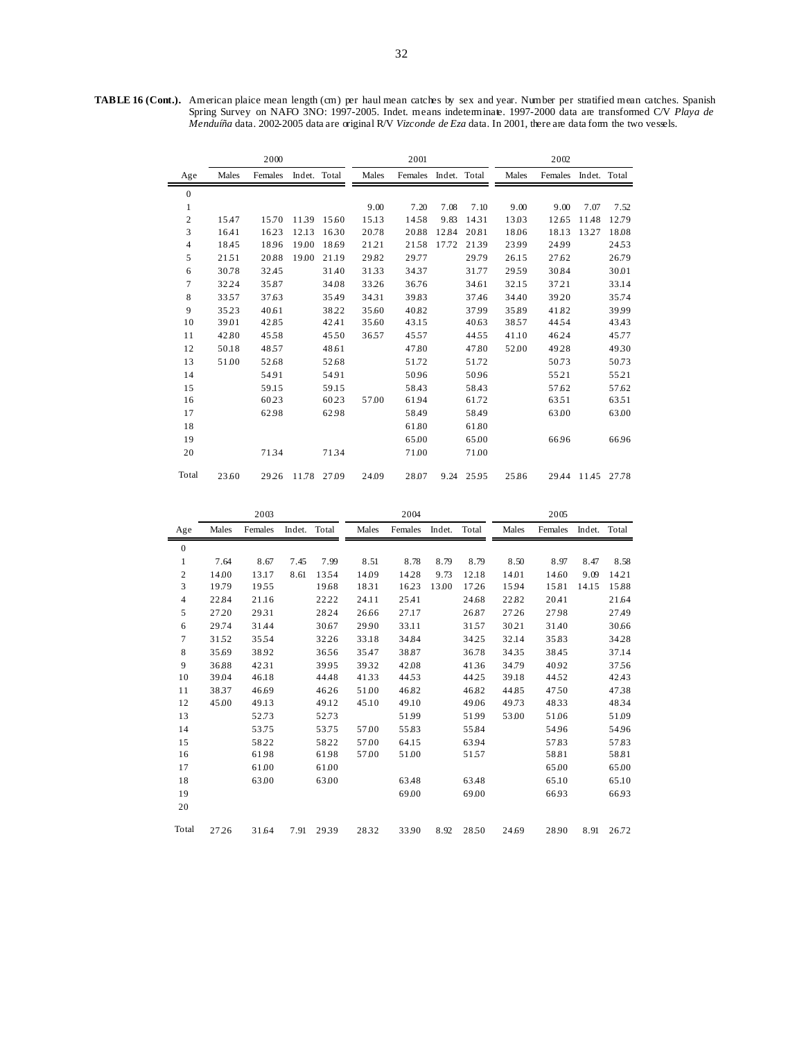**TABLE 16 (Cont.).** American plaice mean length (cm) per haul mean catches by sex and year. Number per stratified mean catches. Spanish Spring Survey on NAFO 3NO: 1997-2005. Indet. means indeterminate. 1997-2000 data are transformed C/V *Playa de Menduíña* data. 2002-2005 data are original R/V *Vizconde de Eza* data. In 2001, there are data form the two vessels.

| | 2000 | | | | 2001 | | | | 2002 | | | |
|---|---|---|---|---|---|---|---|---|---|---|---|---|
| Age | Males | Females | Indet. | Total | Males | Females | Indet. | Total | Males | Females | Indet. | Total |
| 0 | | | | | | | | | | | | |
| 1 | | | | | 9.00 | 7.20 | 7.08 | 7.10 | 9.00 | 9.00 | 7.07 | 7.52 |
| 2 | 15.47 | 15.70 | 11.39 | 15.60 | 15.13 | 14.58 | 9.83 | 14.31 | 13.03 | 12.65 | 11.48 | 12.79 |
| 3 | 16.41 | 16.23 | 12.13 | 16.30 | 20.78 | 20.88 | 12.84 | 20.81 | 18.06 | 18.13 | 13.27 | 18.08 |
| 4 | 18.45 | 18.96 | 19.00 | 18.69 | 21.21 | 21.58 | 17.72 | 21.39 | 23.99 | 24.99 | | 24.53 |
| 5 | 21.51 | 20.88 | 19.00 | 21.19 | 29.82 | 29.77 | | 29.79 | 26.15 | 27.62 | | 26.79 |
| 6 | 30.78 | 32.45 | | 31.40 | 31.33 | 34.37 | | 31.77 | 29.59 | 30.84 | | 30.01 |
| 7 | 32.24 | 35.87 | | 34.08 | 33.26 | 36.76 | | 34.61 | 32.15 | 37.21 | | 33.14 |
| 8 | 33.57 | 37.63 | | 35.49 | 34.31 | 39.83 | | 37.46 | 34.40 | 39.20 | | 35.74 |
| 9 | 35.23 | 40.61 | | 38.22 | 35.60 | 40.82 | | 37.99 | 35.89 | 41.82 | | 39.99 |
| 10 | 39.01 | 42.85 | | 42.41 | 35.60 | 43.15 | | 40.63 | 38.57 | 44.54 | | 43.43 |
| 11 | 42.80 | 45.58 | | 45.50 | 36.57 | 45.57 | | 44.55 | 41.10 | 46.24 | | 45.77 |
| 12 | 50.18 | 48.57 | | 48.61 | | 47.80 | | 47.80 | 52.00 | 49.28 | | 49.30 |
| 13 | 51.00 | 52.68 | | 52.68 | | 51.72 | | 51.72 | | 50.73 | | 50.73 |
| 14 | | 54.91 | | 54.91 | | 50.96 | | 50.96 | | 55.21 | | 55.21 |
| 15 | | 59.15 | | 59.15 | | 58.43 | | 58.43 | | 57.62 | | 57.62 |
| 16 | | 60.23 | | 60.23 | 57.00 | 61.94 | | 61.72 | | 63.51 | | 63.51 |
| 17 | | 62.98 | | 62.98 | | 58.49 | | 58.49 | | 63.00 | | 63.00 |
| 18 | | | | | | 61.80 | | 61.80 | | | | |
| 19 | | | | | | 65.00 | | 65.00 | | 66.96 | | 66.96 |
| 20 | | 71.34 | | 71.34 | | 71.00 | | 71.00 | | | | |
| Total | 23.60 | 29.26 | 11.78 | 27.09 | 24.09 | 28.07 | 9.24 | 25.95 | 25.86 | 29.44 | 11.45 | 27.78 |

| | 2003 | | | | 2004 | | | | 2005 | | | |
|---|---|---|---|---|---|---|---|---|---|---|---|---|
| Age | Males | Females | Indet. | Total | Males | Females | Indet. | Total | Males | Females | Indet. | Total |
| 0 | | | | | | | | | | | | |
| 1 | 7.64 | 8.67 | 7.45 | 7.99 | 8.51 | 8.78 | 8.79 | 8.79 | 8.50 | 8.97 | 8.47 | 8.58 |
| 2 | 14.00 | 13.17 | 8.61 | 13.54 | 14.09 | 14.28 | 9.73 | 12.18 | 14.01 | 14.60 | 9.09 | 14.21 |
| 3 | 19.79 | 19.55 | | 19.68 | 18.31 | 16.23 | 13.00 | 17.26 | 15.94 | 15.81 | 14.15 | 15.88 |
| 4 | 22.84 | 21.16 | | 22.22 | 24.11 | 25.41 | | 24.68 | 22.82 | 20.41 | | 21.64 |
| 5 | 27.20 | 29.31 | | 28.24 | 26.66 | 27.17 | | 26.87 | 27.26 | 27.98 | | 27.49 |
| 6 | 29.74 | 31.44 | | 30.67 | 29.90 | 33.11 | | 31.57 | 30.21 | 31.40 | | 30.66 |
| 7 | 31.52 | 35.54 | | 32.26 | 33.18 | 34.84 | | 34.25 | 32.14 | 35.83 | | 34.28 |
| 8 | 35.69 | 38.92 | | 36.56 | 35.47 | 38.87 | | 36.78 | 34.35 | 38.45 | | 37.14 |
| 9 | 36.88 | 42.31 | | 39.95 | 39.32 | 42.08 | | 41.36 | 34.79 | 40.92 | | 37.56 |
| 10 | 39.04 | 46.18 | | 44.48 | 41.33 | 44.53 | | 44.25 | 39.18 | 44.52 | | 42.43 |
| 11 | 38.37 | 46.69 | | 46.26 | 51.00 | 46.82 | | 46.82 | 44.85 | 47.50 | | 47.38 |
| 12 | 45.00 | 49.13 | | 49.12 | 45.10 | 49.10 | | 49.06 | 49.73 | 48.33 | | 48.34 |
| 13 | | 52.73 | | 52.73 | | 51.99 | | 51.99 | 53.00 | 51.06 | | 51.09 |
| 14 | | 53.75 | | 53.75 | 57.00 | 55.83 | | 55.84 | | 54.96 | | 54.96 |
| 15 | | 58.22 | | 58.22 | 57.00 | 64.15 | | 63.94 | | 57.83 | | 57.83 |
| 16 | | 61.98 | | 61.98 | 57.00 | 51.00 | | 51.57 | | 58.81 | | 58.81 |
| 17 | | 61.00 | | 61.00 | | | | | | 65.00 | | 65.00 |
| 18 | | 63.00 | | 63.00 | | 63.48 | | 63.48 | | 65.10 | | 65.10 |
| 19 | | | | | | 69.00 | | 69.00 | | 66.93 | | 66.93 |
| 20 | | | | | | | | | | | | |
| Total | 27.26 | 31.64 | 7.91 | 29.39 | 28.32 | 33.90 | 8.92 | 28.50 | 24.69 | 28.90 | 8.91 | 26.72 |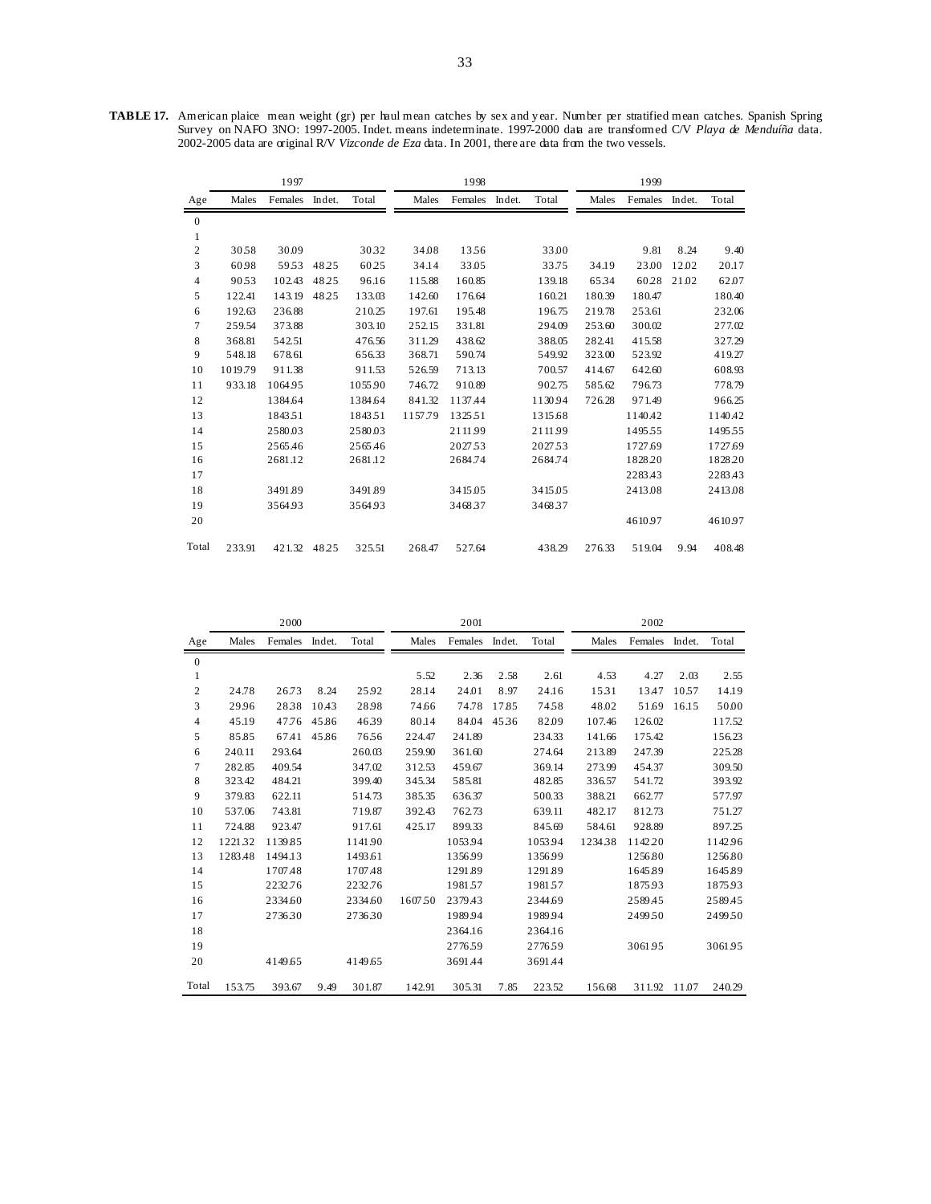**TABLE 17.** American plaice mean weight (gr) per haul mean catches by sex and year. Number per stratified mean catches. Spanish Spring Survey on NAFO 3NO: 1997-2005. Indet. means indeterminate. 1997-2000 data are transformed C/V *Playa de Menduíña* data. 2002-2005 data are original R/V *Vizconde de Eza* data. In 2001, there are data from the two vessels.

| | 1997 | | | | 1998 | | | | 1999 | | | |
|---|---|---|---|---|---|---|---|---|---|---|---|---|
| Age | Males | Females | Indet. | Total | Males | Females | Indet. | Total | Males | Females | Indet. | Total |
| 0 | | | | | | | | | | | | |
| 1 | | | | | | | | | | | | |
| 2 | 30.58 | 30.09 | | 30.32 | 34.08 | 13.56 | | 33.00 | | 9.81 | 8.24 | 9.40 |
| 3 | 60.98 | 59.53 | 48.25 | 60.25 | 34.14 | 33.05 | | 33.75 | 34.19 | 23.00 | 12.02 | 20.17 |
| 4 | 90.53 | 102.43 | 48.25 | 96.16 | 115.88 | 160.85 | | 139.18 | 65.34 | 60.28 | 21.02 | 62.07 |
| 5 | 122.41 | 143.19 | 48.25 | 133.03 | 142.60 | 176.64 | | 160.21 | 180.39 | 180.47 | | 180.40 |
| 6 | 192.63 | 236.88 | | 210.25 | 197.61 | 195.48 | | 196.75 | 219.78 | 253.61 | | 232.06 |
| 7 | 259.54 | 373.88 | | 303.10 | 252.15 | 331.81 | | 294.09 | 253.60 | 300.02 | | 277.02 |
| 8 | 368.81 | 542.51 | | 476.56 | 311.29 | 438.62 | | 388.05 | 282.41 | 415.58 | | 327.29 |
| 9 | 548.18 | 678.61 | | 656.33 | 368.71 | 590.74 | | 549.92 | 323.00 | 523.92 | | 419.27 |
| 10 | 1019.79 | 911.38 | | 911.53 | 526.59 | 713.13 | | 700.57 | 414.67 | 642.60 | | 608.93 |
| 11 | 933.18 | 1064.95 | | 1055.90 | 746.72 | 910.89 | | 902.75 | 585.62 | 796.73 | | 778.79 |
| 12 | | 1384.64 | | 1384.64 | 841.32 | 1137.44 | | 1130.94 | 726.28 | 971.49 | | 966.25 |
| 13 | | 1843.51 | | 1843.51 | 1157.79 | 1325.51 | | 1315.68 | | 1140.42 | | 1140.42 |
| 14 | | 2580.03 | | 2580.03 | | 2111.99 | | 2111.99 | | 1495.55 | | 1495.55 |
| 15 | | 2565.46 | | 2565.46 | | 2027.53 | | 2027.53 | | 1727.69 | | 1727.69 |
| 16 | | 2681.12 | | 2681.12 | | 2684.74 | | 2684.74 | | 1828.20 | | 1828.20 |
| 17 | | | | | | | | | | 2283.43 | | 2283.43 |
| 18 | | 3491.89 | | 3491.89 | | 3415.05 | | 3415.05 | | 2413.08 | | 2413.08 |
| 19 | | 3564.93 | | 3564.93 | | 3468.37 | | 3468.37 | | | | |
| 20 | | | | | | | | | | 4610.97 | | 4610.97 |
| Total | 233.91 | 421.32 | 48.25 | 325.51 | 268.47 | 527.64 | | 438.29 | 276.33 | 519.04 | 9.94 | 408.48 |

| | 2000 | | | | 2001 | | | | 2002 | | | |
|---|---|---|---|---|---|---|---|---|---|---|---|---|
| Age | Males | Females | Indet. | Total | Males | Females | Indet. | Total | Males | Females | Indet. | Total |
| 0 | | | | | | | | | | | | |
| 1 | | | | | 5.52 | 2.36 | 2.58 | 2.61 | 4.53 | 4.27 | 2.03 | 2.55 |
| 2 | 24.78 | 26.73 | 8.24 | 25.92 | 28.14 | 24.01 | 8.97 | 24.16 | 15.31 | 13.47 | 10.57 | 14.19 |
| 3 | 29.96 | 28.38 | 10.43 | 28.98 | 74.66 | 74.78 | 17.85 | 74.58 | 48.02 | 51.69 | 16.15 | 50.00 |
| 4 | 45.19 | 47.76 | 45.86 | 46.39 | 80.14 | 84.04 | 45.36 | 82.09 | 107.46 | 126.02 | | 117.52 |
| 5 | 85.85 | 67.41 | 45.86 | 76.56 | 224.47 | 241.89 | | 234.33 | 141.66 | 175.42 | | 156.23 |
| 6 | 240.11 | 293.64 | | 260.03 | 259.90 | 361.60 | | 274.64 | 213.89 | 247.39 | | 225.28 |
| 7 | 282.85 | 409.54 | | 347.02 | 312.53 | 459.67 | | 369.14 | 273.99 | 454.37 | | 309.50 |
| 8 | 323.42 | 484.21 | | 399.40 | 345.34 | 585.81 | | 482.85 | 336.57 | 541.72 | | 393.92 |
| 9 | 379.83 | 622.11 | | 514.73 | 385.35 | 636.37 | | 500.33 | 388.21 | 662.77 | | 577.97 |
| 10 | 537.06 | 743.81 | | 719.87 | 392.43 | 762.73 | | 639.11 | 482.17 | 812.73 | | 751.27 |
| 11 | 724.88 | 923.47 | | 917.61 | 425.17 | 899.33 | | 845.69 | 584.61 | 928.89 | | 897.25 |
| 12 | 1221.32 | 1139.85 | | 1141.90 | | 1053.94 | | 1053.94 | 1234.38 | 1142.20 | | 1142.96 |
| 13 | 1283.48 | 1494.13 | | 1493.61 | | 1356.99 | | 1356.99 | | 1256.80 | | 1256.80 |
| 14 | | 1707.48 | | 1707.48 | | 1291.89 | | 1291.89 | | 1645.89 | | 1645.89 |
| 15 | | 2232.76 | | 2232.76 | | 1981.57 | | 1981.57 | | 1875.93 | | 1875.93 |
| 16 | | 2334.60 | | 2334.60 | 1607.50 | 2379.43 | | 2344.69 | | 2589.45 | | 2589.45 |
| 17 | | 2736.30 | | 2736.30 | | 1989.94 | | 1989.94 | | 2499.50 | | 2499.50 |
| 18 | | | | | | 2364.16 | | 2364.16 | | | | |
| 19 | | | | | | 2776.59 | | 2776.59 | | 3061.95 | | 3061.95 |
| 20 | | 4149.65 | | 4149.65 | | 3691.44 | | 3691.44 | | | | |
| Total | 153.75 | 393.67 | 9.49 | 301.87 | 142.91 | 305.31 | 7.85 | 223.52 | 156.68 | 311.92 | 11.07 | 240.29 |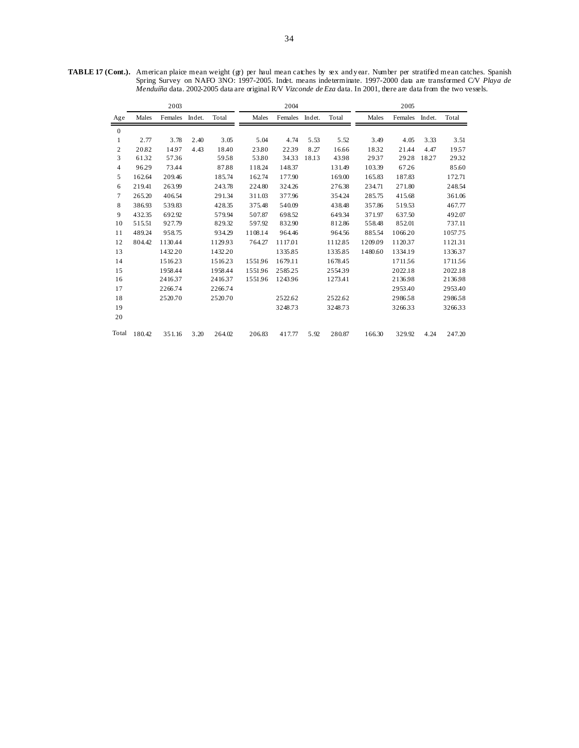**TABLE 17 (Cont.).** American plaice mean weight (gr) per haul mean catches by sex and year. Number per stratified mean catches. Spanish Spring Survey on NAFO 3NO: 1997-2005. Indet. means indeterminate. 1997-2000 data are transformed C/V *Playa de Menduíña* data. 2002-2005 data are original R/V *Vizconde de Eza* data. In 2001, there are data from the two vessels.

| | 2003 | | | | 2004 | | | | 2005 | | | |
|---|---|---|---|---|---|---|---|---|---|---|---|---|
| Age | Males | Females | Indet. | Total | Males | Females | Indet. | Total | Males | Females | Indet. | Total |
| 0 | | | | | | | | | | | | |
| 1 | 2.77 | 3.78 | 2.40 | 3.05 | 5.04 | 4.74 | 5.53 | 5.52 | 3.49 | 4.05 | 3.33 | 3.51 |
| 2 | 20.82 | 14.97 | 4.43 | 18.40 | 23.80 | 22.39 | 8.27 | 16.66 | 18.32 | 21.44 | 4.47 | 19.57 |
| 3 | 61.32 | 57.36 | | 59.58 | 53.80 | 34.33 | 18.13 | 43.98 | 29.37 | 29.28 | 18.27 | 29.32 |
| 4 | 96.29 | 73.44 | | 87.88 | 118.24 | 148.37 | | 131.49 | 103.39 | 67.26 | | 85.60 |
| 5 | 162.64 | 209.46 | | 185.74 | 162.74 | 177.90 | | 169.00 | 165.83 | 187.83 | | 172.71 |
| 6 | 219.41 | 263.99 | | 243.78 | 224.80 | 324.26 | | 276.38 | 234.71 | 271.80 | | 248.54 |
| 7 | 265.20 | 406.54 | | 291.34 | 311.03 | 377.96 | | 354.24 | 285.75 | 415.68 | | 361.06 |
| 8 | 386.93 | 539.83 | | 428.35 | 375.48 | 540.09 | | 438.48 | 357.86 | 519.53 | | 467.77 |
| 9 | 432.35 | 692.92 | | 579.94 | 507.87 | 698.52 | | 649.34 | 371.97 | 637.50 | | 492.07 |
| 10 | 515.51 | 927.79 | | 829.32 | 597.92 | 832.90 | | 812.86 | 558.48 | 852.01 | | 737.11 |
| 11 | 489.24 | 958.75 | | 934.29 | 1108.14 | 964.46 | | 964.56 | 885.54 | 1066.20 | | 1057.75 |
| 12 | 804.42 | 1130.44 | | 1129.93 | 764.27 | 1117.01 | | 1112.85 | 1209.09 | 1120.37 | | 1121.31 |
| 13 | | 1432.20 | | 1432.20 | | 1335.85 | | 1335.85 | 1480.60 | 1334.19 | | 1336.37 |
| 14 | | 1516.23 | | 1516.23 | 1551.96 | 1679.11 | | 1678.45 | | 1711.56 | | 1711.56 |
| 15 | | 1958.44 | | 1958.44 | 1551.96 | 2585.25 | | 2554.39 | | 2022.18 | | 2022.18 |
| 16 | | 2416.37 | | 2416.37 | 1551.96 | 1243.96 | | 1273.41 | | 2136.98 | | 2136.98 |
| 17 | | 2266.74 | | 2266.74 | | | | | | 2953.40 | | 2953.40 |
| 18 | | 2520.70 | | 2520.70 | | 2522.62 | | 2522.62 | | 2986.58 | | 2986.58 |
| 19 | | | | | | 3248.73 | | 3248.73 | | 3266.33 | | 3266.33 |
| 20 | | | | | | | | | | | | |
| Total | 180.42 | 351.16 | 3.20 | 264.02 | 206.83 | 417.77 | 5.92 | 280.87 | 166.30 | 329.92 | 4.24 | 247.20 |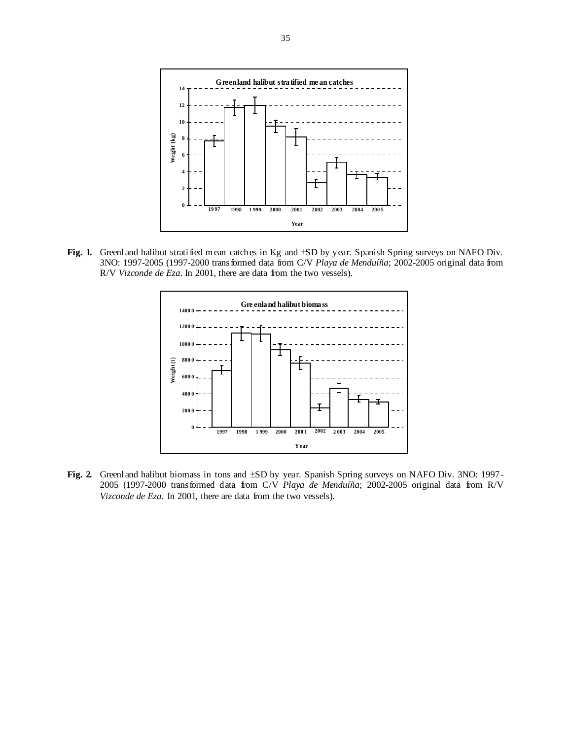**Fig. 1.** Greenland halibut stratified mean catches in Kg and ±SD by year. Spanish Spring surveys on NAFO Div. 3NO: 1997-2005 (1997-2000 transformed data from C/V *Playa de Menduíña*; 2002-2005 original data from R/V *Vizconde de Eza*. In 2001, there are data from the two vessels).

**Fig. 2.** Greenland halibut biomass in tons and ±SD by year. Spanish Spring surveys on NAFO Div. 3NO: 1997-2005 (1997-2000 transformed data from C/V *Playa de Menduíña*; 2002-2005 original data from R/V *Vizconde de Eza*. In 2001, there are data from the two vessels).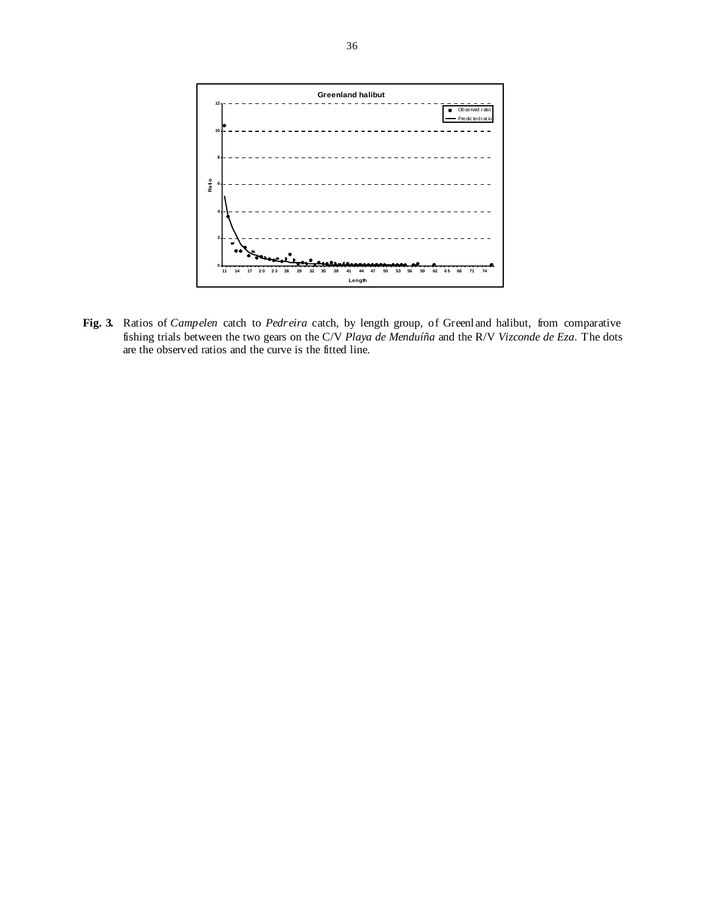**Fig. 3.** Ratios of *Campelen* catch to *Pedreira* catch, by length group, of Greenland halibut, from comparative fishing trials between the two gears on the C/V *Playa de Menduíña* and the R/V *Vizconde de Eza*. The dots are the observed ratios and the curve is the fitted line.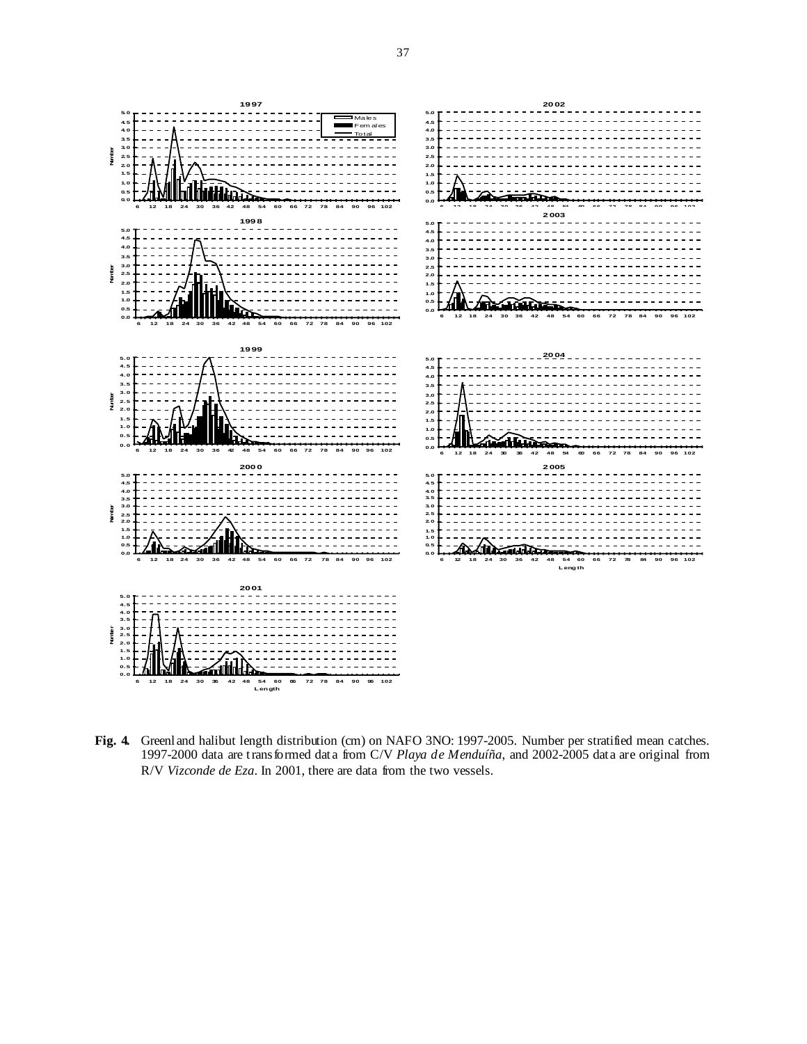**Fig. 4.** Greenland halibut length distribution (cm) on NAFO 3NO: 1997-2005. Number per stratified mean catches. 1997-2000 data are transformed data from C/V *Playa de Menduíña*, and 2002-2005 data are original from R/V *Vizconde de Eza*. In 2001, there are data from the two vessels.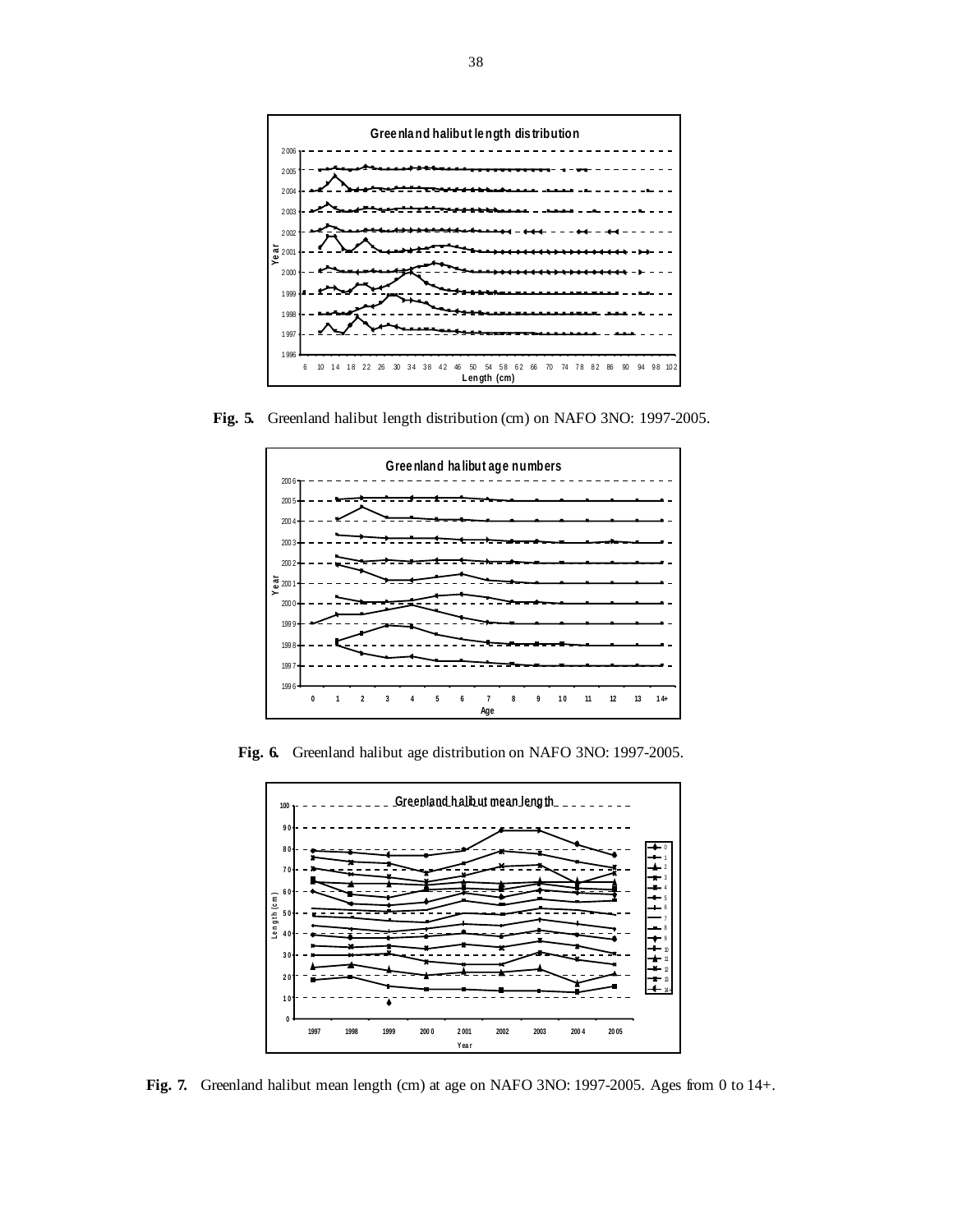**Fig. 5.** Greenland halibut length distribution (cm) on NAFO 3NO: 1997-2005.

**Fig. 6.** Greenland halibut age distribution on NAFO 3NO: 1997-2005.

**Fig. 7.** Greenland halibut mean length (cm) at age on NAFO 3NO: 1997-2005. Ages from 0 to 14+.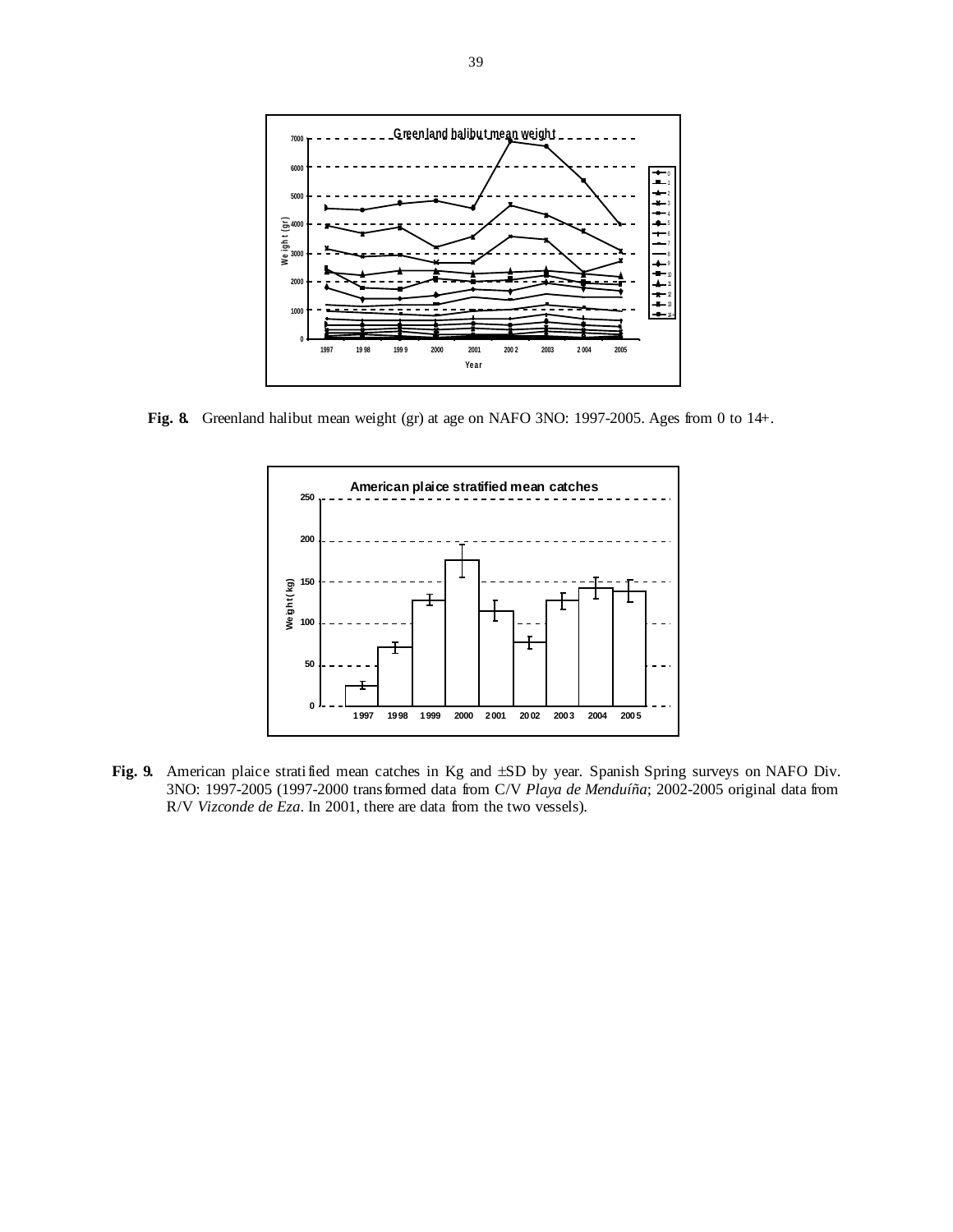**Fig. 8.** Greenland halibut mean weight (gr) at age on NAFO 3NO: 1997-2005. Ages from 0 to 14+.

**Fig. 9.** American plaice stratified mean catches in Kg and ±SD by year. Spanish Spring surveys on NAFO Div. 3NO: 1997-2005 (1997-2000 transformed data from C/V *Playa de Menduíña*; 2002-2005 original data from R/V *Vizconde de Eza*. In 2001, there are data from the two vessels).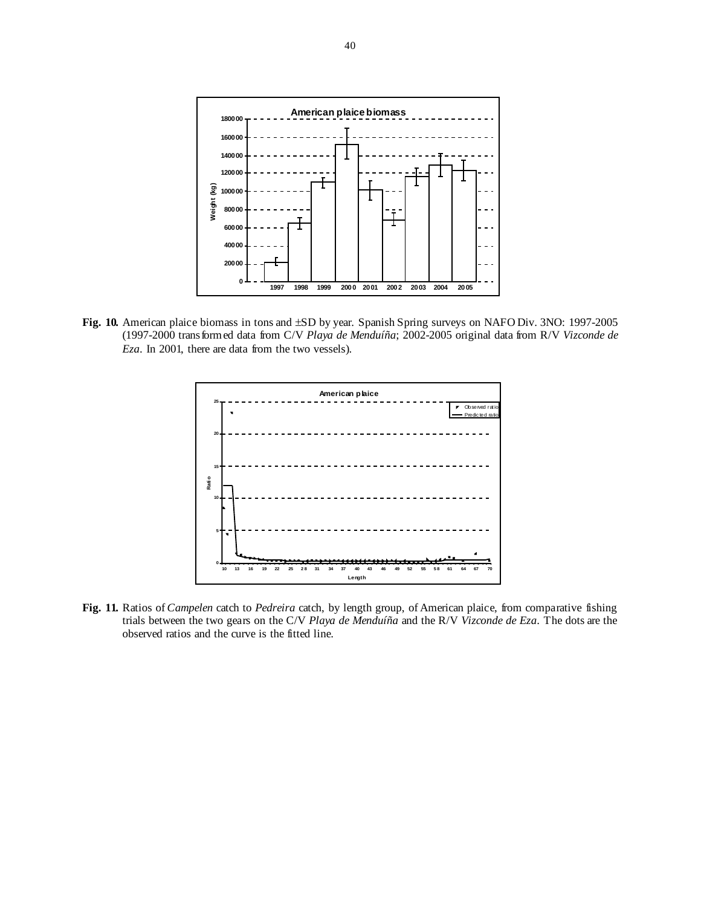**Fig. 10.** American plaice biomass in tons and ±SD by year. Spanish Spring surveys on NAFO Div. 3NO: 1997-2005 (1997-2000 transformed data from C/V *Playa de Menduíña*; 2002-2005 original data from R/V *Vizconde de Eza*. In 2001, there are data from the two vessels).

**Fig. 11.** Ratios of *Campelen* catch to *Pedreira* catch, by length group, of American plaice, from comparative fishing trials between the two gears on the C/V *Playa de Menduíña* and the R/V *Vizconde de Eza*. The dots are the observed ratios and the curve is the fitted line.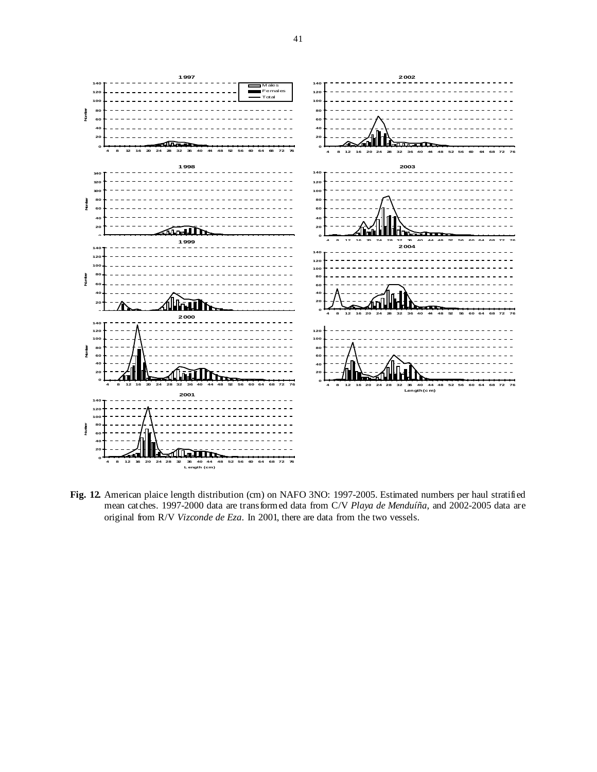**Fig. 12.** American plaice length distribution (cm) on NAFO 3NO: 1997-2005. Estimated numbers per haul stratified mean catches. 1997-2000 data are transformed data from C/V *Playa de Menduíña*, and 2002-2005 data are original from R/V *Vizconde de Eza*. In 2001, there are data from the two vessels.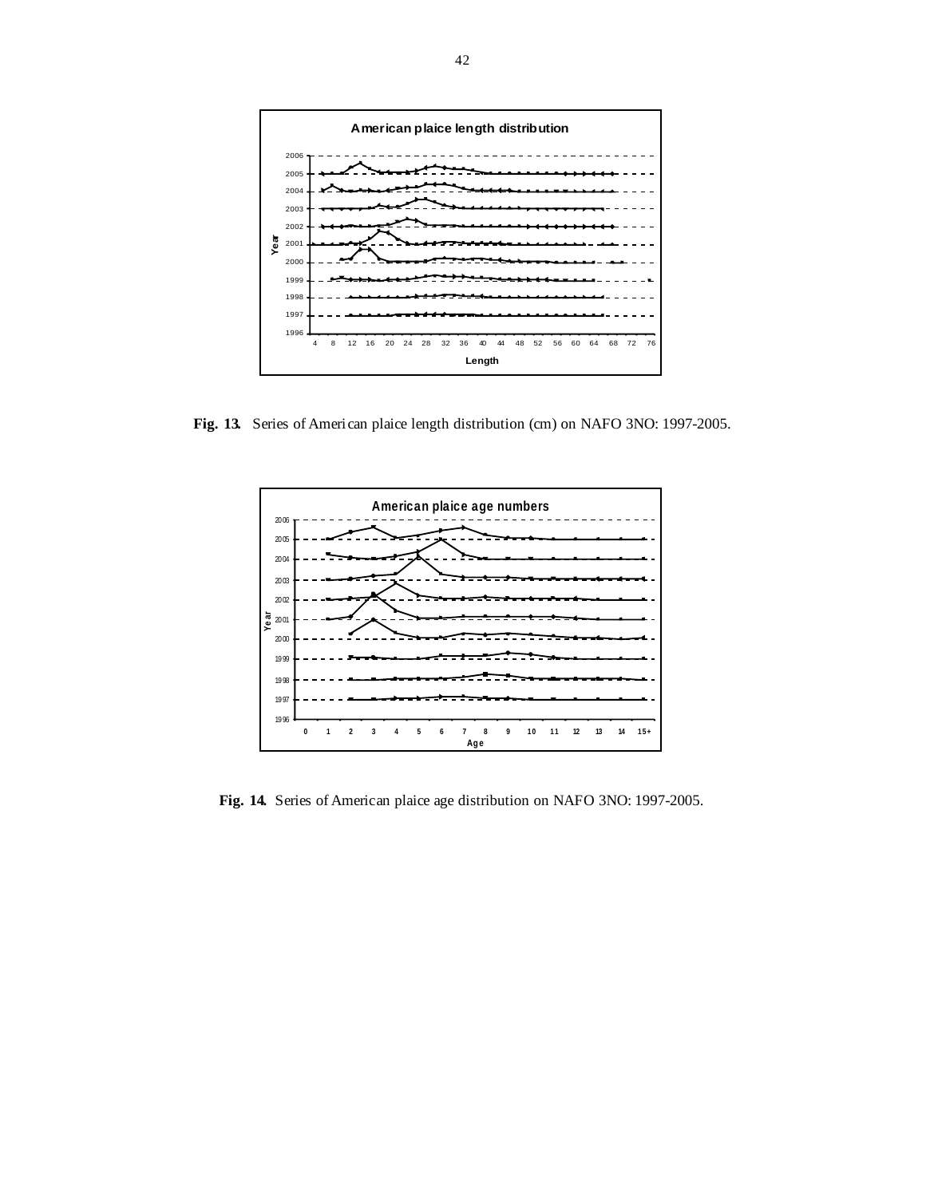**Fig. 13.** Series of American plaice length distribution (cm) on NAFO 3NO: 1997-2005.

**Fig. 14.** Series of American plaice age distribution on NAFO 3NO: 1997-2005.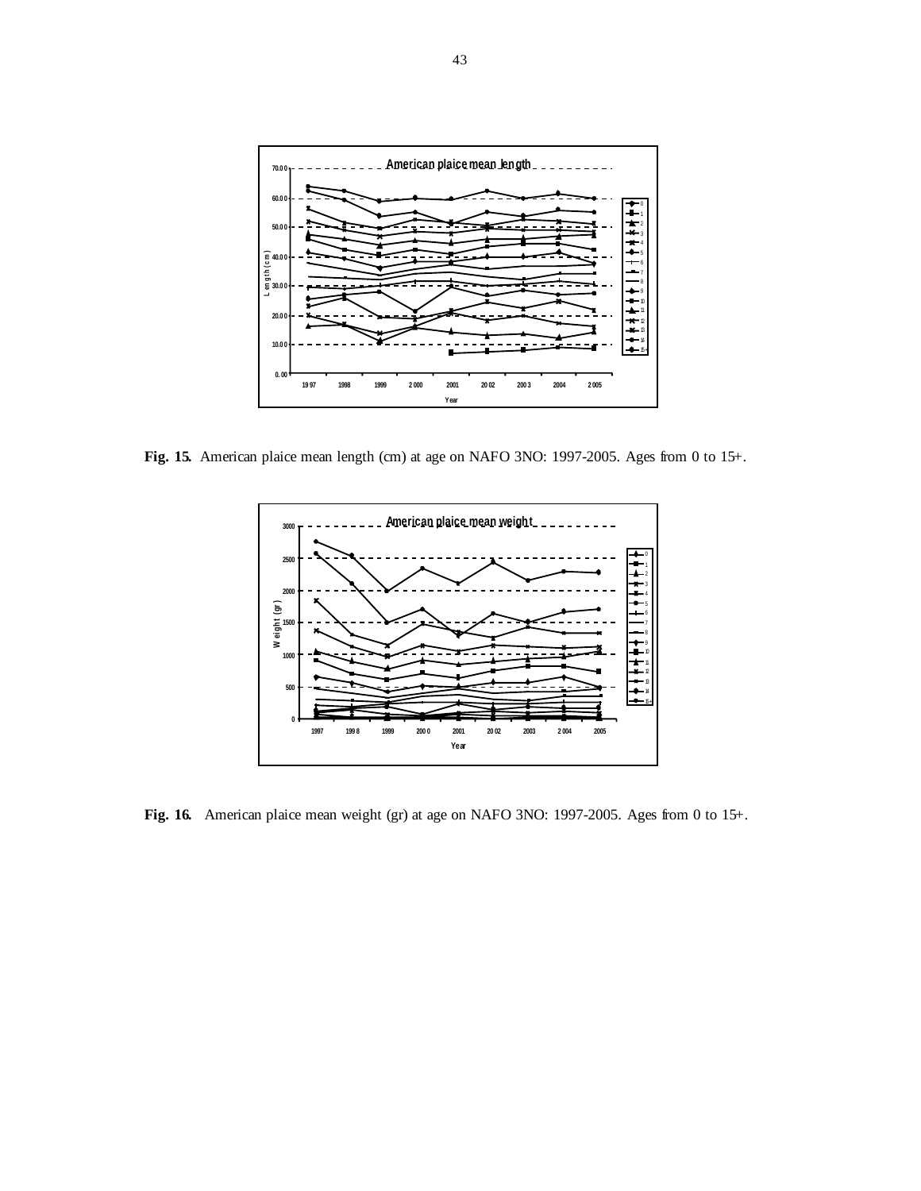American plaice mean length

70.00
60.00
50.00
40.00
30.00
20.00
10.00
0.00

Length (cm)

1997 1998 1999 2000 2001 2002 2003 2004 2005

Year

0 1 2 3 4 5 6 7 8 9 10 11 12 13 14 15+

**Fig. 15.** American plaice mean length (cm) at age on NAFO 3NO: 1997-2005. Ages from 0 to 15+.

American plaice mean weight

3000
2500
2000
1500
1000
500
0

Weight (gr)

1997 1998 1999 2000 2001 2002 2003 2004 2005

Year

0 1 2 3 4 5 6 7 8 9 10 11 12 13 14 15+

**Fig. 16.** American plaice mean weight (gr) at age on NAFO 3NO: 1997-2005. Ages from 0 to 15+.